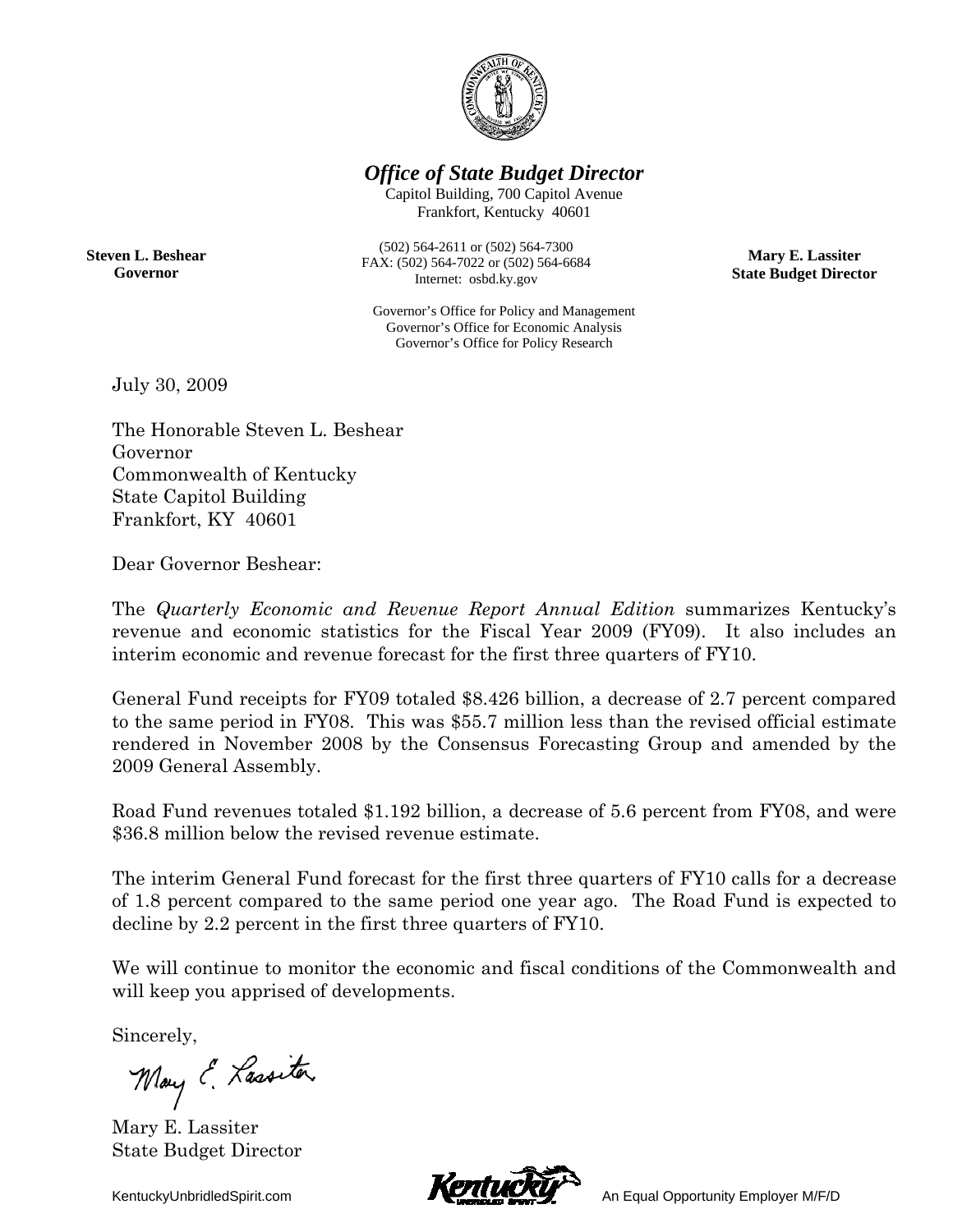# *Office of State Budget Director*

Capitol Building, 700 Capitol Avenue
Frankfort, Kentucky 40601

(502) 564-2611 or (502) 564-7300
FAX: (502) 564-7022 or (502) 564-6684
Internet: osbd.ky.gov

Governor's Office for Policy and Management
Governor's Office for Economic Analysis
Governor's Office for Policy Research

**Steven L. Beshear**
**Governor**

**Mary E. Lassiter**
**State Budget Director**

July 30, 2009

The Honorable Steven L. Beshear
Governor
Commonwealth of Kentucky
State Capitol Building
Frankfort, KY 40601

Dear Governor Beshear:

The *Quarterly Economic and Revenue Report Annual Edition* summarizes Kentucky's revenue and economic statistics for the Fiscal Year 2009 (FY09). It also includes an interim economic and revenue forecast for the first three quarters of FY10.

General Fund receipts for FY09 totaled $8.426 billion, a decrease of 2.7 percent compared to the same period in FY08. This was $55.7 million less than the revised official estimate rendered in November 2008 by the Consensus Forecasting Group and amended by the 2009 General Assembly.

Road Fund revenues totaled $1.192 billion, a decrease of 5.6 percent from FY08, and were $36.8 million below the revised revenue estimate.

The interim General Fund forecast for the first three quarters of FY10 calls for a decrease of 1.8 percent compared to the same period one year ago. The Road Fund is expected to decline by 2.2 percent in the first three quarters of FY10.

We will continue to monitor the economic and fiscal conditions of the Commonwealth and will keep you apprised of developments.

Sincerely,

Mary E. Lassiter
State Budget Director

KentuckyUnbridledSpirit.com

An Equal Opportunity Employer M/F/D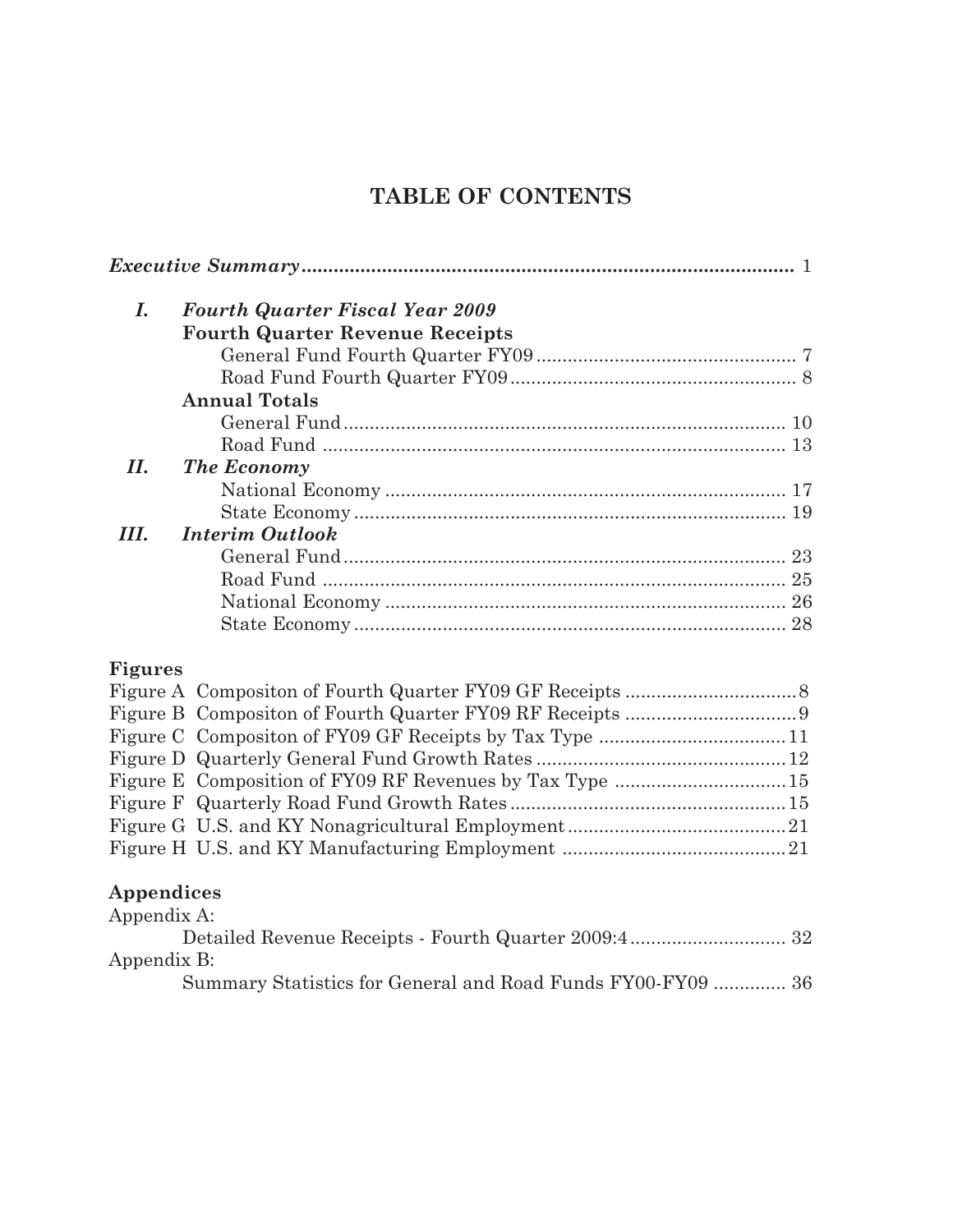# TABLE OF CONTENTS

*Executive Summary* ........................................................................................ 1

**I. *Fourth Quarter Fiscal Year 2009***

**Fourth Quarter Revenue Receipts**

- General Fund Fourth Quarter FY09 ................................................. 7
- Road Fund Fourth Quarter FY09 ...................................................... 8

**Annual Totals**

- General Fund .................................................................................... 10
- Road Fund ........................................................................................ 13

**II. *The Economy***

- National Economy ............................................................................ 17
- State Economy .................................................................................. 19

**III. *Interim Outlook***

- General Fund .................................................................................... 23
- Road Fund ........................................................................................ 25
- National Economy ............................................................................ 26
- State Economy .................................................................................. 28

**Figures**

- Figure A Compositon of Fourth Quarter FY09 GF Receipts ................................8
- Figure B Compositon of Fourth Quarter FY09 RF Receipts ................................9
- Figure C Compositon of FY09 GF Receipts by Tax Type ...................................11
- Figure D Quarterly General Fund Growth Rates ...............................................12
- Figure E Composition of FY09 RF Revenues by Tax Type ................................15
- Figure F Quarterly Road Fund Growth Rates ....................................................15
- Figure G U.S. and KY Nonagricultural Employment..........................................21
- Figure H U.S. and KY Manufacturing Employment ..........................................21

**Appendices**

Appendix A:

- Detailed Revenue Receipts - Fourth Quarter 2009:4 ............................. 32

Appendix B:

- Summary Statistics for General and Road Funds FY00-FY09 ............. 36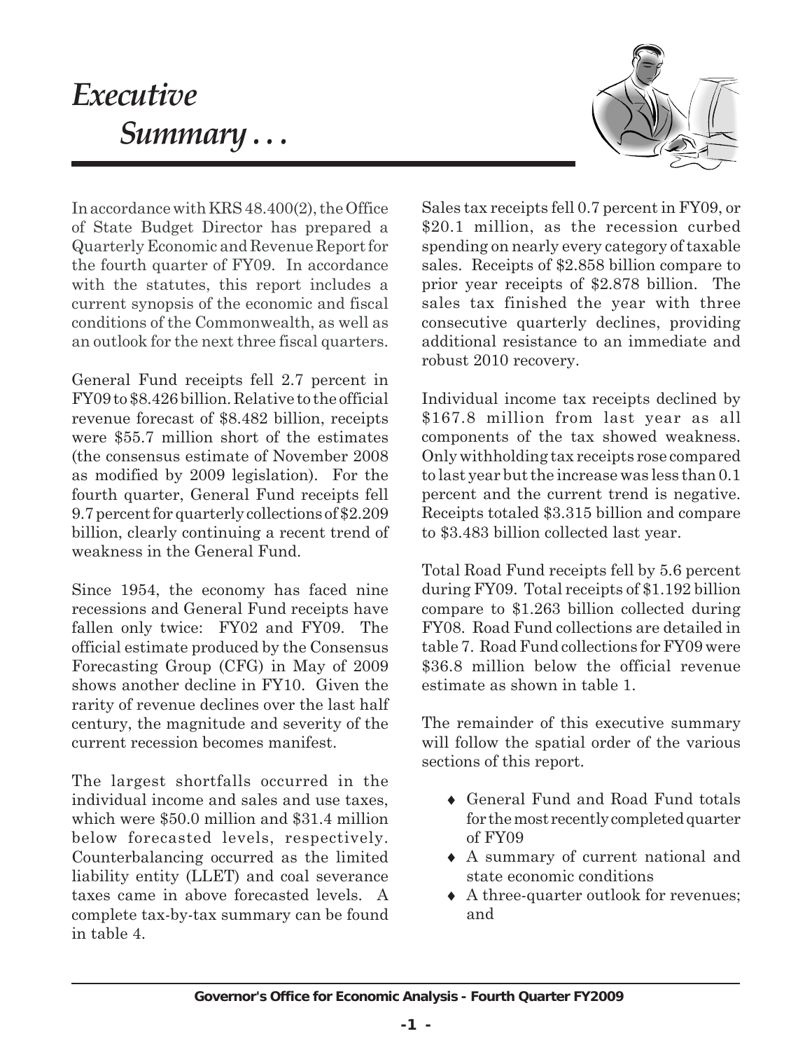# *Executive Summary . . .*

In accordance with KRS 48.400(2), the Office of State Budget Director has prepared a Quarterly Economic and Revenue Report for the fourth quarter of FY09. In accordance with the statutes, this report includes a current synopsis of the economic and fiscal conditions of the Commonwealth, as well as an outlook for the next three fiscal quarters.

General Fund receipts fell 2.7 percent in FY09 to \$8.426 billion. Relative to the official revenue forecast of \$8.482 billion, receipts were \$55.7 million short of the estimates (the consensus estimate of November 2008 as modified by 2009 legislation). For the fourth quarter, General Fund receipts fell 9.7 percent for quarterly collections of \$2.209 billion, clearly continuing a recent trend of weakness in the General Fund.

Since 1954, the economy has faced nine recessions and General Fund receipts have fallen only twice: FY02 and FY09. The official estimate produced by the Consensus Forecasting Group (CFG) in May of 2009 shows another decline in FY10. Given the rarity of revenue declines over the last half century, the magnitude and severity of the current recession becomes manifest.

The largest shortfalls occurred in the individual income and sales and use taxes, which were \$50.0 million and \$31.4 million below forecasted levels, respectively. Counterbalancing occurred as the limited liability entity (LLET) and coal severance taxes came in above forecasted levels. A complete tax-by-tax summary can be found in table 4.

Sales tax receipts fell 0.7 percent in FY09, or \$20.1 million, as the recession curbed spending on nearly every category of taxable sales. Receipts of \$2.858 billion compare to prior year receipts of \$2.878 billion. The sales tax finished the year with three consecutive quarterly declines, providing additional resistance to an immediate and robust 2010 recovery.

Individual income tax receipts declined by \$167.8 million from last year as all components of the tax showed weakness. Only withholding tax receipts rose compared to last year but the increase was less than 0.1 percent and the current trend is negative. Receipts totaled \$3.315 billion and compare to \$3.483 billion collected last year.

Total Road Fund receipts fell by 5.6 percent during FY09. Total receipts of \$1.192 billion compare to \$1.263 billion collected during FY08. Road Fund collections are detailed in table 7. Road Fund collections for FY09 were \$36.8 million below the official revenue estimate as shown in table 1.

The remainder of this executive summary will follow the spatial order of the various sections of this report.

- General Fund and Road Fund totals for the most recently completed quarter of FY09
- A summary of current national and state economic conditions
- A three-quarter outlook for revenues; and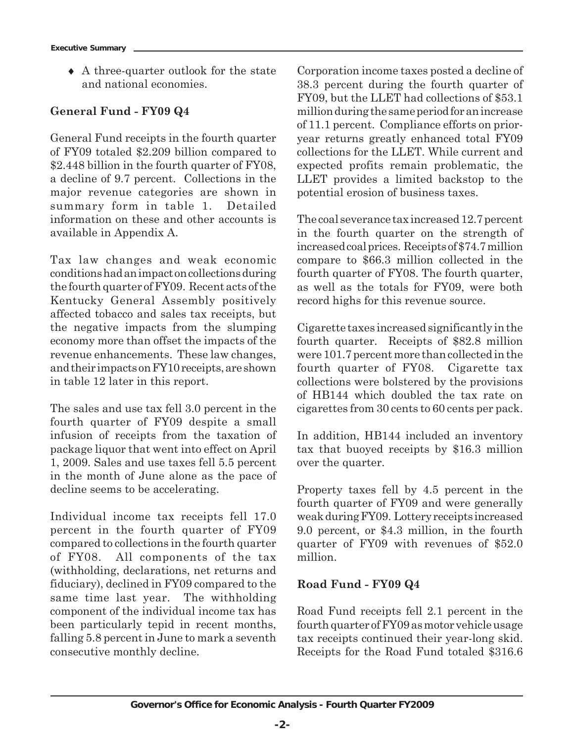- A three-quarter outlook for the state and national economies.

**General Fund - FY09 Q4**

General Fund receipts in the fourth quarter of FY09 totaled $2.209 billion compared to $2.448 billion in the fourth quarter of FY08, a decline of 9.7 percent. Collections in the major revenue categories are shown in summary form in table 1. Detailed information on these and other accounts is available in Appendix A.

Tax law changes and weak economic conditions had an impact on collections during the fourth quarter of FY09. Recent acts of the Kentucky General Assembly positively affected tobacco and sales tax receipts, but the negative impacts from the slumping economy more than offset the impacts of the revenue enhancements. These law changes, and their impacts on FY10 receipts, are shown in table 12 later in this report.

The sales and use tax fell 3.0 percent in the fourth quarter of FY09 despite a small infusion of receipts from the taxation of package liquor that went into effect on April 1, 2009. Sales and use taxes fell 5.5 percent in the month of June alone as the pace of decline seems to be accelerating.

Individual income tax receipts fell 17.0 percent in the fourth quarter of FY09 compared to collections in the fourth quarter of FY08. All components of the tax (withholding, declarations, net returns and fiduciary), declined in FY09 compared to the same time last year. The withholding component of the individual income tax has been particularly tepid in recent months, falling 5.8 percent in June to mark a seventh consecutive monthly decline.

Corporation income taxes posted a decline of 38.3 percent during the fourth quarter of FY09, but the LLET had collections of $53.1 million during the same period for an increase of 11.1 percent. Compliance efforts on prior-year returns greatly enhanced total FY09 collections for the LLET. While current and expected profits remain problematic, the LLET provides a limited backstop to the potential erosion of business taxes.

The coal severance tax increased 12.7 percent in the fourth quarter on the strength of increased coal prices. Receipts of $74.7 million compare to $66.3 million collected in the fourth quarter of FY08. The fourth quarter, as well as the totals for FY09, were both record highs for this revenue source.

Cigarette taxes increased significantly in the fourth quarter. Receipts of $82.8 million were 101.7 percent more than collected in the fourth quarter of FY08. Cigarette tax collections were bolstered by the provisions of HB144 which doubled the tax rate on cigarettes from 30 cents to 60 cents per pack.

In addition, HB144 included an inventory tax that buoyed receipts by $16.3 million over the quarter.

Property taxes fell by 4.5 percent in the fourth quarter of FY09 and were generally weak during FY09. Lottery receipts increased 9.0 percent, or $4.3 million, in the fourth quarter of FY09 with revenues of $52.0 million.

**Road Fund - FY09 Q4**

Road Fund receipts fell 2.1 percent in the fourth quarter of FY09 as motor vehicle usage tax receipts continued their year-long skid. Receipts for the Road Fund totaled $316.6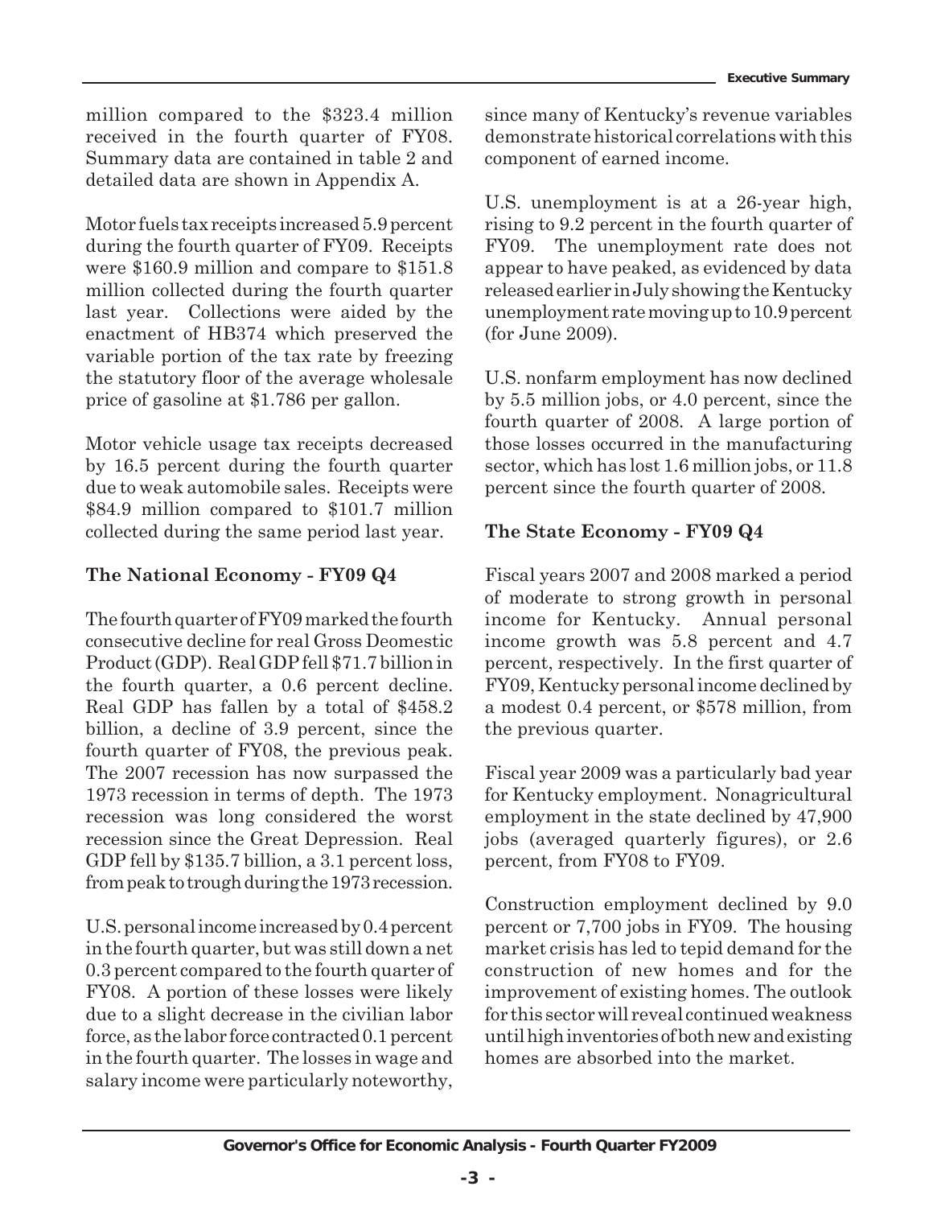million compared to the $323.4 million received in the fourth quarter of FY08. Summary data are contained in table 2 and detailed data are shown in Appendix A.

Motor fuels tax receipts increased 5.9 percent during the fourth quarter of FY09. Receipts were $160.9 million and compare to $151.8 million collected during the fourth quarter last year. Collections were aided by the enactment of HB374 which preserved the variable portion of the tax rate by freezing the statutory floor of the average wholesale price of gasoline at $1.786 per gallon.

Motor vehicle usage tax receipts decreased by 16.5 percent during the fourth quarter due to weak automobile sales. Receipts were $84.9 million compared to $101.7 million collected during the same period last year.

## The National Economy - FY09 Q4

The fourth quarter of FY09 marked the fourth consecutive decline for real Gross Deomestic Product (GDP). Real GDP fell $71.7 billion in the fourth quarter, a 0.6 percent decline. Real GDP has fallen by a total of $458.2 billion, a decline of 3.9 percent, since the fourth quarter of FY08, the previous peak. The 2007 recession has now surpassed the 1973 recession in terms of depth. The 1973 recession was long considered the worst recession since the Great Depression. Real GDP fell by $135.7 billion, a 3.1 percent loss, from peak to trough during the 1973 recession.

U.S. personal income increased by 0.4 percent in the fourth quarter, but was still down a net 0.3 percent compared to the fourth quarter of FY08. A portion of these losses were likely due to a slight decrease in the civilian labor force, as the labor force contracted 0.1 percent in the fourth quarter. The losses in wage and salary income were particularly noteworthy, since many of Kentucky's revenue variables demonstrate historical correlations with this component of earned income.

U.S. unemployment is at a 26-year high, rising to 9.2 percent in the fourth quarter of FY09. The unemployment rate does not appear to have peaked, as evidenced by data released earlier in July showing the Kentucky unemployment rate moving up to 10.9 percent (for June 2009).

U.S. nonfarm employment has now declined by 5.5 million jobs, or 4.0 percent, since the fourth quarter of 2008. A large portion of those losses occurred in the manufacturing sector, which has lost 1.6 million jobs, or 11.8 percent since the fourth quarter of 2008.

## The State Economy - FY09 Q4

Fiscal years 2007 and 2008 marked a period of moderate to strong growth in personal income for Kentucky. Annual personal income growth was 5.8 percent and 4.7 percent, respectively. In the first quarter of FY09, Kentucky personal income declined by a modest 0.4 percent, or $578 million, from the previous quarter.

Fiscal year 2009 was a particularly bad year for Kentucky employment. Nonagricultural employment in the state declined by 47,900 jobs (averaged quarterly figures), or 2.6 percent, from FY08 to FY09.

Construction employment declined by 9.0 percent or 7,700 jobs in FY09. The housing market crisis has led to tepid demand for the construction of new homes and for the improvement of existing homes. The outlook for this sector will reveal continued weakness until high inventories of both new and existing homes are absorbed into the market.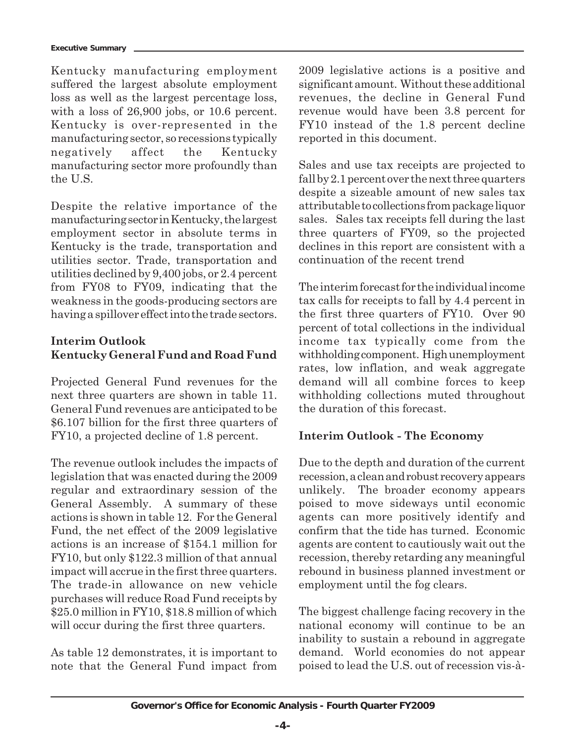Kentucky manufacturing employment suffered the largest absolute employment loss as well as the largest percentage loss, with a loss of 26,900 jobs, or 10.6 percent. Kentucky is over-represented in the manufacturing sector, so recessions typically negatively affect the Kentucky manufacturing sector more profoundly than the U.S.

Despite the relative importance of the manufacturing sector in Kentucky, the largest employment sector in absolute terms in Kentucky is the trade, transportation and utilities sector. Trade, transportation and utilities declined by 9,400 jobs, or 2.4 percent from FY08 to FY09, indicating that the weakness in the goods-producing sectors are having a spillover effect into the trade sectors.

## Interim Outlook
## Kentucky General Fund and Road Fund

Projected General Fund revenues for the next three quarters are shown in table 11. General Fund revenues are anticipated to be $6.107 billion for the first three quarters of FY10, a projected decline of 1.8 percent.

The revenue outlook includes the impacts of legislation that was enacted during the 2009 regular and extraordinary session of the General Assembly. A summary of these actions is shown in table 12. For the General Fund, the net effect of the 2009 legislative actions is an increase of $154.1 million for FY10, but only $122.3 million of that annual impact will accrue in the first three quarters. The trade-in allowance on new vehicle purchases will reduce Road Fund receipts by $25.0 million in FY10, $18.8 million of which will occur during the first three quarters.

As table 12 demonstrates, it is important to note that the General Fund impact from 2009 legislative actions is a positive and significant amount. Without these additional revenues, the decline in General Fund revenue would have been 3.8 percent for FY10 instead of the 1.8 percent decline reported in this document.

Sales and use tax receipts are projected to fall by 2.1 percent over the next three quarters despite a sizeable amount of new sales tax attributable to collections from package liquor sales. Sales tax receipts fell during the last three quarters of FY09, so the projected declines in this report are consistent with a continuation of the recent trend

The interim forecast for the individual income tax calls for receipts to fall by 4.4 percent in the first three quarters of FY10. Over 90 percent of total collections in the individual income tax typically come from the withholding component. High unemployment rates, low inflation, and weak aggregate demand will all combine forces to keep withholding collections muted throughout the duration of this forecast.

## Interim Outlook - The Economy

Due to the depth and duration of the current recession, a clean and robust recovery appears unlikely. The broader economy appears poised to move sideways until economic agents can more positively identify and confirm that the tide has turned. Economic agents are content to cautiously wait out the recession, thereby retarding any meaningful rebound in business planned investment or employment until the fog clears.

The biggest challenge facing recovery in the national economy will continue to be an inability to sustain a rebound in aggregate demand. World economies do not appear poised to lead the U.S. out of recession vis-à-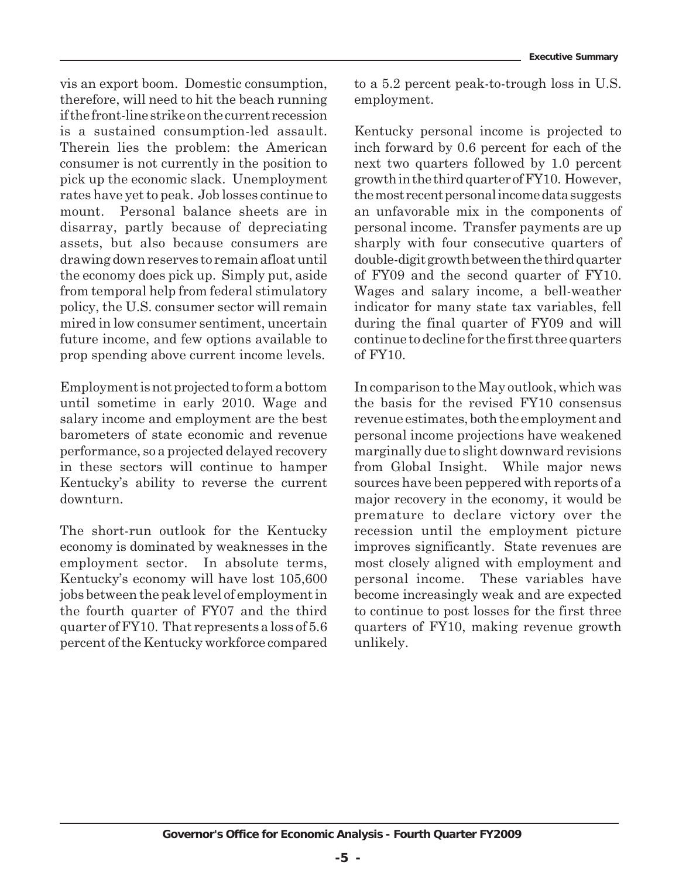vis an export boom. Domestic consumption, therefore, will need to hit the beach running if the front-line strike on the current recession is a sustained consumption-led assault. Therein lies the problem: the American consumer is not currently in the position to pick up the economic slack. Unemployment rates have yet to peak. Job losses continue to mount. Personal balance sheets are in disarray, partly because of depreciating assets, but also because consumers are drawing down reserves to remain afloat until the economy does pick up. Simply put, aside from temporal help from federal stimulatory policy, the U.S. consumer sector will remain mired in low consumer sentiment, uncertain future income, and few options available to prop spending above current income levels.

Employment is not projected to form a bottom until sometime in early 2010. Wage and salary income and employment are the best barometers of state economic and revenue performance, so a projected delayed recovery in these sectors will continue to hamper Kentucky's ability to reverse the current downturn.

The short-run outlook for the Kentucky economy is dominated by weaknesses in the employment sector. In absolute terms, Kentucky's economy will have lost 105,600 jobs between the peak level of employment in the fourth quarter of FY07 and the third quarter of FY10. That represents a loss of 5.6 percent of the Kentucky workforce compared to a 5.2 percent peak-to-trough loss in U.S. employment.

Kentucky personal income is projected to inch forward by 0.6 percent for each of the next two quarters followed by 1.0 percent growth in the third quarter of FY10. However, the most recent personal income data suggests an unfavorable mix in the components of personal income. Transfer payments are up sharply with four consecutive quarters of double-digit growth between the third quarter of FY09 and the second quarter of FY10. Wages and salary income, a bell-weather indicator for many state tax variables, fell during the final quarter of FY09 and will continue to decline for the first three quarters of FY10.

In comparison to the May outlook, which was the basis for the revised FY10 consensus revenue estimates, both the employment and personal income projections have weakened marginally due to slight downward revisions from Global Insight. While major news sources have been peppered with reports of a major recovery in the economy, it would be premature to declare victory over the recession until the employment picture improves significantly. State revenues are most closely aligned with employment and personal income. These variables have become increasingly weak and are expected to continue to post losses for the first three quarters of FY10, making revenue growth unlikely.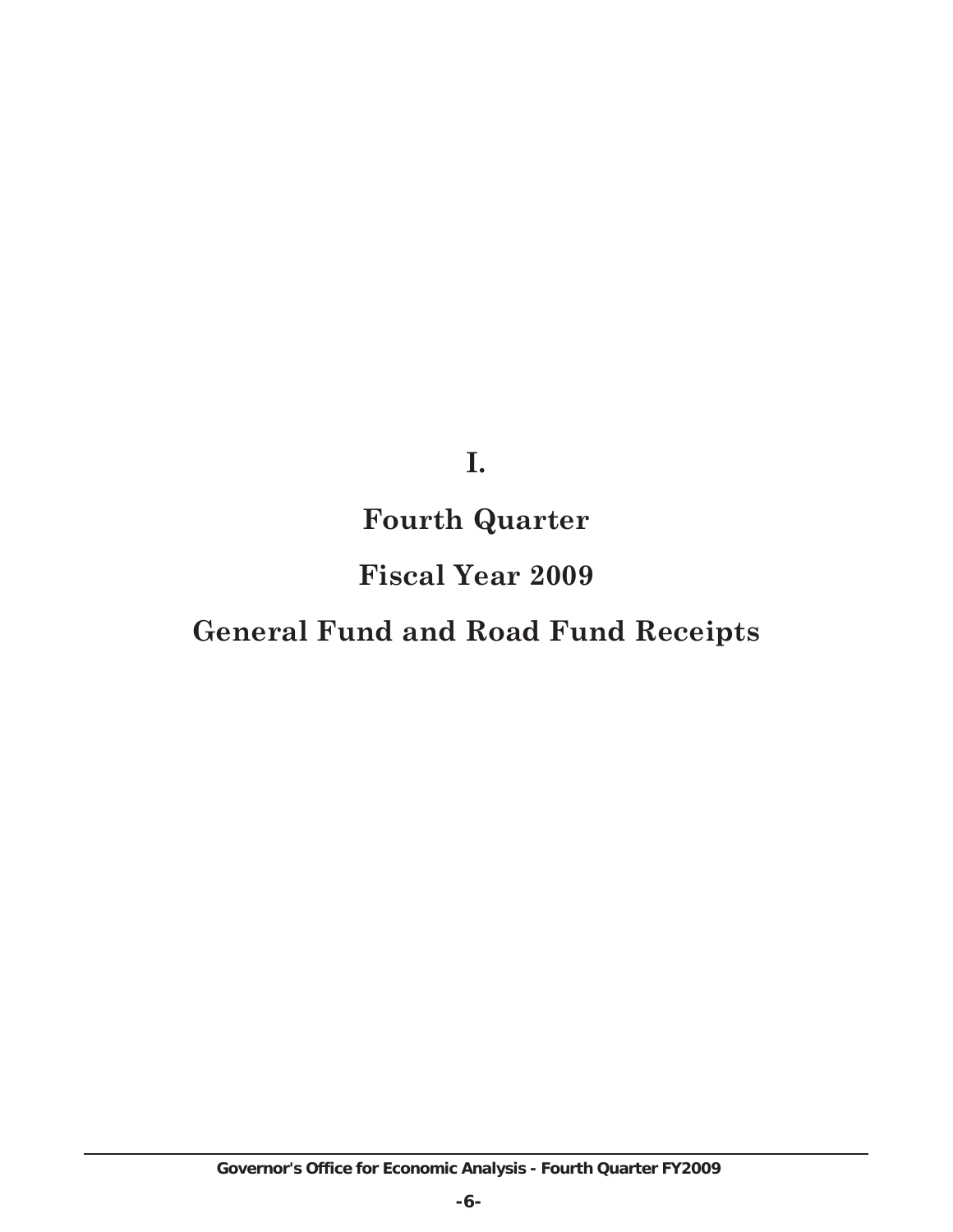# I.

# Fourth Quarter

# Fiscal Year 2009

# General Fund and Road Fund Receipts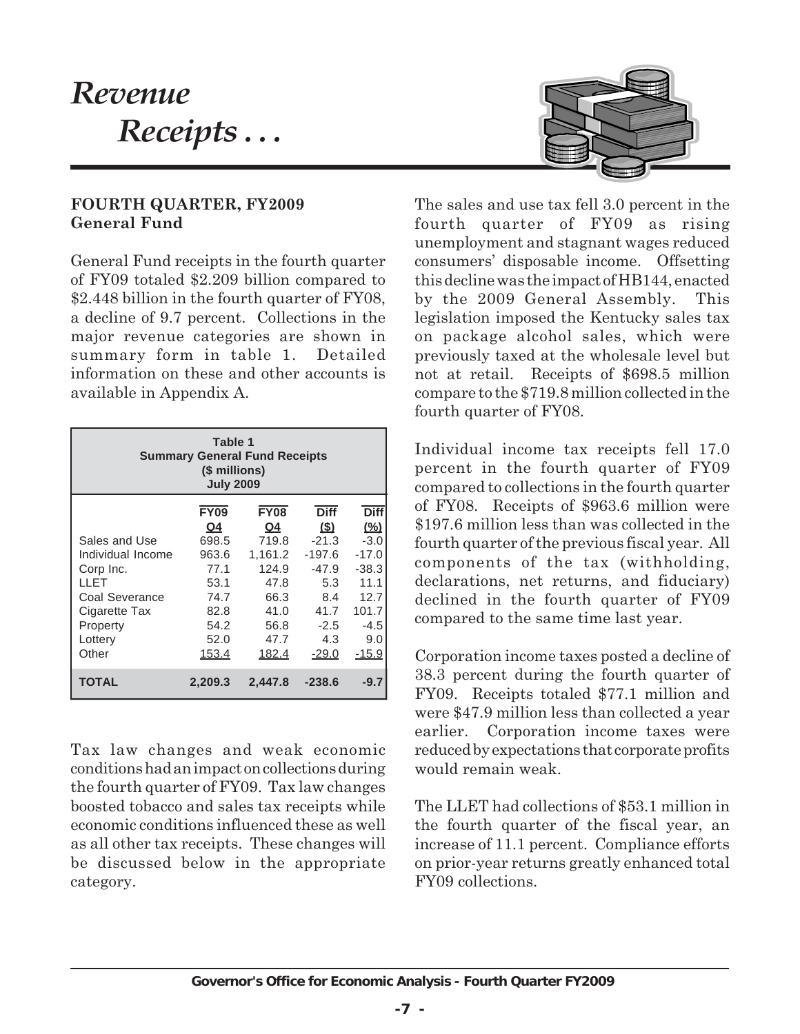# *Revenue Receipts . . .*

**FOURTH QUARTER, FY2009**
**General Fund**

General Fund receipts in the fourth quarter of FY09 totaled \$2.209 billion compared to \$2.448 billion in the fourth quarter of FY08, a decline of 9.7 percent. Collections in the major revenue categories are shown in summary form in table 1. Detailed information on these and other accounts is available in Appendix A.

**Table 1**
**Summary General Fund Receipts**
**(\$ millions)**
**July 2009**

| | FY09 Q4 | FY08 Q4 | Diff (\$) | Diff (%) |
|---|---|---|---|---|
| Sales and Use | 698.5 | 719.8 | -21.3 | -3.0 |
| Individual Income | 963.6 | 1,161.2 | -197.6 | -17.0 |
| Corp Inc. | 77.1 | 124.9 | -47.9 | -38.3 |
| LLET | 53.1 | 47.8 | 5.3 | 11.1 |
| Coal Severance | 74.7 | 66.3 | 8.4 | 12.7 |
| Cigarette Tax | 82.8 | 41.0 | 41.7 | 101.7 |
| Property | 54.2 | 56.8 | -2.5 | -4.5 |
| Lottery | 52.0 | 47.7 | 4.3 | 9.0 |
| Other | 153.4 | 182.4 | -29.0 | -15.9 |
| **TOTAL** | **2,209.3** | **2,447.8** | **-238.6** | **-9.7** |

Tax law changes and weak economic conditions had an impact on collections during the fourth quarter of FY09. Tax law changes boosted tobacco and sales tax receipts while economic conditions influenced these as well as all other tax receipts. These changes will be discussed below in the appropriate category.

The sales and use tax fell 3.0 percent in the fourth quarter of FY09 as rising unemployment and stagnant wages reduced consumers' disposable income. Offsetting this decline was the impact of HB144, enacted by the 2009 General Assembly. This legislation imposed the Kentucky sales tax on package alcohol sales, which were previously taxed at the wholesale level but not at retail. Receipts of \$698.5 million compare to the \$719.8 million collected in the fourth quarter of FY08.

Individual income tax receipts fell 17.0 percent in the fourth quarter of FY09 compared to collections in the fourth quarter of FY08. Receipts of \$963.6 million were \$197.6 million less than was collected in the fourth quarter of the previous fiscal year. All components of the tax (withholding, declarations, net returns, and fiduciary) declined in the fourth quarter of FY09 compared to the same time last year.

Corporation income taxes posted a decline of 38.3 percent during the fourth quarter of FY09. Receipts totaled \$77.1 million and were \$47.9 million less than collected a year earlier. Corporation income taxes were reduced by expectations that corporate profits would remain weak.

The LLET had collections of \$53.1 million in the fourth quarter of the fiscal year, an increase of 11.1 percent. Compliance efforts on prior-year returns greatly enhanced total FY09 collections.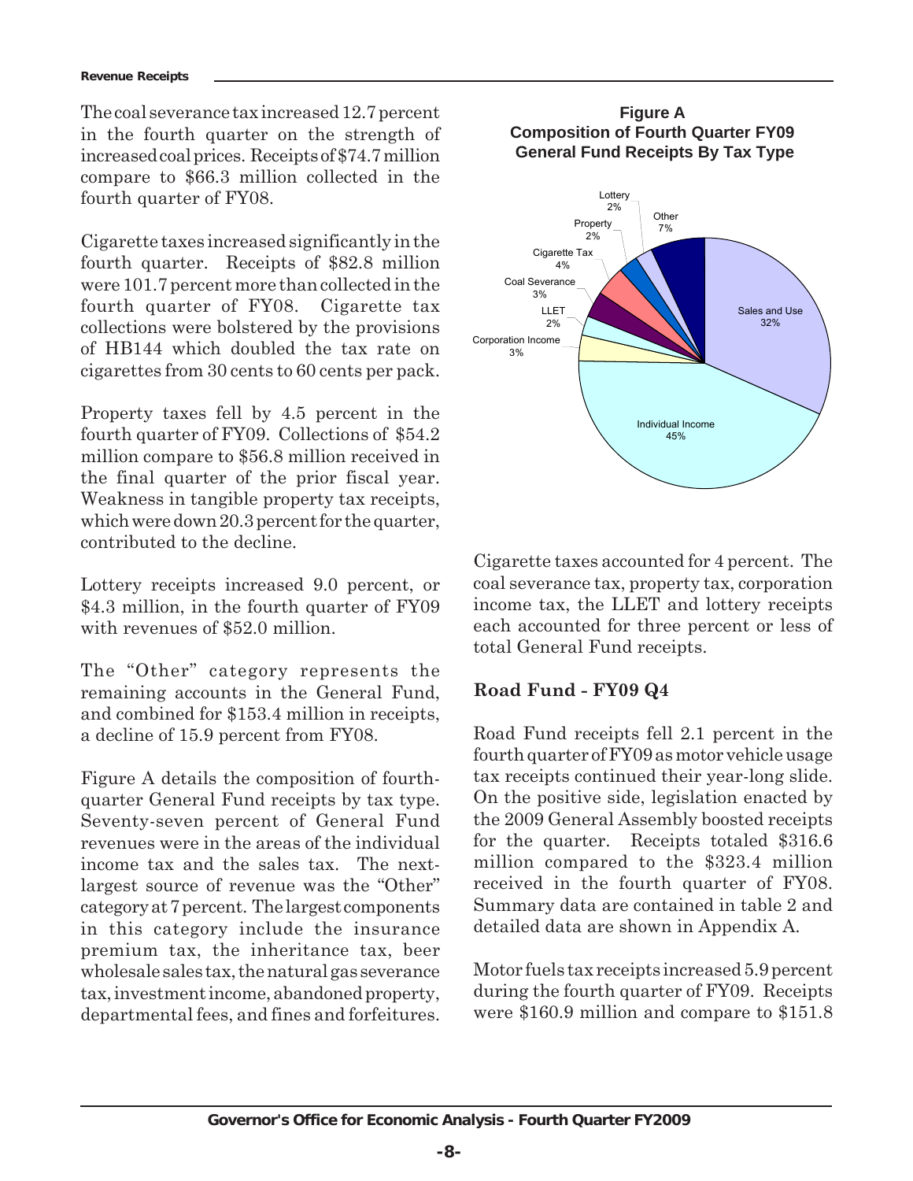The coal severance tax increased 12.7 percent in the fourth quarter on the strength of increased coal prices. Receipts of $74.7 million compare to $66.3 million collected in the fourth quarter of FY08.

Cigarette taxes increased significantly in the fourth quarter. Receipts of $82.8 million were 101.7 percent more than collected in the fourth quarter of FY08. Cigarette tax collections were bolstered by the provisions of HB144 which doubled the tax rate on cigarettes from 30 cents to 60 cents per pack.

Property taxes fell by 4.5 percent in the fourth quarter of FY09. Collections of $54.2 million compare to $56.8 million received in the final quarter of the prior fiscal year. Weakness in tangible property tax receipts, which were down 20.3 percent for the quarter, contributed to the decline.

Lottery receipts increased 9.0 percent, or $4.3 million, in the fourth quarter of FY09 with revenues of $52.0 million.

The "Other" category represents the remaining accounts in the General Fund, and combined for $153.4 million in receipts, a decline of 15.9 percent from FY08.

Figure A details the composition of fourth-quarter General Fund receipts by tax type. Seventy-seven percent of General Fund revenues were in the areas of the individual income tax and the sales tax. The next-largest source of revenue was the "Other" category at 7 percent. The largest components in this category include the insurance premium tax, the inheritance tax, beer wholesale sales tax, the natural gas severance tax, investment income, abandoned property, departmental fees, and fines and forfeitures.

**Figure A**
**Composition of Fourth Quarter FY09 General Fund Receipts By Tax Type**

| Tax Type | Share |
|---|---|
| Sales and Use | 32% |
| Individual Income | 45% |
| Corporation Income | 3% |
| LLET | 2% |
| Coal Severance | 3% |
| Cigarette Tax | 4% |
| Property | 2% |
| Lottery | 2% |
| Other | 7% |

Cigarette taxes accounted for 4 percent. The coal severance tax, property tax, corporation income tax, the LLET and lottery receipts each accounted for three percent or less of total General Fund receipts.

## Road Fund - FY09 Q4

Road Fund receipts fell 2.1 percent in the fourth quarter of FY09 as motor vehicle usage tax receipts continued their year-long slide. On the positive side, legislation enacted by the 2009 General Assembly boosted receipts for the quarter. Receipts totaled $316.6 million compared to the $323.4 million received in the fourth quarter of FY08. Summary data are contained in table 2 and detailed data are shown in Appendix A.

Motor fuels tax receipts increased 5.9 percent during the fourth quarter of FY09. Receipts were $160.9 million and compare to $151.8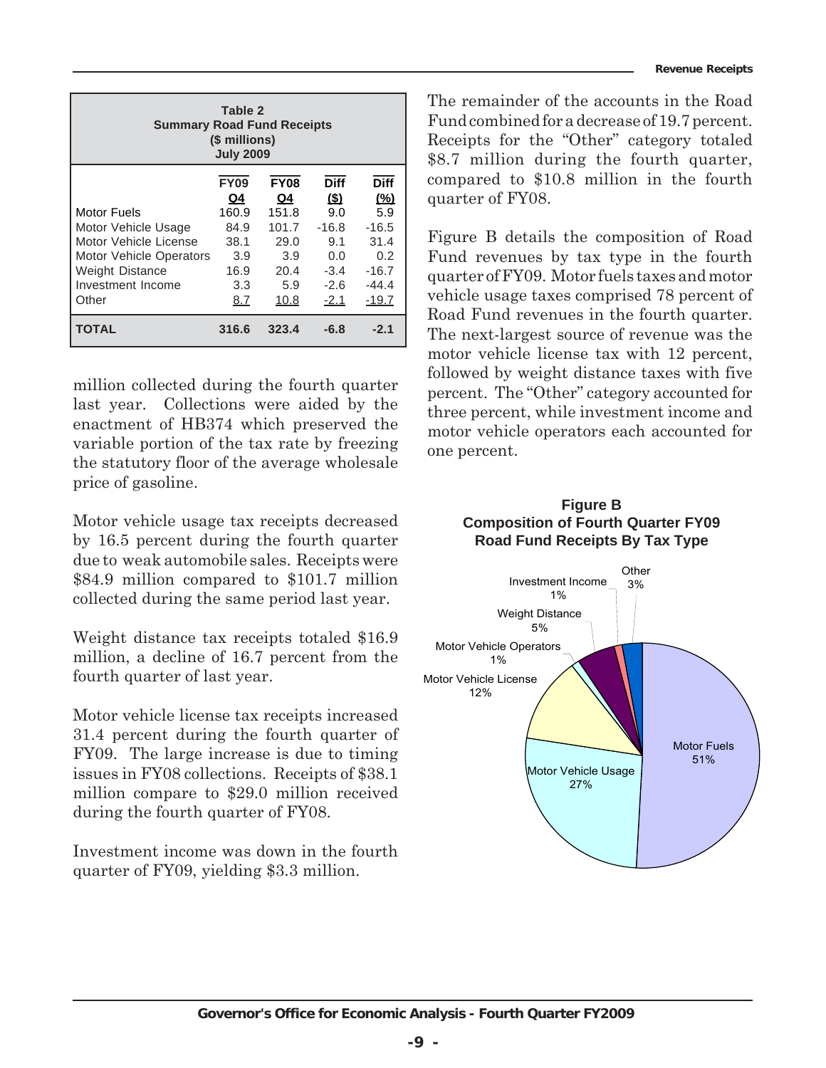| Table 2<br>Summary Road Fund Receipts<br>($ millions)<br>July 2009 | | | | |
|---|---|---|---|---|
| | FY09 Q4 | FY08 Q4 | Diff ($) | Diff (%) |
| Motor Fuels | 160.9 | 151.8 | 9.0 | 5.9 |
| Motor Vehicle Usage | 84.9 | 101.7 | -16.8 | -16.5 |
| Motor Vehicle License | 38.1 | 29.0 | 9.1 | 31.4 |
| Motor Vehicle Operators | 3.9 | 3.9 | 0.0 | 0.2 |
| Weight Distance | 16.9 | 20.4 | -3.4 | -16.7 |
| Investment Income | 3.3 | 5.9 | -2.6 | -44.4 |
| Other | 8.7 | 10.8 | -2.1 | -19.7 |
| **TOTAL** | **316.6** | **323.4** | **-6.8** | **-2.1** |

million collected during the fourth quarter last year. Collections were aided by the enactment of HB374 which preserved the variable portion of the tax rate by freezing the statutory floor of the average wholesale price of gasoline.

Motor vehicle usage tax receipts decreased by 16.5 percent during the fourth quarter due to weak automobile sales. Receipts were $84.9 million compared to $101.7 million collected during the same period last year.

Weight distance tax receipts totaled $16.9 million, a decline of 16.7 percent from the fourth quarter of last year.

Motor vehicle license tax receipts increased 31.4 percent during the fourth quarter of FY09. The large increase is due to timing issues in FY08 collections. Receipts of $38.1 million compare to $29.0 million received during the fourth quarter of FY08.

Investment income was down in the fourth quarter of FY09, yielding $3.3 million.

The remainder of the accounts in the Road Fund combined for a decrease of 19.7 percent. Receipts for the "Other" category totaled $8.7 million during the fourth quarter, compared to $10.8 million in the fourth quarter of FY08.

Figure B details the composition of Road Fund revenues by tax type in the fourth quarter of FY09. Motor fuels taxes and motor vehicle usage taxes comprised 78 percent of Road Fund revenues in the fourth quarter. The next-largest source of revenue was the motor vehicle license tax with 12 percent, followed by weight distance taxes with five percent. The "Other" category accounted for three percent, while investment income and motor vehicle operators each accounted for one percent.

**Figure B**
**Composition of Fourth Quarter FY09**
**Road Fund Receipts By Tax Type**

Motor Fuels 51%
Motor Vehicle Usage 27%
Motor Vehicle License 12%
Motor Vehicle Operators 1%
Weight Distance 5%
Investment Income 1%
Other 3%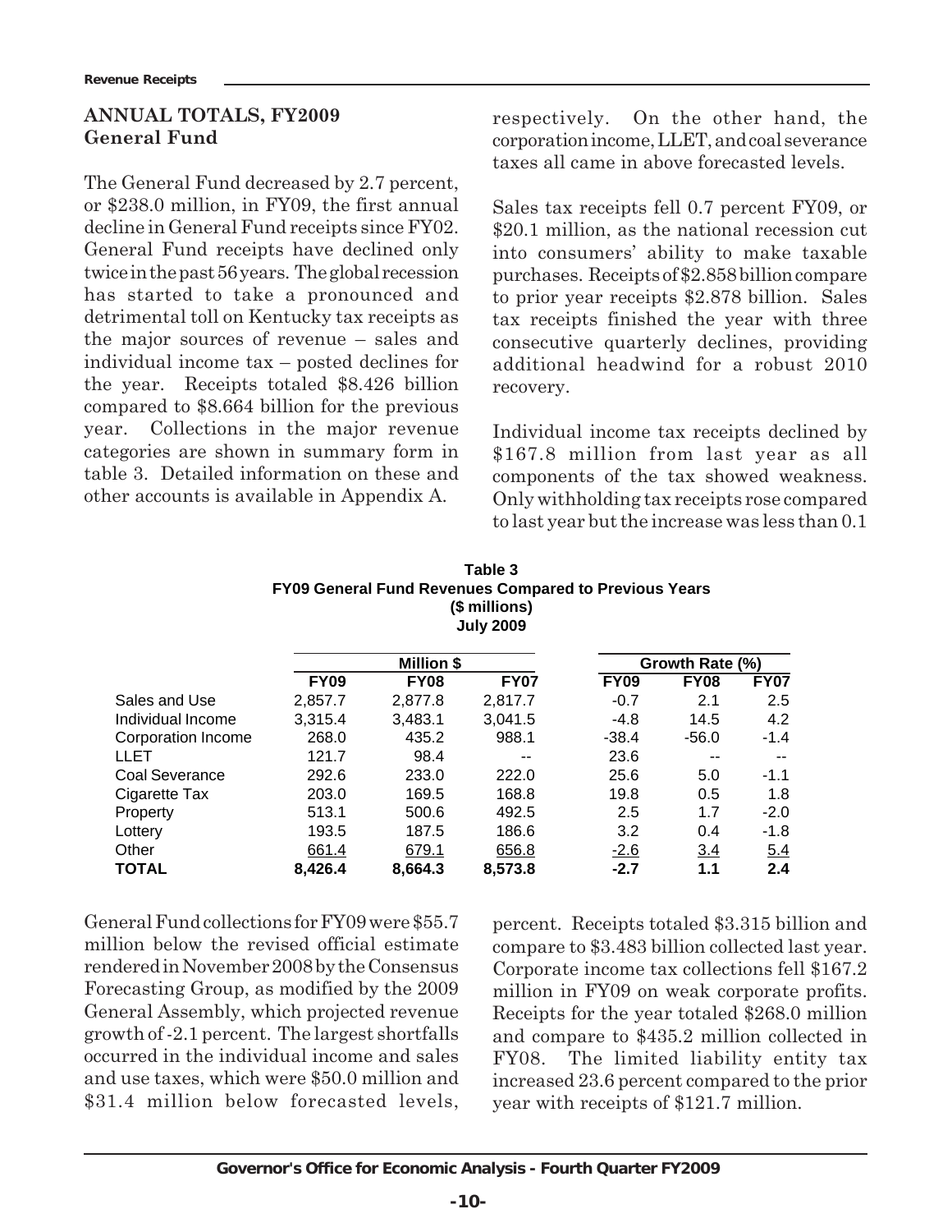## ANNUAL TOTALS, FY2009
### General Fund

The General Fund decreased by 2.7 percent, or $238.0 million, in FY09, the first annual decline in General Fund receipts since FY02. General Fund receipts have declined only twice in the past 56 years. The global recession has started to take a pronounced and detrimental toll on Kentucky tax receipts as the major sources of revenue – sales and individual income tax – posted declines for the year. Receipts totaled $8.426 billion compared to $8.664 billion for the previous year. Collections in the major revenue categories are shown in summary form in table 3. Detailed information on these and other accounts is available in Appendix A.

General Fund collections for FY09 were $55.7 million below the revised official estimate rendered in November 2008 by the Consensus Forecasting Group, as modified by the 2009 General Assembly, which projected revenue growth of -2.1 percent. The largest shortfalls occurred in the individual income and sales and use taxes, which were $50.0 million and $31.4 million below forecasted levels, respectively. On the other hand, the corporation income, LLET, and coal severance taxes all came in above forecasted levels.

Sales tax receipts fell 0.7 percent FY09, or $20.1 million, as the national recession cut into consumers' ability to make taxable purchases. Receipts of $2.858 billion compare to prior year receipts $2.878 billion. Sales tax receipts finished the year with three consecutive quarterly declines, providing additional headwind for a robust 2010 recovery.

Individual income tax receipts declined by $167.8 million from last year as all components of the tax showed weakness. Only withholding tax receipts rose compared to last year but the increase was less than 0.1 percent. Receipts totaled $3.315 billion and compare to $3.483 billion collected last year. Corporate income tax collections fell $167.2 million in FY09 on weak corporate profits. Receipts for the year totaled $268.0 million and compare to $435.2 million collected in FY08. The limited liability entity tax increased 23.6 percent compared to the prior year with receipts of $121.7 million.

**Table 3**
**FY09 General Fund Revenues Compared to Previous Years**
**($ millions)**
**July 2009**

| | Million $ | | | Growth Rate (%) | | |
|---|---|---|---|---|---|---|
| | **FY09** | **FY08** | **FY07** | **FY09** | **FY08** | **FY07** |
| Sales and Use | 2,857.7 | 2,877.8 | 2,817.7 | -0.7 | 2.1 | 2.5 |
| Individual Income | 3,315.4 | 3,483.1 | 3,041.5 | -4.8 | 14.5 | 4.2 |
| Corporation Income | 268.0 | 435.2 | 988.1 | -38.4 | -56.0 | -1.4 |
| LLET | 121.7 | 98.4 | -- | 23.6 | -- | -- |
| Coal Severance | 292.6 | 233.0 | 222.0 | 25.6 | 5.0 | -1.1 |
| Cigarette Tax | 203.0 | 169.5 | 168.8 | 19.8 | 0.5 | 1.8 |
| Property | 513.1 | 500.6 | 492.5 | 2.5 | 1.7 | -2.0 |
| Lottery | 193.5 | 187.5 | 186.6 | 3.2 | 0.4 | -1.8 |
| Other | 661.4 | 679.1 | 656.8 | -2.6 | 3.4 | 5.4 |
| **TOTAL** | **8,426.4** | **8,664.3** | **8,573.8** | **-2.7** | **1.1** | **2.4** |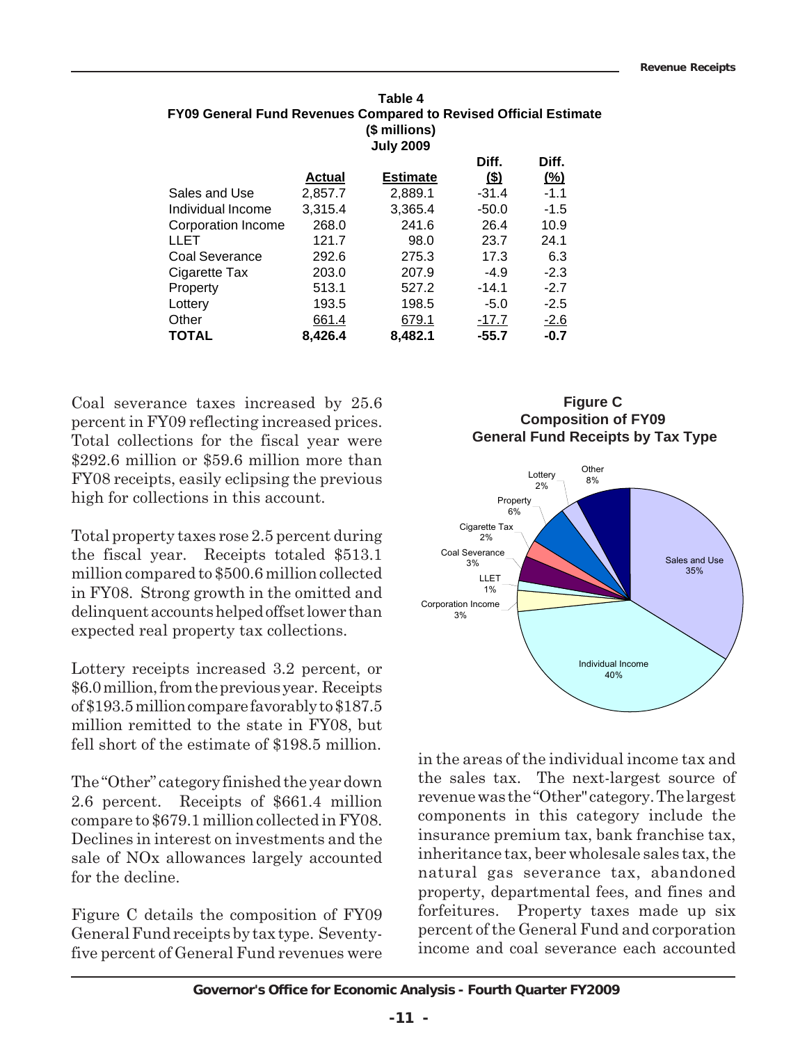**Table 4**
**FY09 General Fund Revenues Compared to Revised Official Estimate**
**($ millions)**
**July 2009**

| | Actual | Estimate | Diff. ($) | Diff. (%) |
|---|---|---|---|---|
| Sales and Use | 2,857.7 | 2,889.1 | -31.4 | -1.1 |
| Individual Income | 3,315.4 | 3,365.4 | -50.0 | -1.5 |
| Corporation Income | 268.0 | 241.6 | 26.4 | 10.9 |
| LLET | 121.7 | 98.0 | 23.7 | 24.1 |
| Coal Severance | 292.6 | 275.3 | 17.3 | 6.3 |
| Cigarette Tax | 203.0 | 207.9 | -4.9 | -2.3 |
| Property | 513.1 | 527.2 | -14.1 | -2.7 |
| Lottery | 193.5 | 198.5 | -5.0 | -2.5 |
| Other | 661.4 | 679.1 | -17.7 | -2.6 |
| **TOTAL** | **8,426.4** | **8,482.1** | **-55.7** | **-0.7** |

Coal severance taxes increased by 25.6 percent in FY09 reflecting increased prices. Total collections for the fiscal year were $292.6 million or $59.6 million more than FY08 receipts, easily eclipsing the previous high for collections in this account.

Total property taxes rose 2.5 percent during the fiscal year. Receipts totaled $513.1 million compared to $500.6 million collected in FY08. Strong growth in the omitted and delinquent accounts helped offset lower than expected real property tax collections.

Lottery receipts increased 3.2 percent, or $6.0 million, from the previous year. Receipts of $193.5 million compare favorably to $187.5 million remitted to the state in FY08, but fell short of the estimate of $198.5 million.

The "Other" category finished the year down 2.6 percent. Receipts of $661.4 million compare to $679.1 million collected in FY08. Declines in interest on investments and the sale of NOx allowances largely accounted for the decline.

Figure C details the composition of FY09 General Fund receipts by tax type. Seventy-five percent of General Fund revenues were in the areas of the individual income tax and the sales tax. The next-largest source of revenue was the "Other" category. The largest components in this category include the insurance premium tax, bank franchise tax, inheritance tax, beer wholesale sales tax, the natural gas severance tax, abandoned property, departmental fees, and fines and forfeitures. Property taxes made up six percent of the General Fund and corporation income and coal severance each accounted

**Figure C**
**Composition of FY09 General Fund Receipts by Tax Type**

| Tax Type | Share |
|---|---|
| Sales and Use | 35% |
| Individual Income | 40% |
| Corporation Income | 3% |
| LLET | 1% |
| Coal Severance | 3% |
| Cigarette Tax | 2% |
| Property | 6% |
| Lottery | 2% |
| Other | 8% |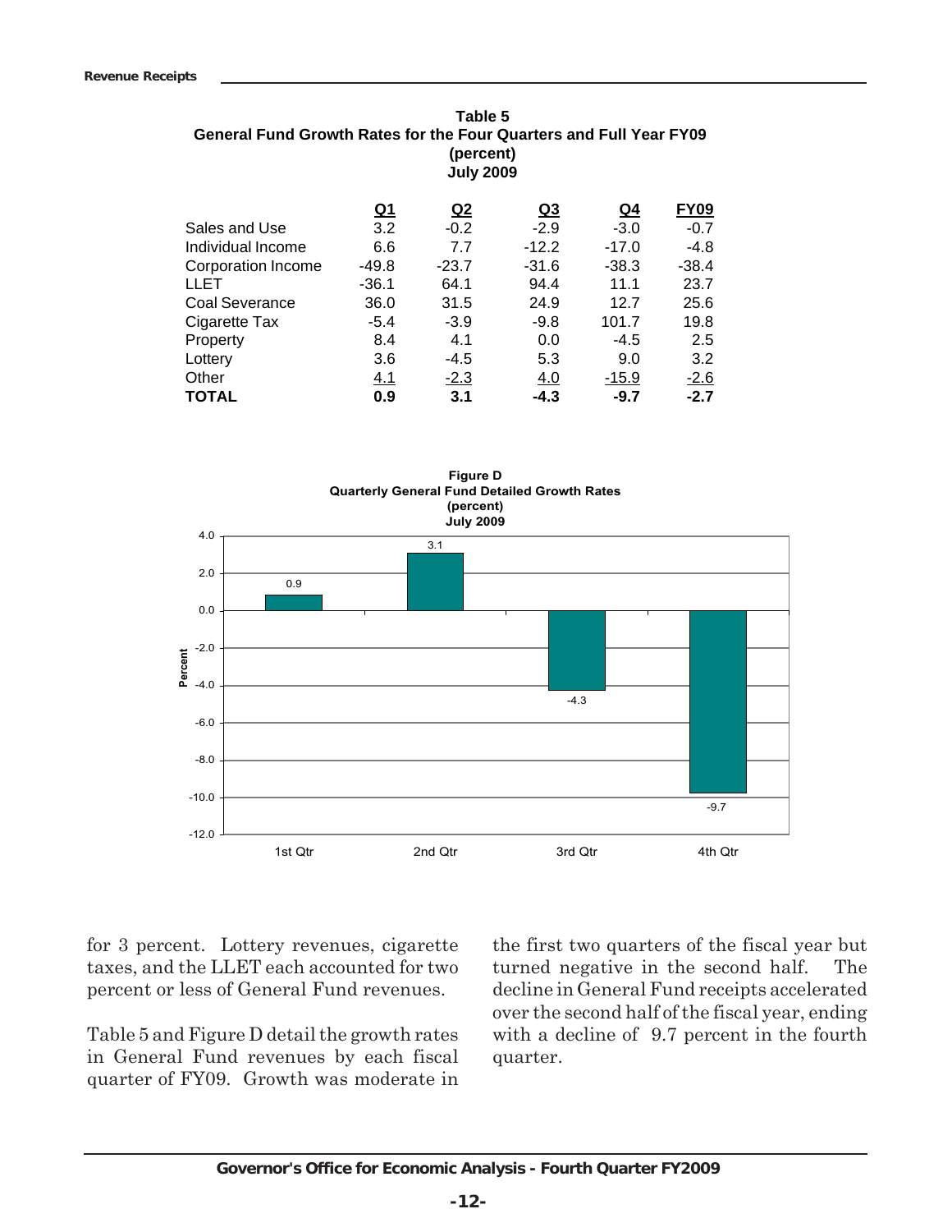**Table 5**
**General Fund Growth Rates for the Four Quarters and Full Year FY09**
**(percent)**
**July 2009**

| | Q1 | Q2 | Q3 | Q4 | FY09 |
|---|---|---|---|---|---|
| Sales and Use | 3.2 | -0.2 | -2.9 | -3.0 | -0.7 |
| Individual Income | 6.6 | 7.7 | -12.2 | -17.0 | -4.8 |
| Corporation Income | -49.8 | -23.7 | -31.6 | -38.3 | -38.4 |
| LLET | -36.1 | 64.1 | 94.4 | 11.1 | 23.7 |
| Coal Severance | 36.0 | 31.5 | 24.9 | 12.7 | 25.6 |
| Cigarette Tax | -5.4 | -3.9 | -9.8 | 101.7 | 19.8 |
| Property | 8.4 | 4.1 | 0.0 | -4.5 | 2.5 |
| Lottery | 3.6 | -4.5 | 5.3 | 9.0 | 3.2 |
| Other | 4.1 | -2.3 | 4.0 | -15.9 | -2.6 |
| **TOTAL** | **0.9** | **3.1** | **-4.3** | **-9.7** | **-2.7** |

**Figure D**
**Quarterly General Fund Detailed Growth Rates**
**(percent)**
**July 2009**

| | 1st Qtr | 2nd Qtr | 3rd Qtr | 4th Qtr |
|---|---|---|---|---|
| Percent | 0.9 | 3.1 | -4.3 | -9.7 |

for 3 percent. Lottery revenues, cigarette taxes, and the LLET each accounted for two percent or less of General Fund revenues.

Table 5 and Figure D detail the growth rates in General Fund revenues by each fiscal quarter of FY09. Growth was moderate in the first two quarters of the fiscal year but turned negative in the second half. The decline in General Fund receipts accelerated over the second half of the fiscal year, ending with a decline of 9.7 percent in the fourth quarter.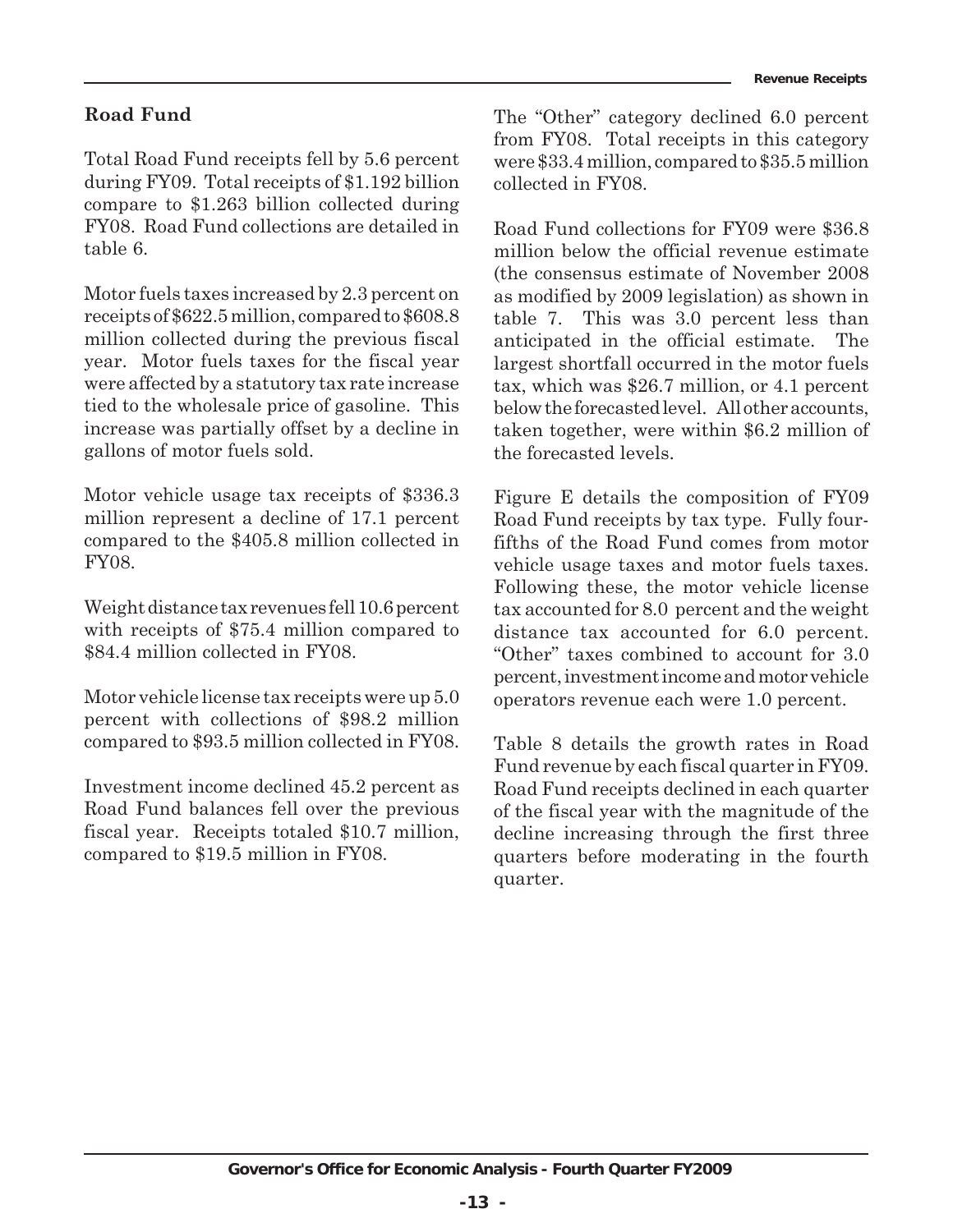## Road Fund

Total Road Fund receipts fell by 5.6 percent during FY09. Total receipts of $1.192 billion compare to $1.263 billion collected during FY08. Road Fund collections are detailed in table 6.

Motor fuels taxes increased by 2.3 percent on receipts of $622.5 million, compared to $608.8 million collected during the previous fiscal year. Motor fuels taxes for the fiscal year were affected by a statutory tax rate increase tied to the wholesale price of gasoline. This increase was partially offset by a decline in gallons of motor fuels sold.

Motor vehicle usage tax receipts of $336.3 million represent a decline of 17.1 percent compared to the $405.8 million collected in FY08.

Weight distance tax revenues fell 10.6 percent with receipts of $75.4 million compared to $84.4 million collected in FY08.

Motor vehicle license tax receipts were up 5.0 percent with collections of $98.2 million compared to $93.5 million collected in FY08.

Investment income declined 45.2 percent as Road Fund balances fell over the previous fiscal year. Receipts totaled $10.7 million, compared to $19.5 million in FY08.

The "Other" category declined 6.0 percent from FY08. Total receipts in this category were $33.4 million, compared to $35.5 million collected in FY08.

Road Fund collections for FY09 were $36.8 million below the official revenue estimate (the consensus estimate of November 2008 as modified by 2009 legislation) as shown in table 7. This was 3.0 percent less than anticipated in the official estimate. The largest shortfall occurred in the motor fuels tax, which was $26.7 million, or 4.1 percent below the forecasted level. All other accounts, taken together, were within $6.2 million of the forecasted levels.

Figure E details the composition of FY09 Road Fund receipts by tax type. Fully four-fifths of the Road Fund comes from motor vehicle usage taxes and motor fuels taxes. Following these, the motor vehicle license tax accounted for 8.0 percent and the weight distance tax accounted for 6.0 percent. "Other" taxes combined to account for 3.0 percent, investment income and motor vehicle operators revenue each were 1.0 percent.

Table 8 details the growth rates in Road Fund revenue by each fiscal quarter in FY09. Road Fund receipts declined in each quarter of the fiscal year with the magnitude of the decline increasing through the first three quarters before moderating in the fourth quarter.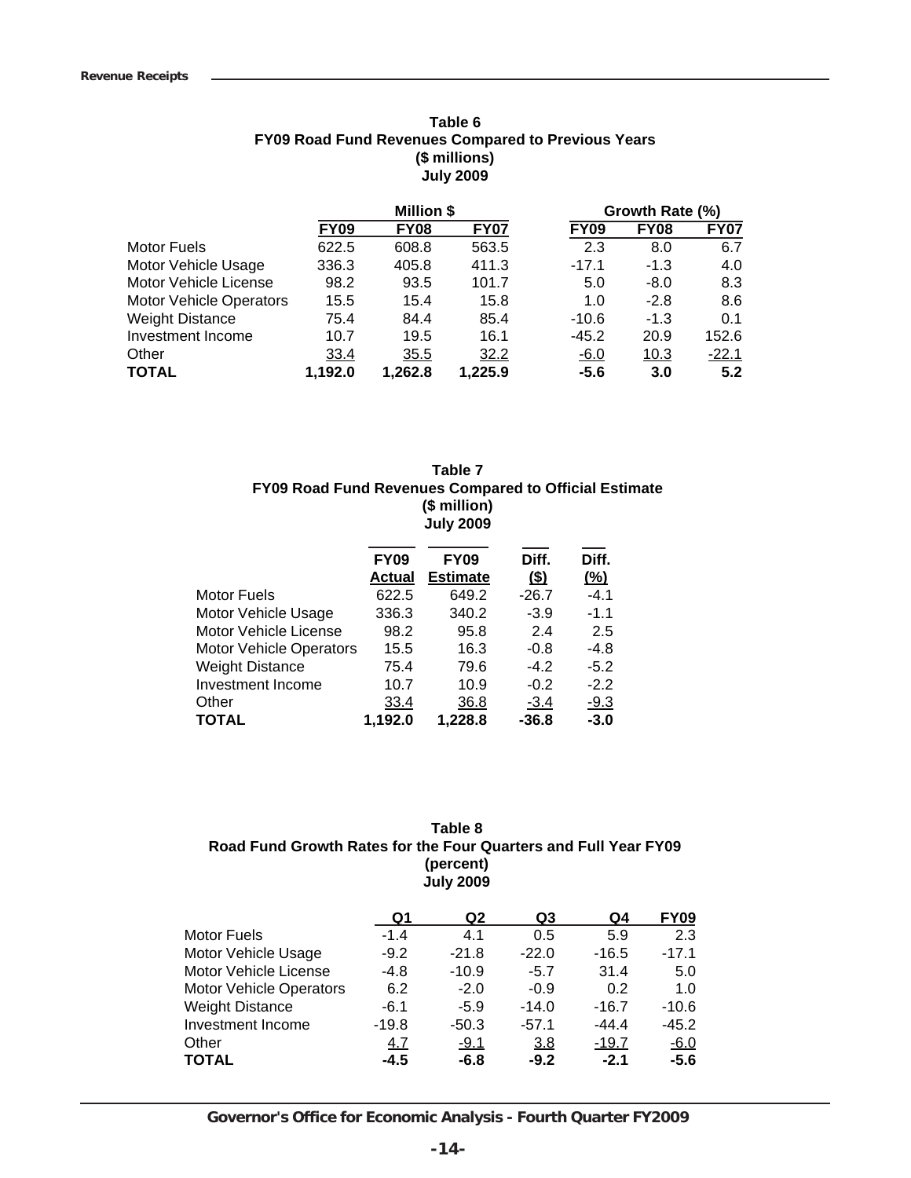**Table 6**
**FY09 Road Fund Revenues Compared to Previous Years**
**($ millions)**
**July 2009**

| | Million $ | | | Growth Rate (%) | | |
|---|---|---|---|---|---|---|
| | **FY09** | **FY08** | **FY07** | **FY09** | **FY08** | **FY07** |
| Motor Fuels | 622.5 | 608.8 | 563.5 | 2.3 | 8.0 | 6.7 |
| Motor Vehicle Usage | 336.3 | 405.8 | 411.3 | -17.1 | -1.3 | 4.0 |
| Motor Vehicle License | 98.2 | 93.5 | 101.7 | 5.0 | -8.0 | 8.3 |
| Motor Vehicle Operators | 15.5 | 15.4 | 15.8 | 1.0 | -2.8 | 8.6 |
| Weight Distance | 75.4 | 84.4 | 85.4 | -10.6 | -1.3 | 0.1 |
| Investment Income | 10.7 | 19.5 | 16.1 | -45.2 | 20.9 | 152.6 |
| Other | 33.4 | 35.5 | 32.2 | -6.0 | 10.3 | -22.1 |
| **TOTAL** | **1,192.0** | **1,262.8** | **1,225.9** | **-5.6** | **3.0** | **5.2** |

**Table 7**
**FY09 Road Fund Revenues Compared to Official Estimate**
**($ million)**
**July 2009**

| | FY09 Actual | FY09 Estimate | Diff. ($) | Diff. (%) |
|---|---|---|---|---|
| Motor Fuels | 622.5 | 649.2 | -26.7 | -4.1 |
| Motor Vehicle Usage | 336.3 | 340.2 | -3.9 | -1.1 |
| Motor Vehicle License | 98.2 | 95.8 | 2.4 | 2.5 |
| Motor Vehicle Operators | 15.5 | 16.3 | -0.8 | -4.8 |
| Weight Distance | 75.4 | 79.6 | -4.2 | -5.2 |
| Investment Income | 10.7 | 10.9 | -0.2 | -2.2 |
| Other | 33.4 | 36.8 | -3.4 | -9.3 |
| **TOTAL** | **1,192.0** | **1,228.8** | **-36.8** | **-3.0** |

**Table 8**
**Road Fund Growth Rates for the Four Quarters and Full Year FY09**
**(percent)**
**July 2009**

| | Q1 | Q2 | Q3 | Q4 | FY09 |
|---|---|---|---|---|---|
| Motor Fuels | -1.4 | 4.1 | 0.5 | 5.9 | 2.3 |
| Motor Vehicle Usage | -9.2 | -21.8 | -22.0 | -16.5 | -17.1 |
| Motor Vehicle License | -4.8 | -10.9 | -5.7 | 31.4 | 5.0 |
| Motor Vehicle Operators | 6.2 | -2.0 | -0.9 | 0.2 | 1.0 |
| Weight Distance | -6.1 | -5.9 | -14.0 | -16.7 | -10.6 |
| Investment Income | -19.8 | -50.3 | -57.1 | -44.4 | -45.2 |
| Other | 4.7 | -9.1 | 3.8 | -19.7 | -6.0 |
| **TOTAL** | **-4.5** | **-6.8** | **-9.2** | **-2.1** | **-5.6** |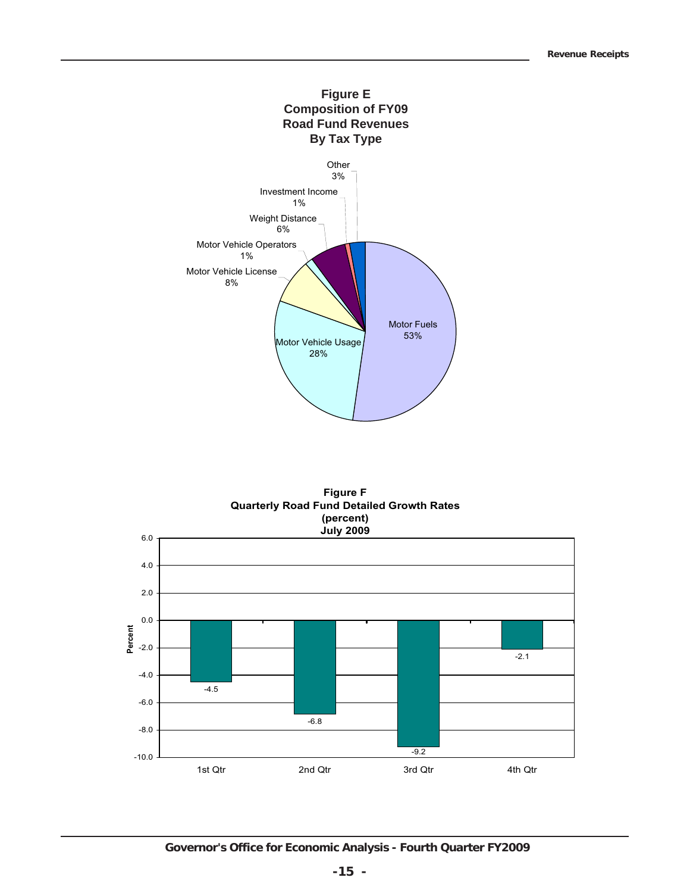**Figure E**
**Composition of FY09**
**Road Fund Revenues**
**By Tax Type**

| Tax Type | Share |
|---|---|
| Motor Fuels | 53% |
| Motor Vehicle Usage | 28% |
| Motor Vehicle License | 8% |
| Motor Vehicle Operators | 1% |
| Weight Distance | 6% |
| Investment Income | 1% |
| Other | 3% |

**Figure F**
**Quarterly Road Fund Detailed Growth Rates**
**(percent)**
**July 2009**

| Quarter | Percent |
|---|---|
| 1st Qtr | -4.5 |
| 2nd Qtr | -6.8 |
| 3rd Qtr | -9.2 |
| 4th Qtr | -2.1 |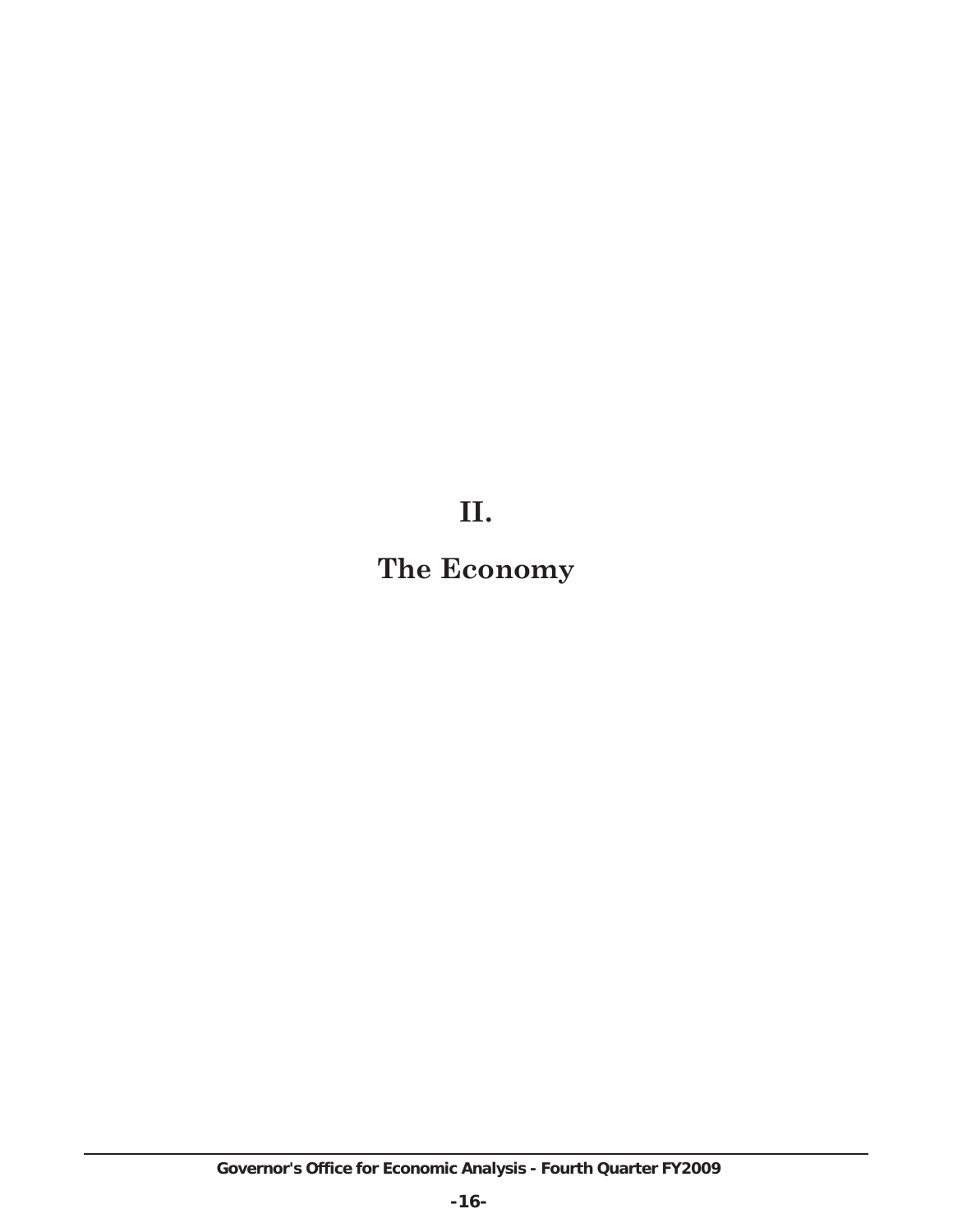# II.

# The Economy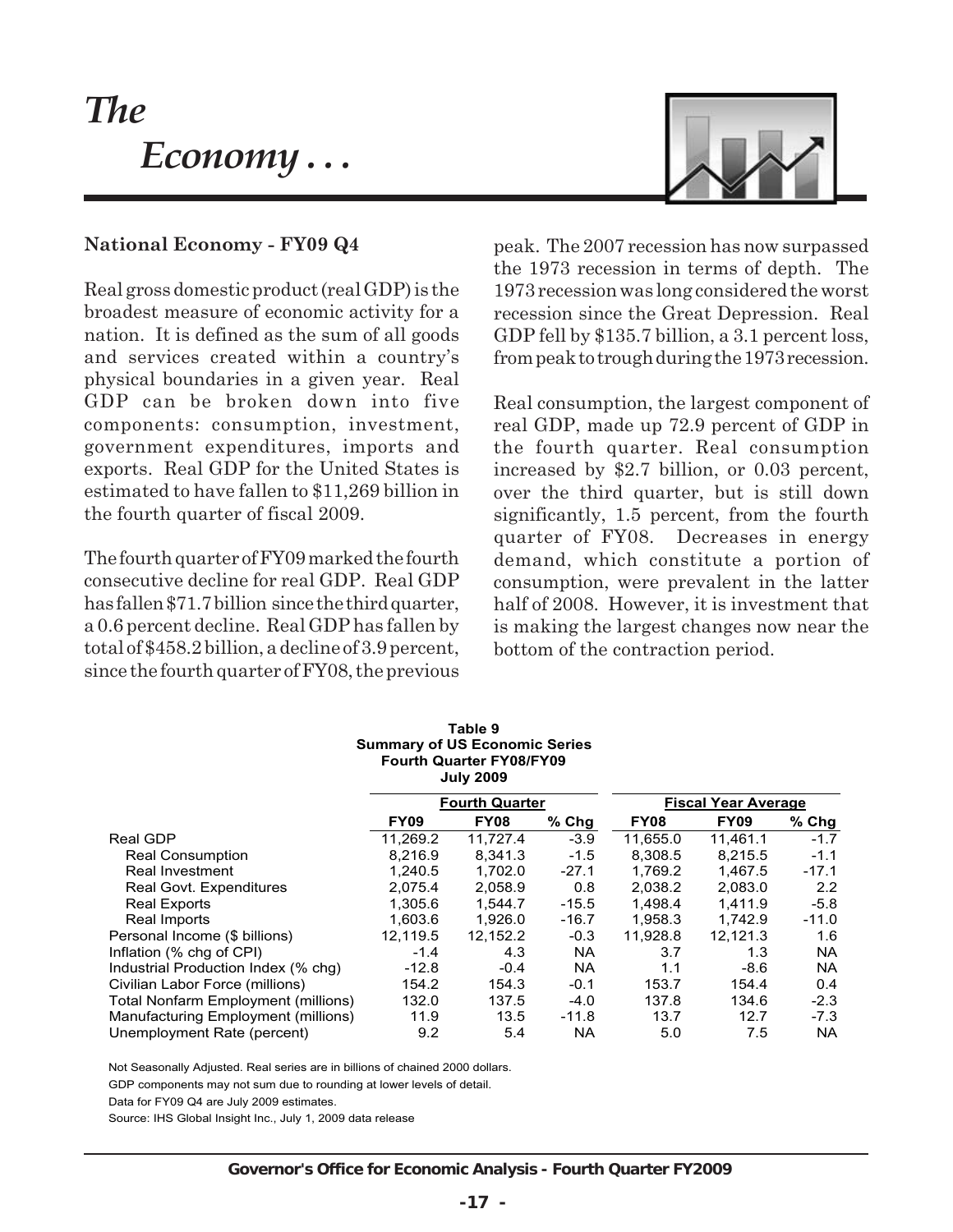# *The Economy . . .*

**National Economy - FY09 Q4**

Real gross domestic product (real GDP) is the broadest measure of economic activity for a nation. It is defined as the sum of all goods and services created within a country's physical boundaries in a given year. Real GDP can be broken down into five components: consumption, investment, government expenditures, imports and exports. Real GDP for the United States is estimated to have fallen to $11,269 billion in the fourth quarter of fiscal 2009.

The fourth quarter of FY09 marked the fourth consecutive decline for real GDP. Real GDP has fallen $71.7 billion since the third quarter, a 0.6 percent decline. Real GDP has fallen by total of $458.2 billion, a decline of 3.9 percent, since the fourth quarter of FY08, the previous peak. The 2007 recession has now surpassed the 1973 recession in terms of depth. The 1973 recession was long considered the worst recession since the Great Depression. Real GDP fell by $135.7 billion, a 3.1 percent loss, from peak to trough during the 1973 recession.

Real consumption, the largest component of real GDP, made up 72.9 percent of GDP in the fourth quarter. Real consumption increased by $2.7 billion, or 0.03 percent, over the third quarter, but is still down significantly, 1.5 percent, from the fourth quarter of FY08. Decreases in energy demand, which constitute a portion of consumption, were prevalent in the latter half of 2008. However, it is investment that is making the largest changes now near the bottom of the contraction period.

**Table 9**
**Summary of US Economic Series**
**Fourth Quarter FY08/FY09**
**July 2009**

| | Fourth Quarter | | | Fiscal Year Average | | |
|---|---|---|---|---|---|---|
| | **FY09** | **FY08** | **% Chg** | **FY08** | **FY09** | **% Chg** |
| Real GDP | 11,269.2 | 11,727.4 | -3.9 | 11,655.0 | 11,461.1 | -1.7 |
| Real Consumption | 8,216.9 | 8,341.3 | -1.5 | 8,308.5 | 8,215.5 | -1.1 |
| Real Investment | 1,240.5 | 1,702.0 | -27.1 | 1,769.2 | 1,467.5 | -17.1 |
| Real Govt. Expenditures | 2,075.4 | 2,058.9 | 0.8 | 2,038.2 | 2,083.0 | 2.2 |
| Real Exports | 1,305.6 | 1,544.7 | -15.5 | 1,498.4 | 1,411.9 | -5.8 |
| Real Imports | 1,603.6 | 1,926.0 | -16.7 | 1,958.3 | 1,742.9 | -11.0 |
| Personal Income ($ billions) | 12,119.5 | 12,152.2 | -0.3 | 11,928.8 | 12,121.3 | 1.6 |
| Inflation (% chg of CPI) | -1.4 | 4.3 | NA | 3.7 | 1.3 | NA |
| Industrial Production Index (% chg) | -12.8 | -0.4 | NA | 1.1 | -8.6 | NA |
| Civilian Labor Force (millions) | 154.2 | 154.3 | -0.1 | 153.7 | 154.4 | 0.4 |
| Total Nonfarm Employment (millions) | 132.0 | 137.5 | -4.0 | 137.8 | 134.6 | -2.3 |
| Manufacturing Employment (millions) | 11.9 | 13.5 | -11.8 | 13.7 | 12.7 | -7.3 |
| Unemployment Rate (percent) | 9.2 | 5.4 | NA | 5.0 | 7.5 | NA |

Not Seasonally Adjusted. Real series are in billions of chained 2000 dollars.

GDP components may not sum due to rounding at lower levels of detail.

Data for FY09 Q4 are July 2009 estimates.

Source: IHS Global Insight Inc., July 1, 2009 data release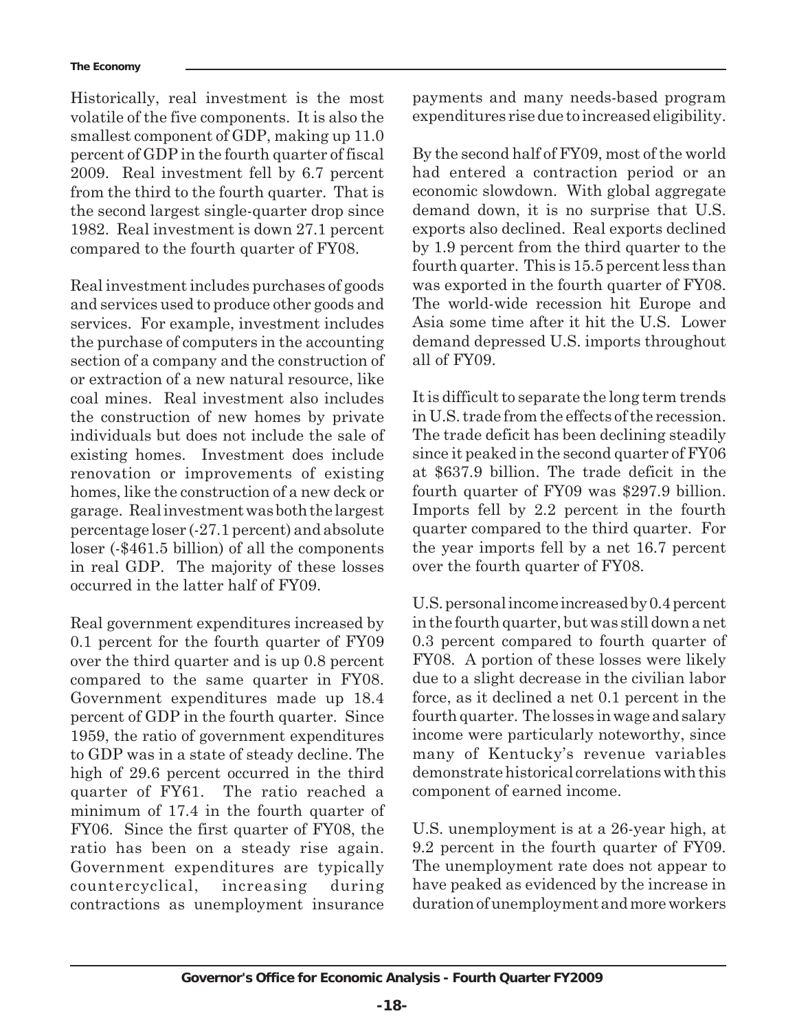Historically, real investment is the most volatile of the five components. It is also the smallest component of GDP, making up 11.0 percent of GDP in the fourth quarter of fiscal 2009. Real investment fell by 6.7 percent from the third to the fourth quarter. That is the second largest single-quarter drop since 1982. Real investment is down 27.1 percent compared to the fourth quarter of FY08.

Real investment includes purchases of goods and services used to produce other goods and services. For example, investment includes the purchase of computers in the accounting section of a company and the construction of or extraction of a new natural resource, like coal mines. Real investment also includes the construction of new homes by private individuals but does not include the sale of existing homes. Investment does include renovation or improvements of existing homes, like the construction of a new deck or garage. Real investment was both the largest percentage loser (-27.1 percent) and absolute loser (-$461.5 billion) of all the components in real GDP. The majority of these losses occurred in the latter half of FY09.

Real government expenditures increased by 0.1 percent for the fourth quarter of FY09 over the third quarter and is up 0.8 percent compared to the same quarter in FY08. Government expenditures made up 18.4 percent of GDP in the fourth quarter. Since 1959, the ratio of government expenditures to GDP was in a state of steady decline. The high of 29.6 percent occurred in the third quarter of FY61. The ratio reached a minimum of 17.4 in the fourth quarter of FY06. Since the first quarter of FY08, the ratio has been on a steady rise again. Government expenditures are typically countercyclical, increasing during contractions as unemployment insurance payments and many needs-based program expenditures rise due to increased eligibility.

By the second half of FY09, most of the world had entered a contraction period or an economic slowdown. With global aggregate demand down, it is no surprise that U.S. exports also declined. Real exports declined by 1.9 percent from the third quarter to the fourth quarter. This is 15.5 percent less than was exported in the fourth quarter of FY08. The world-wide recession hit Europe and Asia some time after it hit the U.S. Lower demand depressed U.S. imports throughout all of FY09.

It is difficult to separate the long term trends in U.S. trade from the effects of the recession. The trade deficit has been declining steadily since it peaked in the second quarter of FY06 at $637.9 billion. The trade deficit in the fourth quarter of FY09 was $297.9 billion. Imports fell by 2.2 percent in the fourth quarter compared to the third quarter. For the year imports fell by a net 16.7 percent over the fourth quarter of FY08.

U.S. personal income increased by 0.4 percent in the fourth quarter, but was still down a net 0.3 percent compared to fourth quarter of FY08. A portion of these losses were likely due to a slight decrease in the civilian labor force, as it declined a net 0.1 percent in the fourth quarter. The losses in wage and salary income were particularly noteworthy, since many of Kentucky's revenue variables demonstrate historical correlations with this component of earned income.

U.S. unemployment is at a 26-year high, at 9.2 percent in the fourth quarter of FY09. The unemployment rate does not appear to have peaked as evidenced by the increase in duration of unemployment and more workers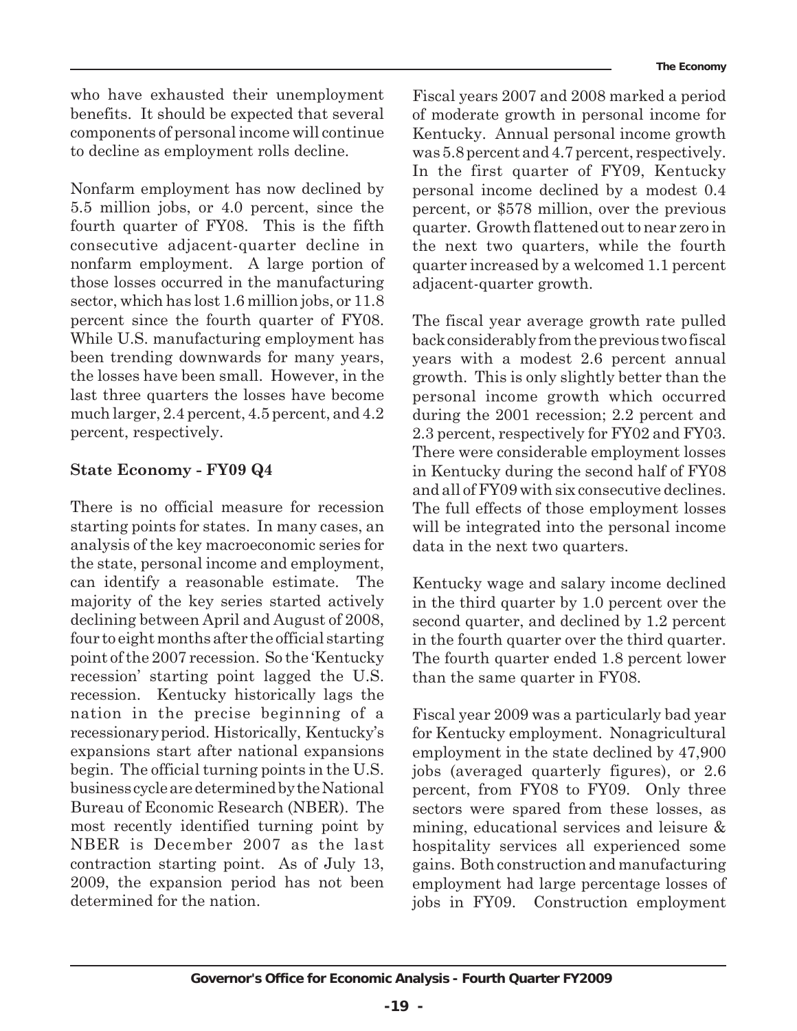who have exhausted their unemployment benefits. It should be expected that several components of personal income will continue to decline as employment rolls decline.

Nonfarm employment has now declined by 5.5 million jobs, or 4.0 percent, since the fourth quarter of FY08. This is the fifth consecutive adjacent-quarter decline in nonfarm employment. A large portion of those losses occurred in the manufacturing sector, which has lost 1.6 million jobs, or 11.8 percent since the fourth quarter of FY08. While U.S. manufacturing employment has been trending downwards for many years, the losses have been small. However, in the last three quarters the losses have become much larger, 2.4 percent, 4.5 percent, and 4.2 percent, respectively.

**State Economy - FY09 Q4**

There is no official measure for recession starting points for states. In many cases, an analysis of the key macroeconomic series for the state, personal income and employment, can identify a reasonable estimate. The majority of the key series started actively declining between April and August of 2008, four to eight months after the official starting point of the 2007 recession. So the 'Kentucky recession' starting point lagged the U.S. recession. Kentucky historically lags the nation in the precise beginning of a recessionary period. Historically, Kentucky's expansions start after national expansions begin. The official turning points in the U.S. business cycle are determined by the National Bureau of Economic Research (NBER). The most recently identified turning point by NBER is December 2007 as the last contraction starting point. As of July 13, 2009, the expansion period has not been determined for the nation.

Fiscal years 2007 and 2008 marked a period of moderate growth in personal income for Kentucky. Annual personal income growth was 5.8 percent and 4.7 percent, respectively. In the first quarter of FY09, Kentucky personal income declined by a modest 0.4 percent, or \$578 million, over the previous quarter. Growth flattened out to near zero in the next two quarters, while the fourth quarter increased by a welcomed 1.1 percent adjacent-quarter growth.

The fiscal year average growth rate pulled back considerably from the previous two fiscal years with a modest 2.6 percent annual growth. This is only slightly better than the personal income growth which occurred during the 2001 recession; 2.2 percent and 2.3 percent, respectively for FY02 and FY03. There were considerable employment losses in Kentucky during the second half of FY08 and all of FY09 with six consecutive declines. The full effects of those employment losses will be integrated into the personal income data in the next two quarters.

Kentucky wage and salary income declined in the third quarter by 1.0 percent over the second quarter, and declined by 1.2 percent in the fourth quarter over the third quarter. The fourth quarter ended 1.8 percent lower than the same quarter in FY08.

Fiscal year 2009 was a particularly bad year for Kentucky employment. Nonagricultural employment in the state declined by 47,900 jobs (averaged quarterly figures), or 2.6 percent, from FY08 to FY09. Only three sectors were spared from these losses, as mining, educational services and leisure & hospitality services all experienced some gains. Both construction and manufacturing employment had large percentage losses of jobs in FY09. Construction employment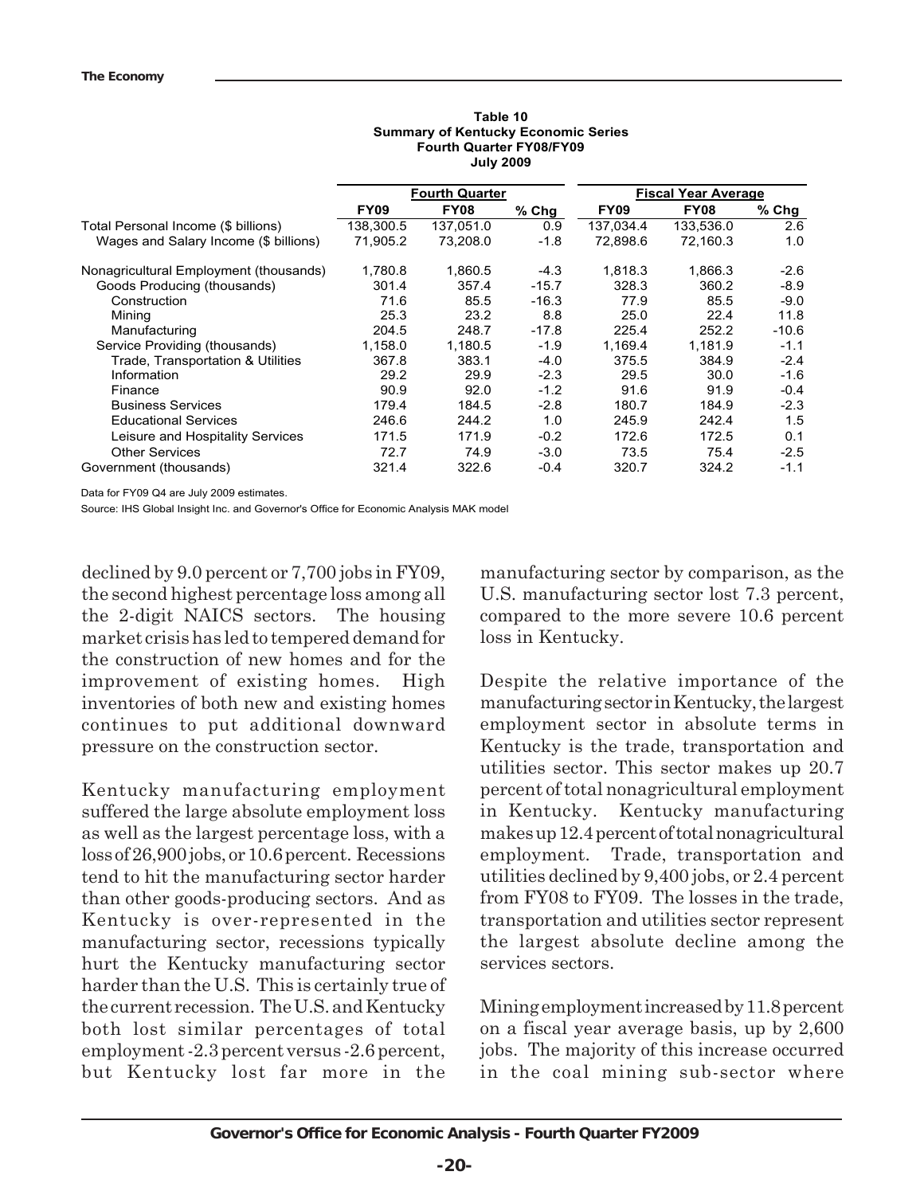**Table 10**
**Summary of Kentucky Economic Series**
**Fourth Quarter FY08/FY09**
**July 2009**

| | Fourth Quarter | | | Fiscal Year Average | | |
|---|---|---|---|---|---|---|
| | **FY09** | **FY08** | **% Chg** | **FY09** | **FY08** | **% Chg** |
| Total Personal Income ($ billions) | 138,300.5 | 137,051.0 | 0.9 | 137,034.4 | 133,536.0 | 2.6 |
| Wages and Salary Income ($ billions) | 71,905.2 | 73,208.0 | -1.8 | 72,898.6 | 72,160.3 | 1.0 |
| Nonagricultural Employment (thousands) | 1,780.8 | 1,860.5 | -4.3 | 1,818.3 | 1,866.3 | -2.6 |
| Goods Producing (thousands) | 301.4 | 357.4 | -15.7 | 328.3 | 360.2 | -8.9 |
| Construction | 71.6 | 85.5 | -16.3 | 77.9 | 85.5 | -9.0 |
| Mining | 25.3 | 23.2 | 8.8 | 25.0 | 22.4 | 11.8 |
| Manufacturing | 204.5 | 248.7 | -17.8 | 225.4 | 252.2 | -10.6 |
| Service Providing (thousands) | 1,158.0 | 1,180.5 | -1.9 | 1,169.4 | 1,181.9 | -1.1 |
| Trade, Transportation & Utilities | 367.8 | 383.1 | -4.0 | 375.5 | 384.9 | -2.4 |
| Information | 29.2 | 29.9 | -2.3 | 29.5 | 30.0 | -1.6 |
| Finance | 90.9 | 92.0 | -1.2 | 91.6 | 91.9 | -0.4 |
| Business Services | 179.4 | 184.5 | -2.8 | 180.7 | 184.9 | -2.3 |
| Educational Services | 246.6 | 244.2 | 1.0 | 245.9 | 242.4 | 1.5 |
| Leisure and Hospitality Services | 171.5 | 171.9 | -0.2 | 172.6 | 172.5 | 0.1 |
| Other Services | 72.7 | 74.9 | -3.0 | 73.5 | 75.4 | -2.5 |
| Government (thousands) | 321.4 | 322.6 | -0.4 | 320.7 | 324.2 | -1.1 |

Data for FY09 Q4 are July 2009 estimates.

Source: IHS Global Insight Inc. and Governor's Office for Economic Analysis MAK model

declined by 9.0 percent or 7,700 jobs in FY09, the second highest percentage loss among all the 2-digit NAICS sectors. The housing market crisis has led to tempered demand for the construction of new homes and for the improvement of existing homes. High inventories of both new and existing homes continues to put additional downward pressure on the construction sector.

Kentucky manufacturing employment suffered the large absolute employment loss as well as the largest percentage loss, with a loss of 26,900 jobs, or 10.6 percent. Recessions tend to hit the manufacturing sector harder than other goods-producing sectors. And as Kentucky is over-represented in the manufacturing sector, recessions typically hurt the Kentucky manufacturing sector harder than the U.S. This is certainly true of the current recession. The U.S. and Kentucky both lost similar percentages of total employment -2.3 percent versus -2.6 percent, but Kentucky lost far more in the manufacturing sector by comparison, as the U.S. manufacturing sector lost 7.3 percent, compared to the more severe 10.6 percent loss in Kentucky.

Despite the relative importance of the manufacturing sector in Kentucky, the largest employment sector in absolute terms in Kentucky is the trade, transportation and utilities sector. This sector makes up 20.7 percent of total nonagricultural employment in Kentucky. Kentucky manufacturing makes up 12.4 percent of total nonagricultural employment. Trade, transportation and utilities declined by 9,400 jobs, or 2.4 percent from FY08 to FY09. The losses in the trade, transportation and utilities sector represent the largest absolute decline among the services sectors.

Mining employment increased by 11.8 percent on a fiscal year average basis, up by 2,600 jobs. The majority of this increase occurred in the coal mining sub-sector where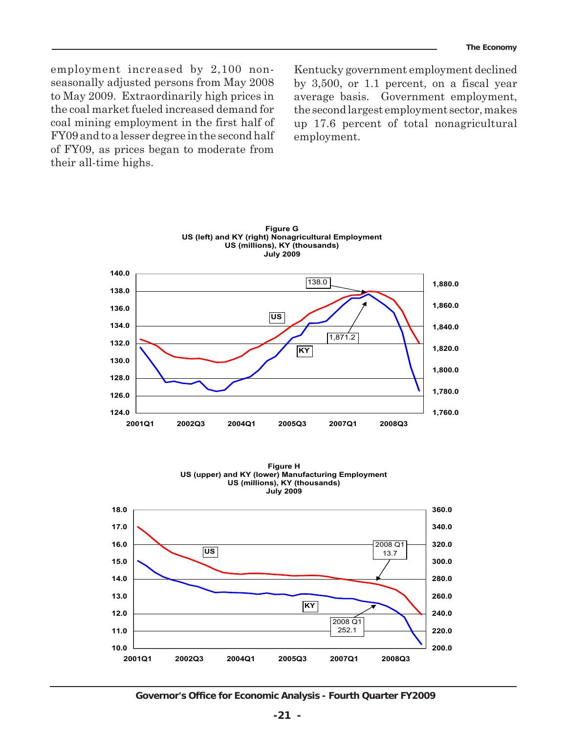employment increased by 2,100 non-seasonally adjusted persons from May 2008 to May 2009. Extraordinarily high prices in the coal market fueled increased demand for coal mining employment in the first half of FY09 and to a lesser degree in the second half of FY09, as prices began to moderate from their all-time highs.

Kentucky government employment declined by 3,500, or 1.1 percent, on a fiscal year average basis. Government employment, the second largest employment sector, makes up 17.6 percent of total nonagricultural employment.

**Figure G**
**US (left) and KY (right) Nonagricultural Employment**
**US (millions), KY (thousands)**
**July 2009**

**Figure H**
**US (upper) and KY (lower) Manufacturing Employment**
**US (millions), KY (thousands)**
**July 2009**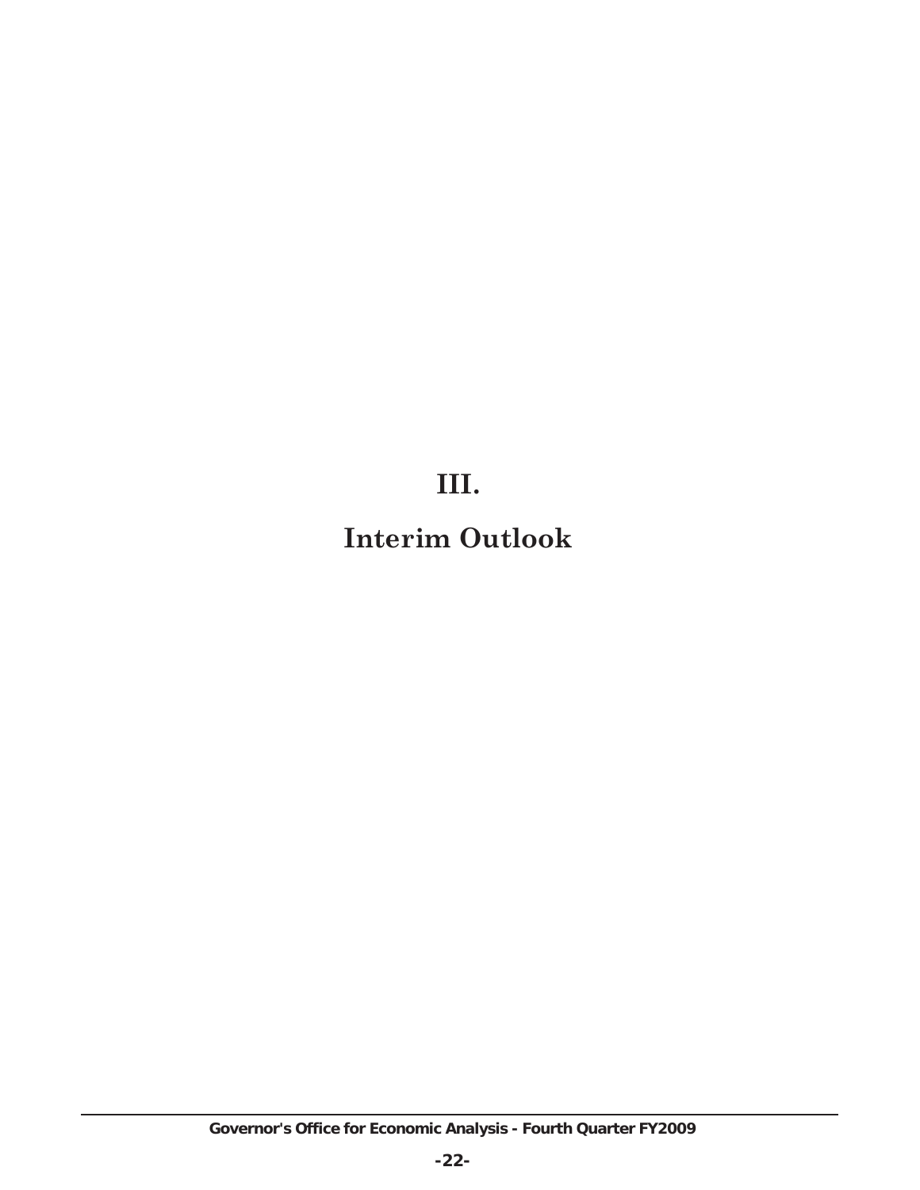# III.

# Interim Outlook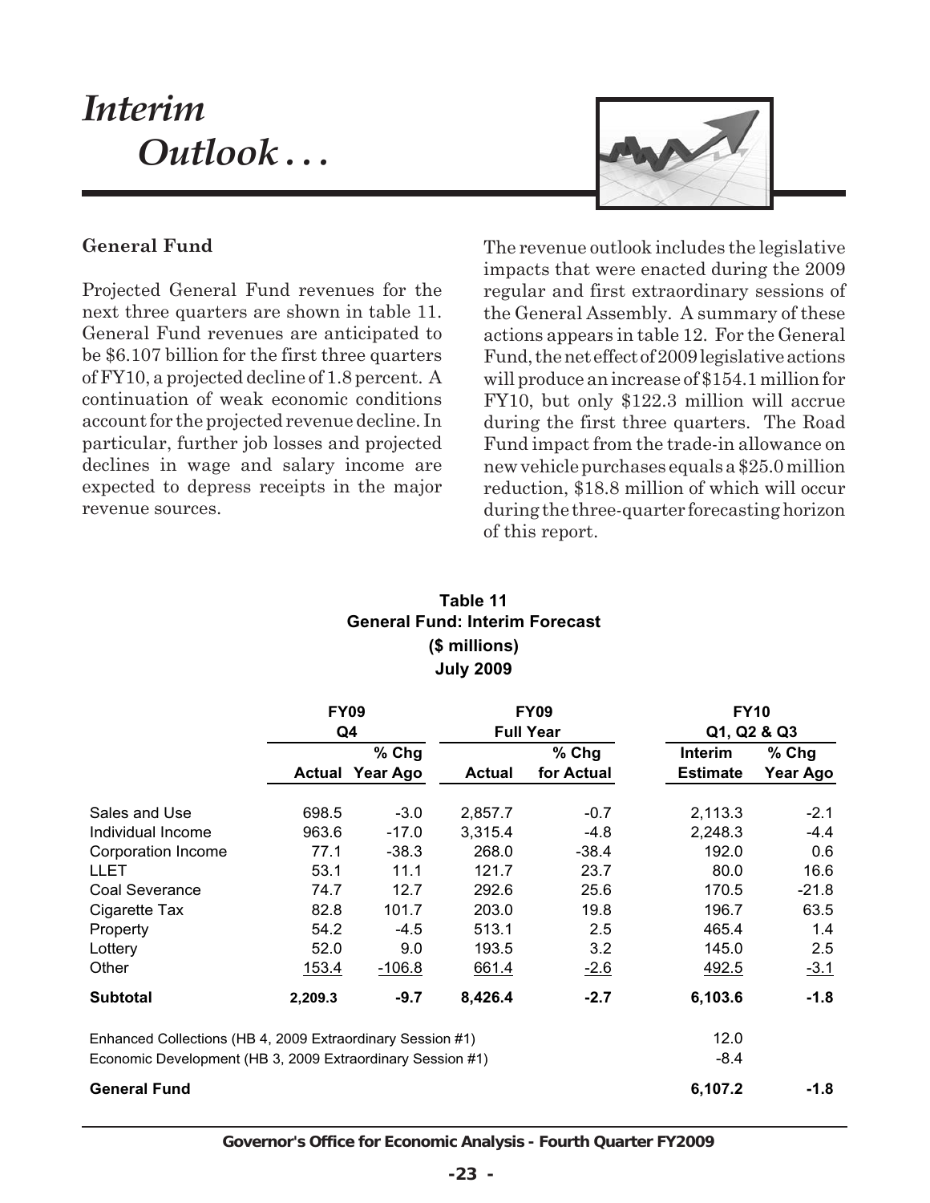# *Interim Outlook . . .*

### General Fund

Projected General Fund revenues for the next three quarters are shown in table 11. General Fund revenues are anticipated to be $6.107 billion for the first three quarters of FY10, a projected decline of 1.8 percent. A continuation of weak economic conditions account for the projected revenue decline. In particular, further job losses and projected declines in wage and salary income are expected to depress receipts in the major revenue sources.

The revenue outlook includes the legislative impacts that were enacted during the 2009 regular and first extraordinary sessions of the General Assembly. A summary of these actions appears in table 12. For the General Fund, the net effect of 2009 legislative actions will produce an increase of $154.1 million for FY10, but only $122.3 million will accrue during the first three quarters. The Road Fund impact from the trade-in allowance on new vehicle purchases equals a $25.0 million reduction, $18.8 million of which will occur during the three-quarter forecasting horizon of this report.

**Table 11**
**General Fund: Interim Forecast**
**($ millions)**
**July 2009**

| | FY09 Q4 | | FY09 Full Year | | FY10 Q1, Q2 & Q3 | |
|---|---|---|---|---|---|---|
| | Actual | % Chg Year Ago | Actual | % Chg for Actual | Interim Estimate | % Chg Year Ago |
| Sales and Use | 698.5 | -3.0 | 2,857.7 | -0.7 | 2,113.3 | -2.1 |
| Individual Income | 963.6 | -17.0 | 3,315.4 | -4.8 | 2,248.3 | -4.4 |
| Corporation Income | 77.1 | -38.3 | 268.0 | -38.4 | 192.0 | 0.6 |
| LLET | 53.1 | 11.1 | 121.7 | 23.7 | 80.0 | 16.6 |
| Coal Severance | 74.7 | 12.7 | 292.6 | 25.6 | 170.5 | -21.8 |
| Cigarette Tax | 82.8 | 101.7 | 203.0 | 19.8 | 196.7 | 63.5 |
| Property | 54.2 | -4.5 | 513.1 | 2.5 | 465.4 | 1.4 |
| Lottery | 52.0 | 9.0 | 193.5 | 3.2 | 145.0 | 2.5 |
| Other | 153.4 | -106.8 | 661.4 | -2.6 | 492.5 | -3.1 |
| **Subtotal** | **2,209.3** | **-9.7** | **8,426.4** | **-2.7** | **6,103.6** | **-1.8** |
| Enhanced Collections (HB 4, 2009 Extraordinary Session #1) | | | | | 12.0 | |
| Economic Development (HB 3, 2009 Extraordinary Session #1) | | | | | -8.4 | |
| **General Fund** | | | | | **6,107.2** | **-1.8** |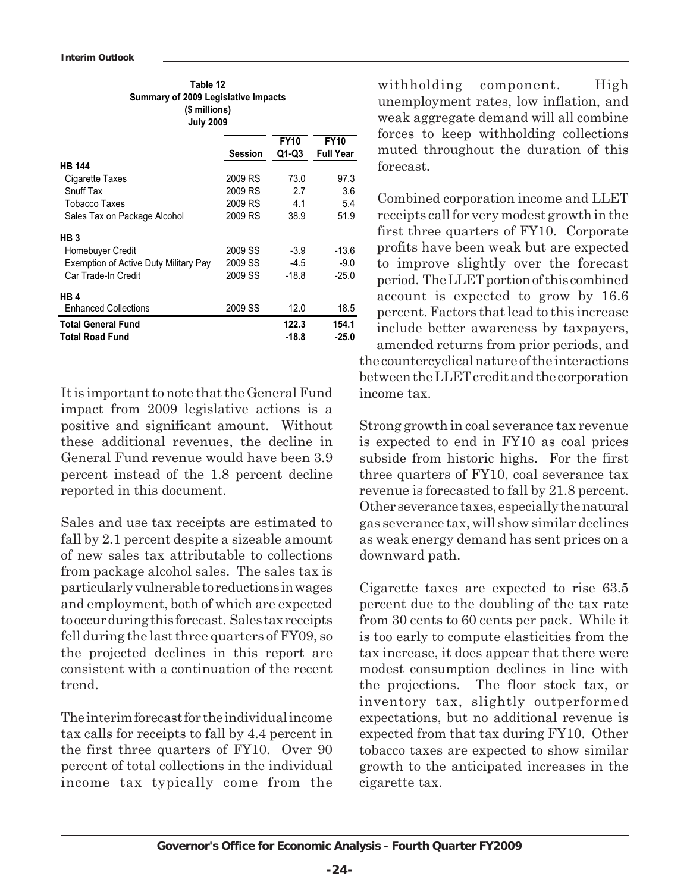**Table 12**
**Summary of 2009 Legislative Impacts**
**($ millions)**
**July 2009**

| | Session | FY10 Q1-Q3 | FY10 Full Year |
|---|---|---|---|
| **HB 144** | | | |
| Cigarette Taxes | 2009 RS | 73.0 | 97.3 |
| Snuff Tax | 2009 RS | 2.7 | 3.6 |
| Tobacco Taxes | 2009 RS | 4.1 | 5.4 |
| Sales Tax on Package Alcohol | 2009 RS | 38.9 | 51.9 |
| **HB 3** | | | |
| Homebuyer Credit | 2009 SS | -3.9 | -13.6 |
| Exemption of Active Duty Military Pay | 2009 SS | -4.5 | -9.0 |
| Car Trade-In Credit | 2009 SS | -18.8 | -25.0 |
| **HB 4** | | | |
| Enhanced Collections | 2009 SS | 12.0 | 18.5 |
| **Total General Fund** | | **122.3** | **154.1** |
| **Total Road Fund** | | **-18.8** | **-25.0** |

It is important to note that the General Fund impact from 2009 legislative actions is a positive and significant amount. Without these additional revenues, the decline in General Fund revenue would have been 3.9 percent instead of the 1.8 percent decline reported in this document.

Sales and use tax receipts are estimated to fall by 2.1 percent despite a sizeable amount of new sales tax attributable to collections from package alcohol sales. The sales tax is particularly vulnerable to reductions in wages and employment, both of which are expected to occur during this forecast. Sales tax receipts fell during the last three quarters of FY09, so the projected declines in this report are consistent with a continuation of the recent trend.

The interim forecast for the individual income tax calls for receipts to fall by 4.4 percent in the first three quarters of FY10. Over 90 percent of total collections in the individual income tax typically come from the withholding component. High unemployment rates, low inflation, and weak aggregate demand will all combine forces to keep withholding collections muted throughout the duration of this forecast.

Combined corporation income and LLET receipts call for very modest growth in the first three quarters of FY10. Corporate profits have been weak but are expected to improve slightly over the forecast period. The LLET portion of this combined account is expected to grow by 16.6 percent. Factors that lead to this increase include better awareness by taxpayers, amended returns from prior periods, and the countercyclical nature of the interactions between the LLET credit and the corporation income tax.

Strong growth in coal severance tax revenue is expected to end in FY10 as coal prices subside from historic highs. For the first three quarters of FY10, coal severance tax revenue is forecasted to fall by 21.8 percent. Other severance taxes, especially the natural gas severance tax, will show similar declines as weak energy demand has sent prices on a downward path.

Cigarette taxes are expected to rise 63.5 percent due to the doubling of the tax rate from 30 cents to 60 cents per pack. While it is too early to compute elasticities from the tax increase, it does appear that there were modest consumption declines in line with the projections. The floor stock tax, or inventory tax, slightly outperformed expectations, but no additional revenue is expected from that tax during FY10. Other tobacco taxes are expected to show similar growth to the anticipated increases in the cigarette tax.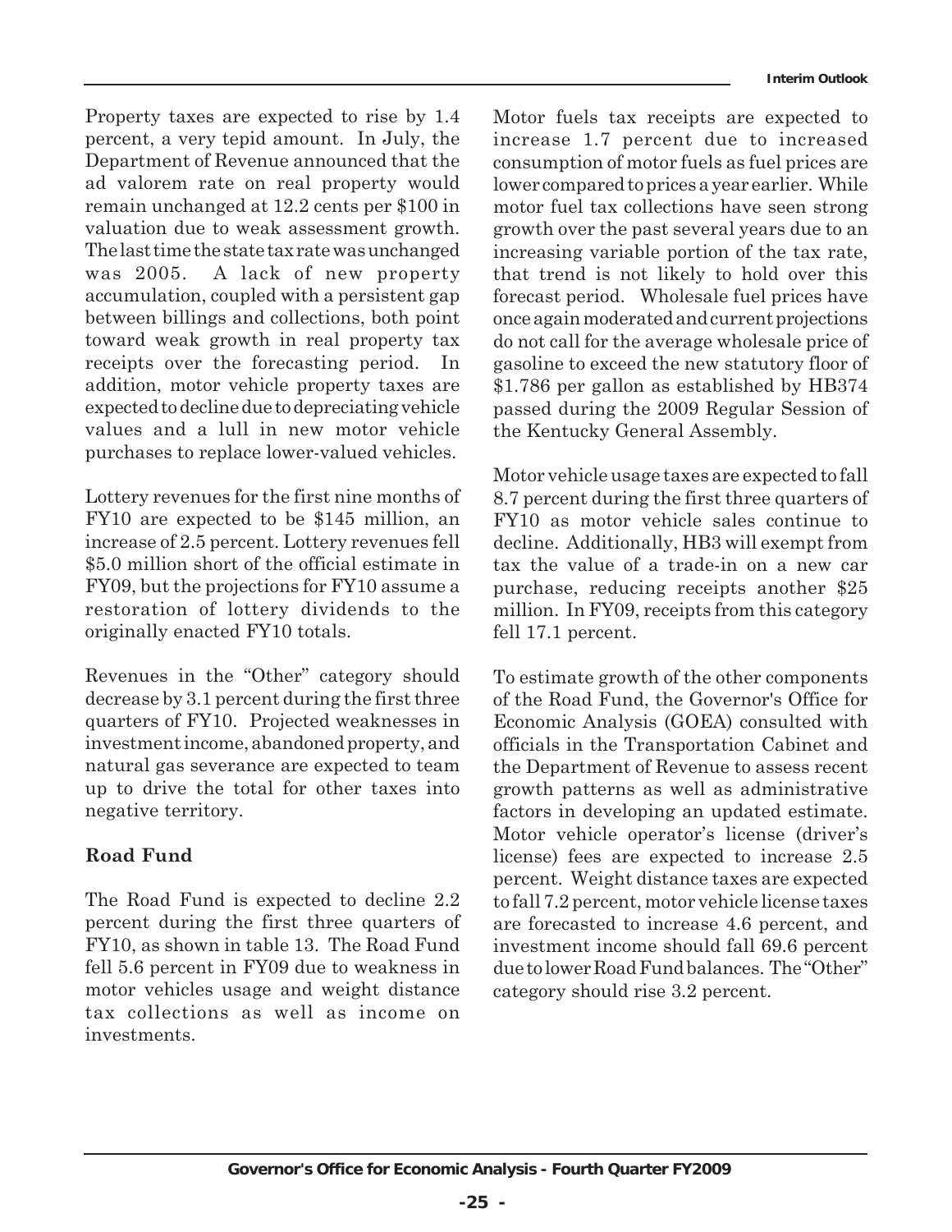Property taxes are expected to rise by 1.4 percent, a very tepid amount. In July, the Department of Revenue announced that the ad valorem rate on real property would remain unchanged at 12.2 cents per $100 in valuation due to weak assessment growth. The last time the state tax rate was unchanged was 2005. A lack of new property accumulation, coupled with a persistent gap between billings and collections, both point toward weak growth in real property tax receipts over the forecasting period. In addition, motor vehicle property taxes are expected to decline due to depreciating vehicle values and a lull in new motor vehicle purchases to replace lower-valued vehicles.

Lottery revenues for the first nine months of FY10 are expected to be $145 million, an increase of 2.5 percent. Lottery revenues fell $5.0 million short of the official estimate in FY09, but the projections for FY10 assume a restoration of lottery dividends to the originally enacted FY10 totals.

Revenues in the "Other" category should decrease by 3.1 percent during the first three quarters of FY10. Projected weaknesses in investment income, abandoned property, and natural gas severance are expected to team up to drive the total for other taxes into negative territory.

**Road Fund**

The Road Fund is expected to decline 2.2 percent during the first three quarters of FY10, as shown in table 13. The Road Fund fell 5.6 percent in FY09 due to weakness in motor vehicles usage and weight distance tax collections as well as income on investments.

Motor fuels tax receipts are expected to increase 1.7 percent due to increased consumption of motor fuels as fuel prices are lower compared to prices a year earlier. While motor fuel tax collections have seen strong growth over the past several years due to an increasing variable portion of the tax rate, that trend is not likely to hold over this forecast period. Wholesale fuel prices have once again moderated and current projections do not call for the average wholesale price of gasoline to exceed the new statutory floor of $1.786 per gallon as established by HB374 passed during the 2009 Regular Session of the Kentucky General Assembly.

Motor vehicle usage taxes are expected to fall 8.7 percent during the first three quarters of FY10 as motor vehicle sales continue to decline. Additionally, HB3 will exempt from tax the value of a trade-in on a new car purchase, reducing receipts another $25 million. In FY09, receipts from this category fell 17.1 percent.

To estimate growth of the other components of the Road Fund, the Governor's Office for Economic Analysis (GOEA) consulted with officials in the Transportation Cabinet and the Department of Revenue to assess recent growth patterns as well as administrative factors in developing an updated estimate. Motor vehicle operator's license (driver's license) fees are expected to increase 2.5 percent. Weight distance taxes are expected to fall 7.2 percent, motor vehicle license taxes are forecasted to increase 4.6 percent, and investment income should fall 69.6 percent due to lower Road Fund balances. The "Other" category should rise 3.2 percent.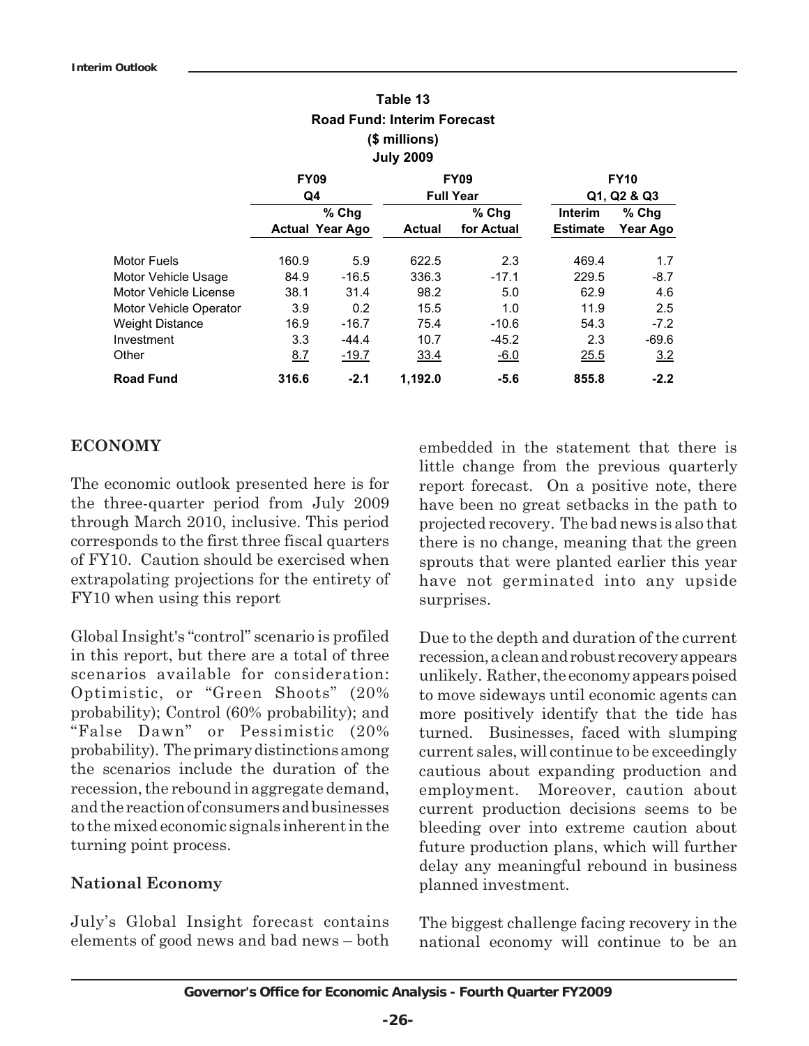**Table 13**
**Road Fund: Interim Forecast**
**($ millions)**
**July 2009**

| | FY09 Q4 | | FY09 Full Year | | FY10 Q1, Q2 & Q3 | |
|---|---|---|---|---|---|---|
| | Actual | % Chg Year Ago | Actual | % Chg for Actual | Interim Estimate | % Chg Year Ago |
| Motor Fuels | 160.9 | 5.9 | 622.5 | 2.3 | 469.4 | 1.7 |
| Motor Vehicle Usage | 84.9 | -16.5 | 336.3 | -17.1 | 229.5 | -8.7 |
| Motor Vehicle License | 38.1 | 31.4 | 98.2 | 5.0 | 62.9 | 4.6 |
| Motor Vehicle Operator | 3.9 | 0.2 | 15.5 | 1.0 | 11.9 | 2.5 |
| Weight Distance | 16.9 | -16.7 | 75.4 | -10.6 | 54.3 | -7.2 |
| Investment | 3.3 | -44.4 | 10.7 | -45.2 | 2.3 | -69.6 |
| Other | 8.7 | -19.7 | 33.4 | -6.0 | 25.5 | 3.2 |
| **Road Fund** | **316.6** | **-2.1** | **1,192.0** | **-5.6** | **855.8** | **-2.2** |

## ECONOMY

The economic outlook presented here is for the three-quarter period from July 2009 through March 2010, inclusive. This period corresponds to the first three fiscal quarters of FY10. Caution should be exercised when extrapolating projections for the entirety of FY10 when using this report

Global Insight's "control" scenario is profiled in this report, but there are a total of three scenarios available for consideration: Optimistic, or "Green Shoots" (20% probability); Control (60% probability); and "False Dawn" or Pessimistic (20% probability). The primary distinctions among the scenarios include the duration of the recession, the rebound in aggregate demand, and the reaction of consumers and businesses to the mixed economic signals inherent in the turning point process.

### National Economy

July's Global Insight forecast contains elements of good news and bad news – both embedded in the statement that there is little change from the previous quarterly report forecast. On a positive note, there have been no great setbacks in the path to projected recovery. The bad news is also that there is no change, meaning that the green sprouts that were planted earlier this year have not germinated into any upside surprises.

Due to the depth and duration of the current recession, a clean and robust recovery appears unlikely. Rather, the economy appears poised to move sideways until economic agents can more positively identify that the tide has turned. Businesses, faced with slumping current sales, will continue to be exceedingly cautious about expanding production and employment. Moreover, caution about current production decisions seems to be bleeding over into extreme caution about future production plans, which will further delay any meaningful rebound in business planned investment.

The biggest challenge facing recovery in the national economy will continue to be an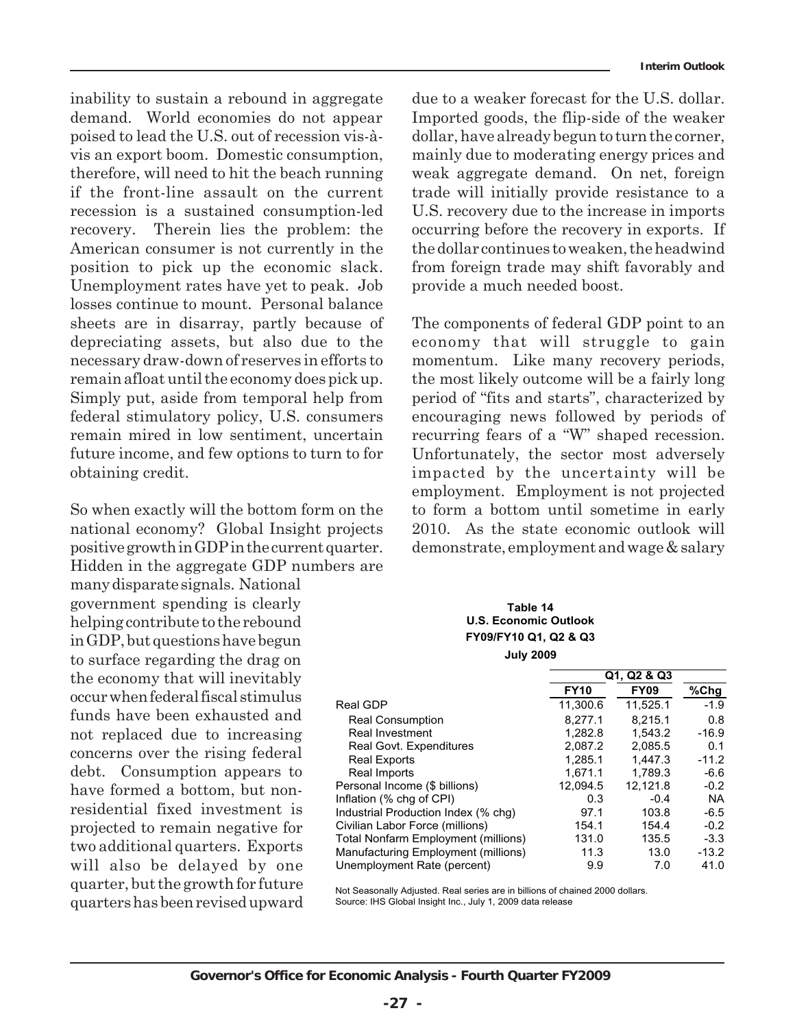inability to sustain a rebound in aggregate demand. World economies do not appear poised to lead the U.S. out of recession vis-à-vis an export boom. Domestic consumption, therefore, will need to hit the beach running if the front-line assault on the current recession is a sustained consumption-led recovery. Therein lies the problem: the American consumer is not currently in the position to pick up the economic slack. Unemployment rates have yet to peak. Job losses continue to mount. Personal balance sheets are in disarray, partly because of depreciating assets, but also due to the necessary draw-down of reserves in efforts to remain afloat until the economy does pick up. Simply put, aside from temporal help from federal stimulatory policy, U.S. consumers remain mired in low sentiment, uncertain future income, and few options to turn to for obtaining credit.

So when exactly will the bottom form on the national economy? Global Insight projects positive growth in GDP in the current quarter. Hidden in the aggregate GDP numbers are many disparate signals. National government spending is clearly helping contribute to the rebound in GDP, but questions have begun to surface regarding the drag on the economy that will inevitably occur when federal fiscal stimulus funds have been exhausted and not replaced due to increasing concerns over the rising federal debt. Consumption appears to have formed a bottom, but non-residential fixed investment is projected to remain negative for two additional quarters. Exports will also be delayed by one quarter, but the growth for future quarters has been revised upward due to a weaker forecast for the U.S. dollar. Imported goods, the flip-side of the weaker dollar, have already begun to turn the corner, mainly due to moderating energy prices and weak aggregate demand. On net, foreign trade will initially provide resistance to a U.S. recovery due to the increase in imports occurring before the recovery in exports. If the dollar continues to weaken, the headwind from foreign trade may shift favorably and provide a much needed boost.

The components of federal GDP point to an economy that will struggle to gain momentum. Like many recovery periods, the most likely outcome will be a fairly long period of "fits and starts", characterized by encouraging news followed by periods of recurring fears of a "W" shaped recession. Unfortunately, the sector most adversely impacted by the uncertainty will be employment. Employment is not projected to form a bottom until sometime in early 2010. As the state economic outlook will demonstrate, employment and wage & salary

**Table 14**
**U.S. Economic Outlook**
**FY09/FY10 Q1, Q2 & Q3**
**July 2009**

| | Q1, Q2 & Q3 | | |
|---|---|---|---|
| | **FY10** | **FY09** | **%Chg** |
| Real GDP | 11,300.6 | 11,525.1 | -1.9 |
| Real Consumption | 8,277.1 | 8,215.1 | 0.8 |
| Real Investment | 1,282.8 | 1,543.2 | -16.9 |
| Real Govt. Expenditures | 2,087.2 | 2,085.5 | 0.1 |
| Real Exports | 1,285.1 | 1,447.3 | -11.2 |
| Real Imports | 1,671.1 | 1,789.3 | -6.6 |
| Personal Income ($ billions) | 12,094.5 | 12,121.8 | -0.2 |
| Inflation (% chg of CPI) | 0.3 | -0.4 | NA |
| Industrial Production Index (% chg) | 97.1 | 103.8 | -6.5 |
| Civilian Labor Force (millions) | 154.1 | 154.4 | -0.2 |
| Total Nonfarm Employment (millions) | 131.0 | 135.5 | -3.3 |
| Manufacturing Employment (millions) | 11.3 | 13.0 | -13.2 |
| Unemployment Rate (percent) | 9.9 | 7.0 | 41.0 |

Not Seasonally Adjusted. Real series are in billions of chained 2000 dollars.
Source: IHS Global Insight Inc., July 1, 2009 data release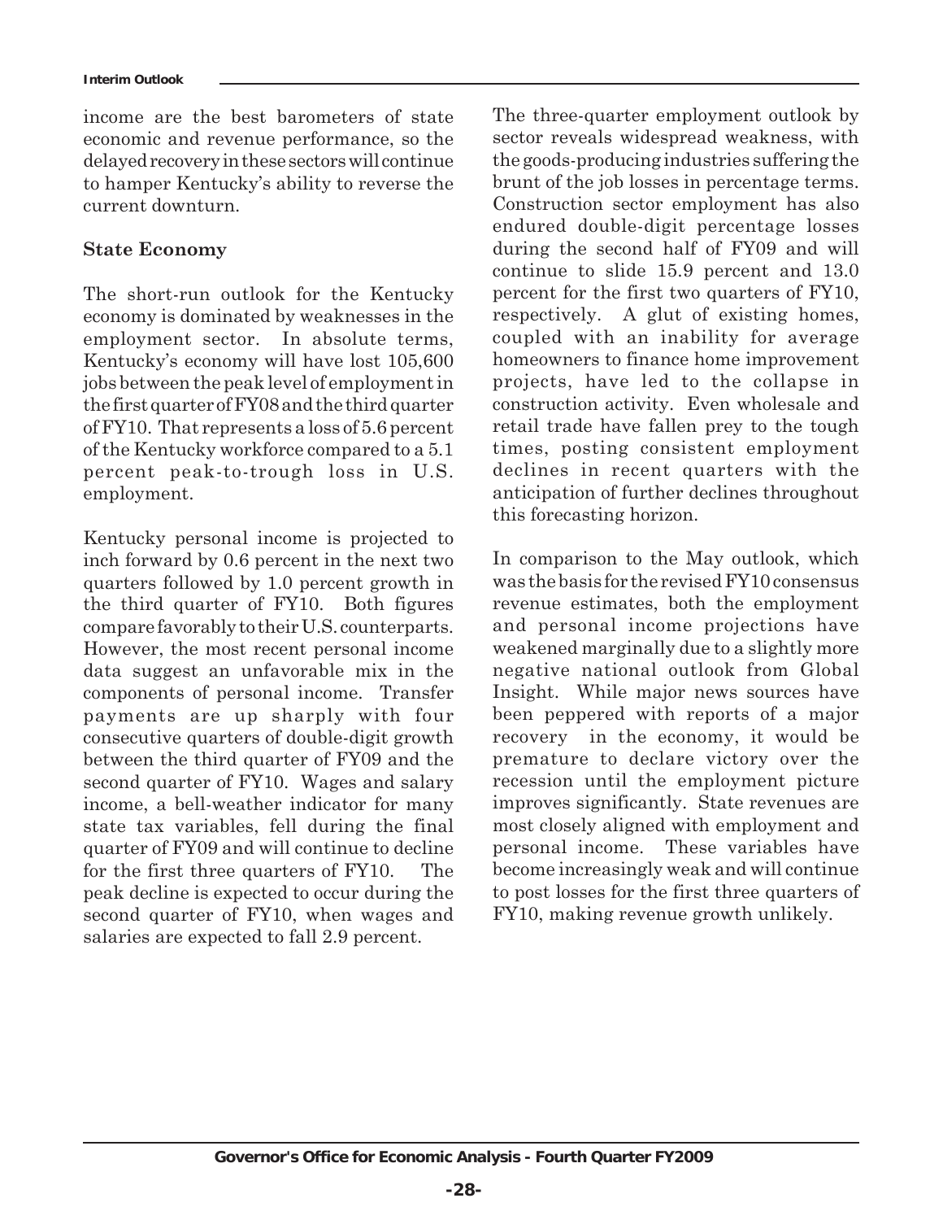income are the best barometers of state economic and revenue performance, so the delayed recovery in these sectors will continue to hamper Kentucky's ability to reverse the current downturn.

**State Economy**

The short-run outlook for the Kentucky economy is dominated by weaknesses in the employment sector. In absolute terms, Kentucky's economy will have lost 105,600 jobs between the peak level of employment in the first quarter of FY08 and the third quarter of FY10. That represents a loss of 5.6 percent of the Kentucky workforce compared to a 5.1 percent peak-to-trough loss in U.S. employment.

Kentucky personal income is projected to inch forward by 0.6 percent in the next two quarters followed by 1.0 percent growth in the third quarter of FY10. Both figures compare favorably to their U.S. counterparts. However, the most recent personal income data suggest an unfavorable mix in the components of personal income. Transfer payments are up sharply with four consecutive quarters of double-digit growth between the third quarter of FY09 and the second quarter of FY10. Wages and salary income, a bell-weather indicator for many state tax variables, fell during the final quarter of FY09 and will continue to decline for the first three quarters of FY10. The peak decline is expected to occur during the second quarter of FY10, when wages and salaries are expected to fall 2.9 percent.

The three-quarter employment outlook by sector reveals widespread weakness, with the goods-producing industries suffering the brunt of the job losses in percentage terms. Construction sector employment has also endured double-digit percentage losses during the second half of FY09 and will continue to slide 15.9 percent and 13.0 percent for the first two quarters of FY10, respectively. A glut of existing homes, coupled with an inability for average homeowners to finance home improvement projects, have led to the collapse in construction activity. Even wholesale and retail trade have fallen prey to the tough times, posting consistent employment declines in recent quarters with the anticipation of further declines throughout this forecasting horizon.

In comparison to the May outlook, which was the basis for the revised FY10 consensus revenue estimates, both the employment and personal income projections have weakened marginally due to a slightly more negative national outlook from Global Insight. While major news sources have been peppered with reports of a major recovery in the economy, it would be premature to declare victory over the recession until the employment picture improves significantly. State revenues are most closely aligned with employment and personal income. These variables have become increasingly weak and will continue to post losses for the first three quarters of FY10, making revenue growth unlikely.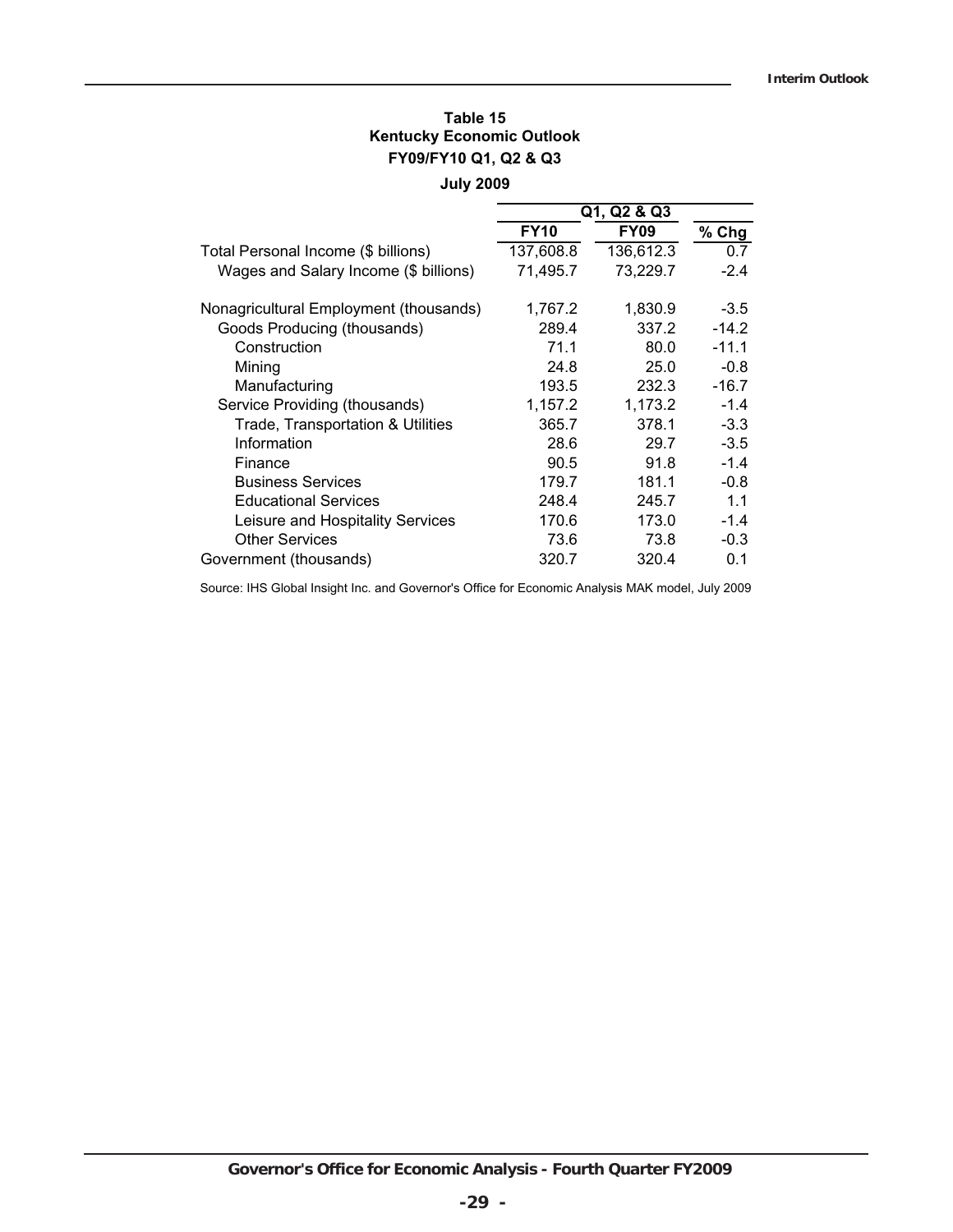**Table 15**
**Kentucky Economic Outlook**
**FY09/FY10 Q1, Q2 & Q3**
**July 2009**

| | Q1, Q2 & Q3 | | |
|---|---|---|---|
| | **FY10** | **FY09** | **% Chg** |
| Total Personal Income ($ billions) | 137,608.8 | 136,612.3 | 0.7 |
| Wages and Salary Income ($ billions) | 71,495.7 | 73,229.7 | -2.4 |
| | | | |
| Nonagricultural Employment (thousands) | 1,767.2 | 1,830.9 | -3.5 |
| Goods Producing (thousands) | 289.4 | 337.2 | -14.2 |
| Construction | 71.1 | 80.0 | -11.1 |
| Mining | 24.8 | 25.0 | -0.8 |
| Manufacturing | 193.5 | 232.3 | -16.7 |
| Service Providing (thousands) | 1,157.2 | 1,173.2 | -1.4 |
| Trade, Transportation & Utilities | 365.7 | 378.1 | -3.3 |
| Information | 28.6 | 29.7 | -3.5 |
| Finance | 90.5 | 91.8 | -1.4 |
| Business Services | 179.7 | 181.1 | -0.8 |
| Educational Services | 248.4 | 245.7 | 1.1 |
| Leisure and Hospitality Services | 170.6 | 173.0 | -1.4 |
| Other Services | 73.6 | 73.8 | -0.3 |
| Government (thousands) | 320.7 | 320.4 | 0.1 |

Source: IHS Global Insight Inc. and Governor's Office for Economic Analysis MAK model, July 2009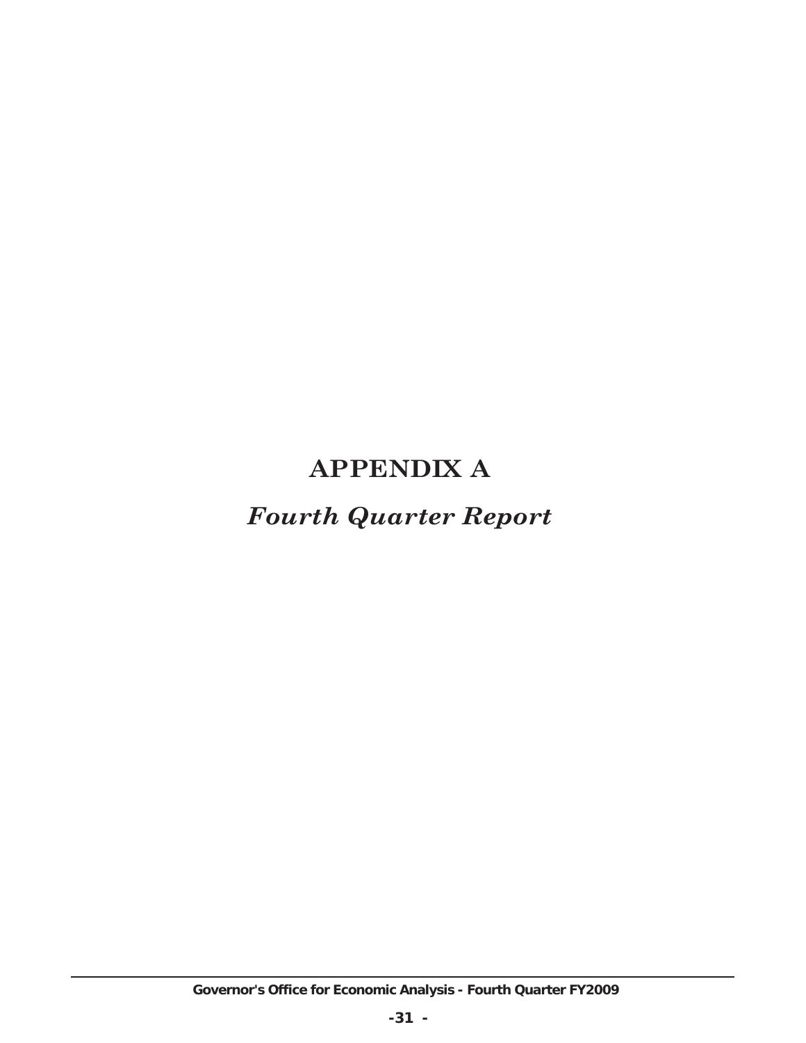# APPENDIX A

## *Fourth Quarter Report*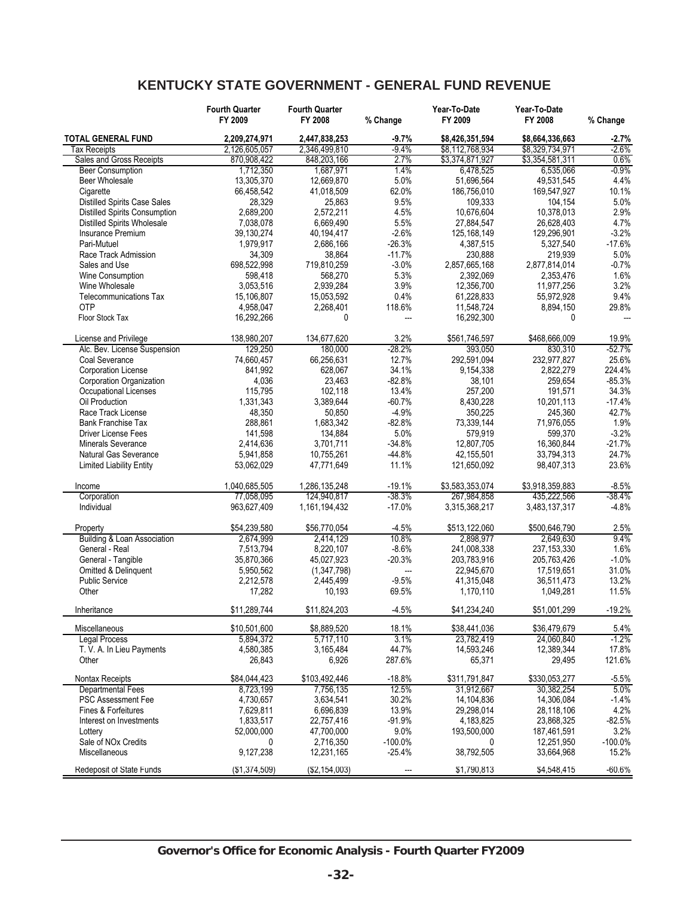# KENTUCKY STATE GOVERNMENT - GENERAL FUND REVENUE

| | Fourth Quarter FY 2009 | Fourth Quarter FY 2008 | % Change | Year-To-Date FY 2009 | Year-To-Date FY 2008 | % Change |
|---|---|---|---|---|---|---|
| **TOTAL GENERAL FUND** | **2,209,274,971** | **2,447,838,253** | **-9.7%** | **$8,426,351,594** | **$8,664,336,663** | **-2.7%** |
| Tax Receipts | 2,126,605,057 | 2,346,499,810 | -9.4% | $8,112,768,934 | $8,329,734,971 | -2.6% |
| Sales and Gross Receipts | 870,908,422 | 848,203,166 | 2.7% | $3,374,871,927 | $3,354,581,311 | 0.6% |
| Beer Consumption | 1,712,350 | 1,687,971 | 1.4% | 6,478,525 | 6,535,066 | -0.9% |
| Beer Wholesale | 13,305,370 | 12,669,870 | 5.0% | 51,696,564 | 49,531,545 | 4.4% |
| Cigarette | 66,458,542 | 41,018,509 | 62.0% | 186,756,010 | 169,547,927 | 10.1% |
| Distilled Spirits Case Sales | 28,329 | 25,863 | 9.5% | 109,333 | 104,154 | 5.0% |
| Distilled Spirits Consumption | 2,689,200 | 2,572,211 | 4.5% | 10,676,604 | 10,378,013 | 2.9% |
| Distilled Spirits Wholesale | 7,038,078 | 6,669,490 | 5.5% | 27,884,547 | 26,628,403 | 4.7% |
| Insurance Premium | 39,130,274 | 40,194,417 | -2.6% | 125,168,149 | 129,296,901 | -3.2% |
| Pari-Mutuel | 1,979,917 | 2,686,166 | -26.3% | 4,387,515 | 5,327,540 | -17.6% |
| Race Track Admission | 34,309 | 38,864 | -11.7% | 230,888 | 219,939 | 5.0% |
| Sales and Use | 698,522,998 | 719,810,259 | -3.0% | 2,857,665,168 | 2,877,814,014 | -0.7% |
| Wine Consumption | 598,418 | 568,270 | 5.3% | 2,392,069 | 2,353,476 | 1.6% |
| Wine Wholesale | 3,053,516 | 2,939,284 | 3.9% | 12,356,700 | 11,977,256 | 3.2% |
| Telecommunications Tax | 15,106,807 | 15,053,592 | 0.4% | 61,228,833 | 55,972,928 | 9.4% |
| OTP | 4,958,047 | 2,268,401 | 118.6% | 11,548,724 | 8,894,150 | 29.8% |
| Floor Stock Tax | 16,292,266 | 0 | --- | 16,292,300 | 0 | --- |
| | | | | | | |
| License and Privilege | 138,980,207 | 134,677,620 | 3.2% | $561,746,597 | $468,666,009 | 19.9% |
| Alc. Bev. License Suspension | 129,250 | 180,000 | -28.2% | 393,050 | 830,310 | -52.7% |
| Coal Severance | 74,660,457 | 66,256,631 | 12.7% | 292,591,094 | 232,977,827 | 25.6% |
| Corporation License | 841,992 | 628,067 | 34.1% | 9,154,338 | 2,822,279 | 224.4% |
| Corporation Organization | 4,036 | 23,463 | -82.8% | 38,101 | 259,654 | -85.3% |
| Occupational Licenses | 115,795 | 102,118 | 13.4% | 257,200 | 191,571 | 34.3% |
| Oil Production | 1,331,343 | 3,389,644 | -60.7% | 8,430,228 | 10,201,113 | -17.4% |
| Race Track License | 48,350 | 50,850 | -4.9% | 350,225 | 245,360 | 42.7% |
| Bank Franchise Tax | 288,861 | 1,683,342 | -82.8% | 73,339,144 | 71,976,055 | 1.9% |
| Driver License Fees | 141,598 | 134,884 | 5.0% | 579,919 | 599,370 | -3.2% |
| Minerals Severance | 2,414,636 | 3,701,711 | -34.8% | 12,807,705 | 16,360,844 | -21.7% |
| Natural Gas Severance | 5,941,858 | 10,755,261 | -44.8% | 42,155,501 | 33,794,313 | 24.7% |
| Limited Liability Entity | 53,062,029 | 47,771,649 | 11.1% | 121,650,092 | 98,407,313 | 23.6% |
| | | | | | | |
| Income | 1,040,685,505 | 1,286,135,248 | -19.1% | $3,583,353,074 | $3,918,359,883 | -8.5% |
| Corporation | 77,058,095 | 124,940,817 | -38.3% | 267,984,858 | 435,222,566 | -38.4% |
| Individual | 963,627,409 | 1,161,194,432 | -17.0% | 3,315,368,217 | 3,483,137,317 | -4.8% |
| | | | | | | |
| Property | $54,239,580 | $56,770,054 | -4.5% | $513,122,060 | $500,646,790 | 2.5% |
| Building & Loan Association | 2,674,999 | 2,414,129 | 10.8% | 2,898,977 | 2,649,630 | 9.4% |
| General - Real | 7,513,794 | 8,220,107 | -8.6% | 241,008,338 | 237,153,330 | 1.6% |
| General - Tangible | 35,870,366 | 45,027,923 | -20.3% | 203,783,916 | 205,763,426 | -1.0% |
| Omitted & Delinquent | 5,950,562 | (1,347,798) | --- | 22,945,670 | 17,519,651 | 31.0% |
| Public Service | 2,212,578 | 2,445,499 | -9.5% | 41,315,048 | 36,511,473 | 13.2% |
| Other | 17,282 | 10,193 | 69.5% | 1,170,110 | 1,049,281 | 11.5% |
| | | | | | | |
| Inheritance | $11,289,744 | $11,824,203 | -4.5% | $41,234,240 | $51,001,299 | -19.2% |
| | | | | | | |
| Miscellaneous | $10,501,600 | $8,889,520 | 18.1% | $38,441,036 | $36,479,679 | 5.4% |
| Legal Process | 5,894,372 | 5,717,110 | 3.1% | 23,782,419 | 24,060,840 | -1.2% |
| T. V. A. In Lieu Payments | 4,580,385 | 3,165,484 | 44.7% | 14,593,246 | 12,389,344 | 17.8% |
| Other | 26,843 | 6,926 | 287.6% | 65,371 | 29,495 | 121.6% |
| | | | | | | |
| Nontax Receipts | $84,044,423 | $103,492,446 | -18.8% | $311,791,847 | $330,053,277 | -5.5% |
| Departmental Fees | 8,723,199 | 7,756,135 | 12.5% | 31,912,667 | 30,382,254 | 5.0% |
| PSC Assessment Fee | 4,730,657 | 3,634,541 | 30.2% | 14,104,836 | 14,306,084 | -1.4% |
| Fines & Forfeitures | 7,629,811 | 6,696,839 | 13.9% | 29,298,014 | 28,118,106 | 4.2% |
| Interest on Investments | 1,833,517 | 22,757,416 | -91.9% | 4,183,825 | 23,868,325 | -82.5% |
| Lottery | 52,000,000 | 47,700,000 | 9.0% | 193,500,000 | 187,461,591 | 3.2% |
| Sale of NOx Credits | 0 | 2,716,350 | -100.0% | 0 | 12,251,950 | -100.0% |
| Miscellaneous | 9,127,238 | 12,231,165 | -25.4% | 38,792,505 | 33,664,968 | 15.2% |
| | | | | | | |
| Redeposit of State Funds | ($1,374,509) | ($2,154,003) | --- | $1,790,813 | $4,548,415 | -60.6% |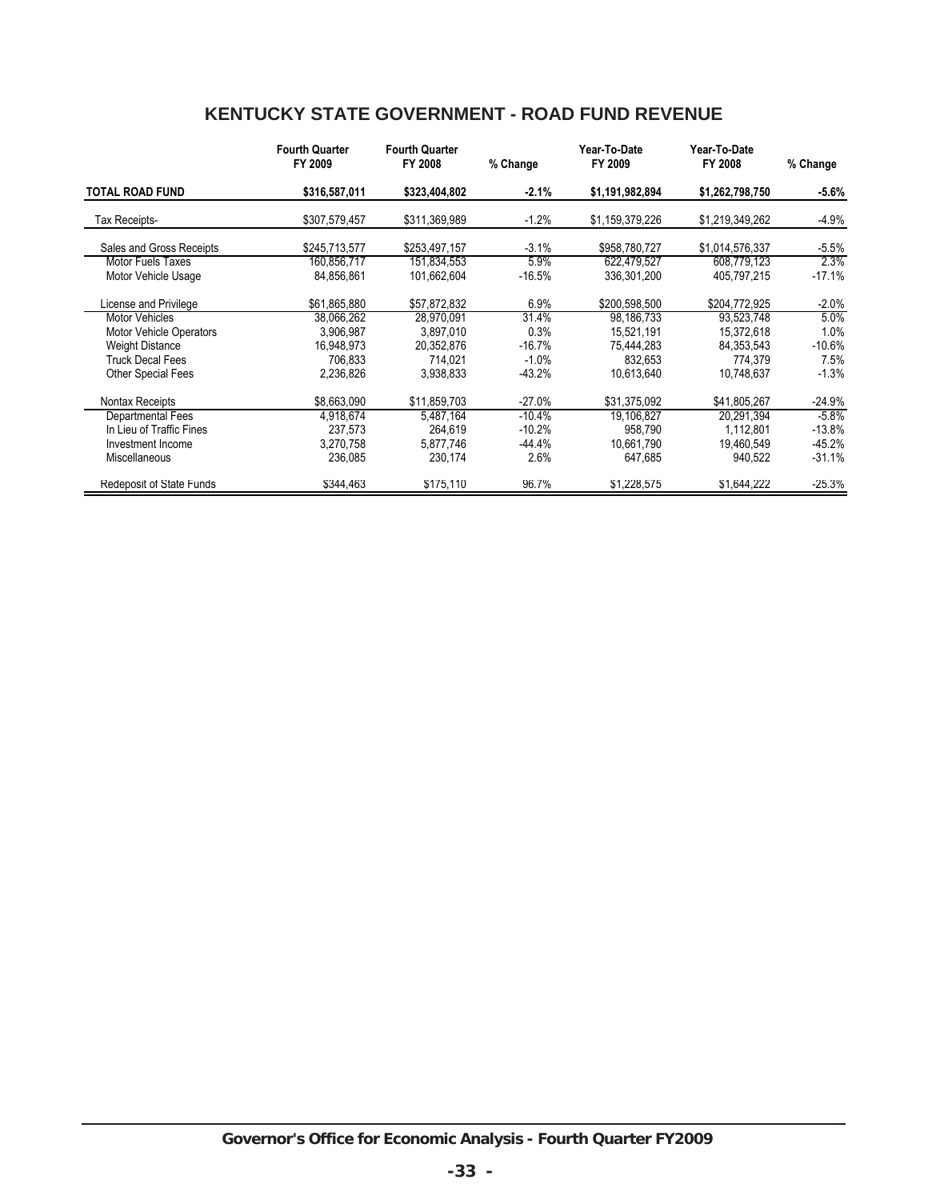## KENTUCKY STATE GOVERNMENT - ROAD FUND REVENUE

| | Fourth Quarter FY 2009 | Fourth Quarter FY 2008 | % Change | Year-To-Date FY 2009 | Year-To-Date FY 2008 | % Change |
|---|---|---|---|---|---|---|
| **TOTAL ROAD FUND** | **$316,587,011** | **$323,404,802** | **-2.1%** | **$1,191,982,894** | **$1,262,798,750** | **-5.6%** |
| Tax Receipts- | $307,579,457 | $311,369,989 | -1.2% | $1,159,379,226 | $1,219,349,262 | -4.9% |
| Sales and Gross Receipts | $245,713,577 | $253,497,157 | -3.1% | $958,780,727 | $1,014,576,337 | -5.5% |
| Motor Fuels Taxes | 160,856,717 | 151,834,553 | 5.9% | 622,479,527 | 608,779,123 | 2.3% |
| Motor Vehicle Usage | 84,856,861 | 101,662,604 | -16.5% | 336,301,200 | 405,797,215 | -17.1% |
| License and Privilege | $61,865,880 | $57,872,832 | 6.9% | $200,598,500 | $204,772,925 | -2.0% |
| Motor Vehicles | 38,066,262 | 28,970,091 | 31.4% | 98,186,733 | 93,523,748 | 5.0% |
| Motor Vehicle Operators | 3,906,987 | 3,897,010 | 0.3% | 15,521,191 | 15,372,618 | 1.0% |
| Weight Distance | 16,948,973 | 20,352,876 | -16.7% | 75,444,283 | 84,353,543 | -10.6% |
| Truck Decal Fees | 706,833 | 714,021 | -1.0% | 832,653 | 774,379 | 7.5% |
| Other Special Fees | 2,236,826 | 3,938,833 | -43.2% | 10,613,640 | 10,748,637 | -1.3% |
| Nontax Receipts | $8,663,090 | $11,859,703 | -27.0% | $31,375,092 | $41,805,267 | -24.9% |
| Departmental Fees | 4,918,674 | 5,487,164 | -10.4% | 19,106,827 | 20,291,394 | -5.8% |
| In Lieu of Traffic Fines | 237,573 | 264,619 | -10.2% | 958,790 | 1,112,801 | -13.8% |
| Investment Income | 3,270,758 | 5,877,746 | -44.4% | 10,661,790 | 19,460,549 | -45.2% |
| Miscellaneous | 236,085 | 230,174 | 2.6% | 647,685 | 940,522 | -31.1% |
| Redeposit of State Funds | $344,463 | $175,110 | 96.7% | $1,228,575 | $1,644,222 | -25.3% |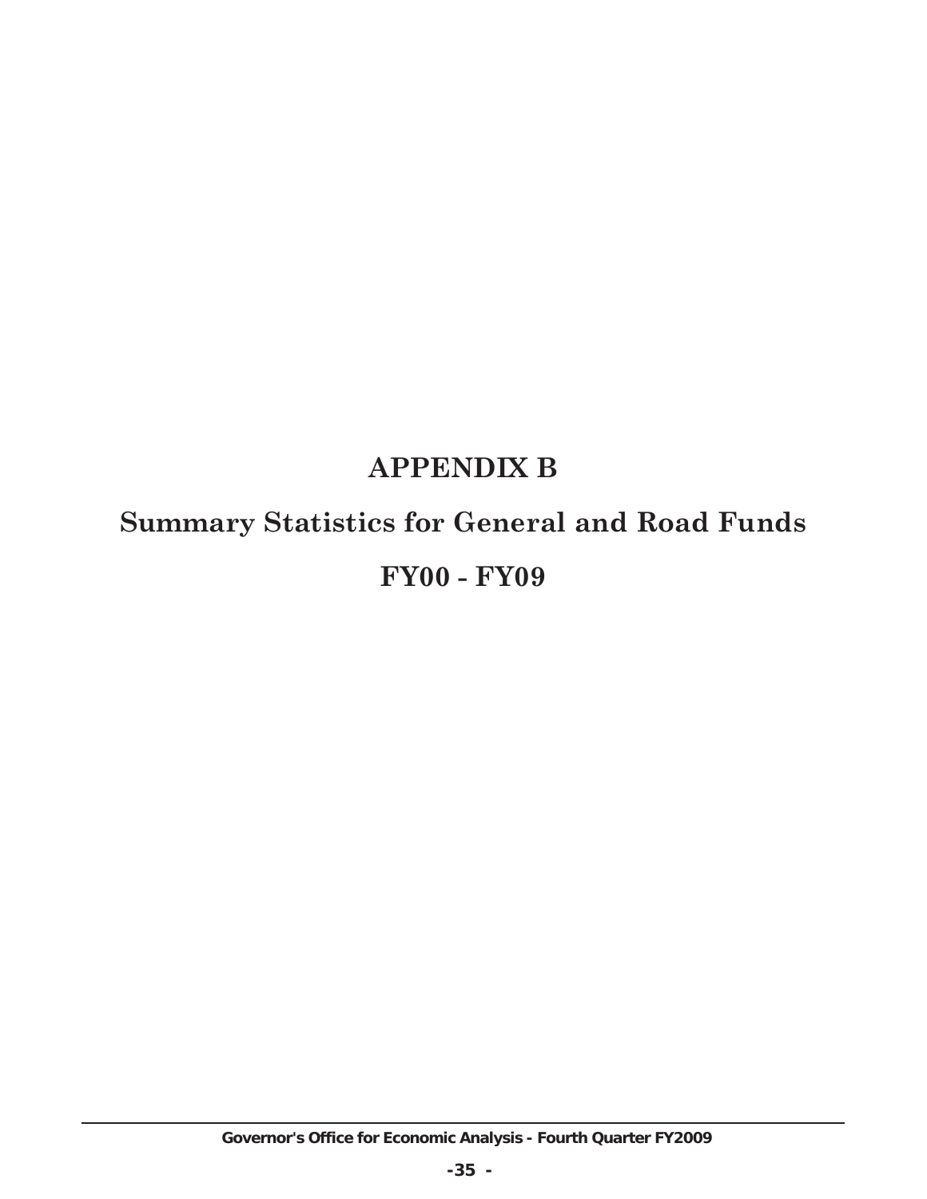# APPENDIX B

## Summary Statistics for General and Road Funds

## FY00 - FY09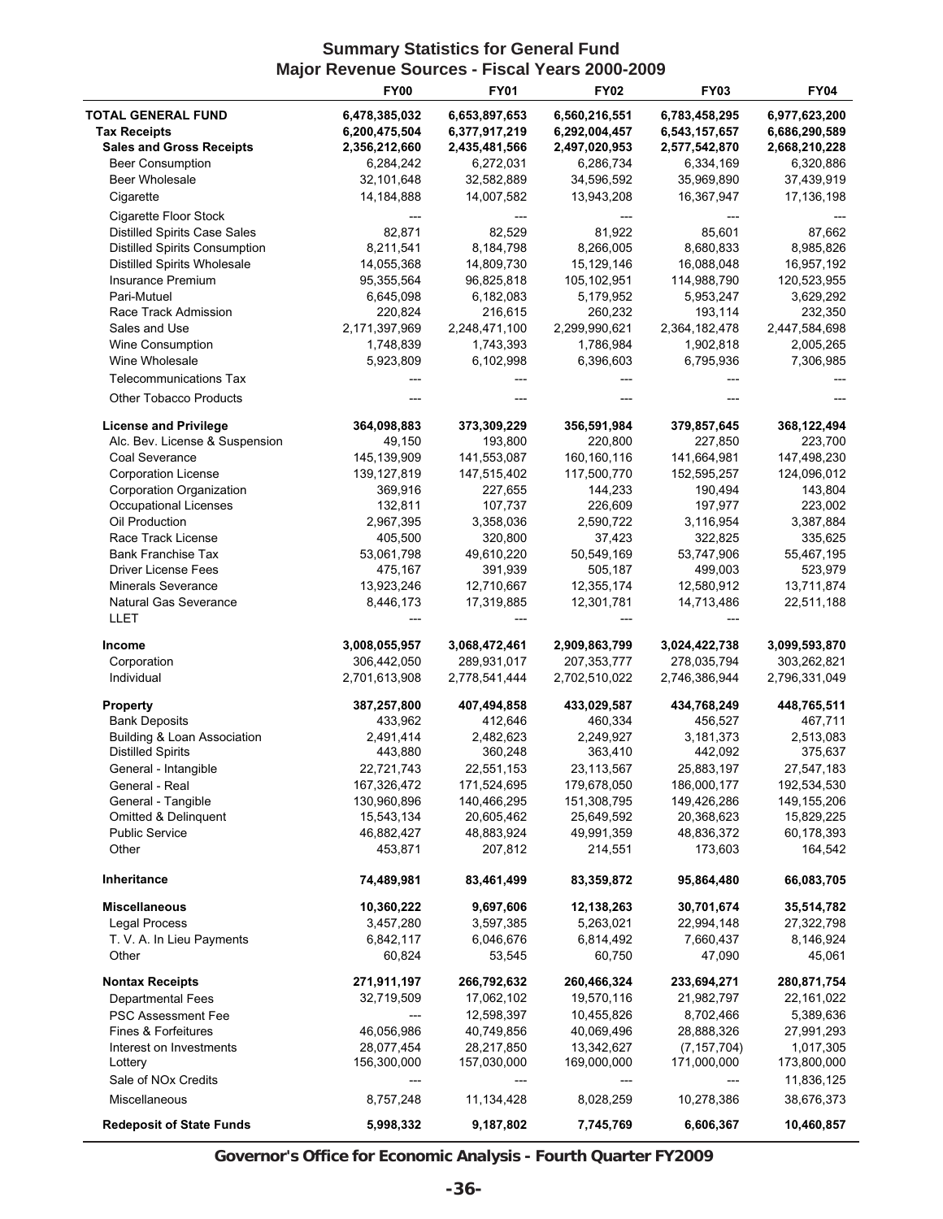# Summary Statistics for General Fund
## Major Revenue Sources - Fiscal Years 2000-2009

| | FY00 | FY01 | FY02 | FY03 | FY04 |
|---|---|---|---|---|---|
| **TOTAL GENERAL FUND** | **6,478,385,032** | **6,653,897,653** | **6,560,216,551** | **6,783,458,295** | **6,977,623,200** |
| **Tax Receipts** | **6,200,475,504** | **6,377,917,219** | **6,292,004,457** | **6,543,157,657** | **6,686,290,589** |
| **Sales and Gross Receipts** | **2,356,212,660** | **2,435,481,566** | **2,497,020,953** | **2,577,542,870** | **2,668,210,228** |
| Beer Consumption | 6,284,242 | 6,272,031 | 6,286,734 | 6,334,169 | 6,320,886 |
| Beer Wholesale | 32,101,648 | 32,582,889 | 34,596,592 | 35,969,890 | 37,439,919 |
| Cigarette | 14,184,888 | 14,007,582 | 13,943,208 | 16,367,947 | 17,136,198 |
| Cigarette Floor Stock | --- | --- | --- | --- | --- |
| Distilled Spirits Case Sales | 82,871 | 82,529 | 81,922 | 85,601 | 87,662 |
| Distilled Spirits Consumption | 8,211,541 | 8,184,798 | 8,266,005 | 8,680,833 | 8,985,826 |
| Distilled Spirits Wholesale | 14,055,368 | 14,809,730 | 15,129,146 | 16,088,048 | 16,957,192 |
| Insurance Premium | 95,355,564 | 96,825,818 | 105,102,951 | 114,988,790 | 120,523,955 |
| Pari-Mutuel | 6,645,098 | 6,182,083 | 5,179,952 | 5,953,247 | 3,629,292 |
| Race Track Admission | 220,824 | 216,615 | 260,232 | 193,114 | 232,350 |
| Sales and Use | 2,171,397,969 | 2,248,471,100 | 2,299,990,621 | 2,364,182,478 | 2,447,584,698 |
| Wine Consumption | 1,748,839 | 1,743,393 | 1,786,984 | 1,902,818 | 2,005,265 |
| Wine Wholesale | 5,923,809 | 6,102,998 | 6,396,603 | 6,795,936 | 7,306,985 |
| Telecommunications Tax | --- | --- | --- | --- | --- |
| Other Tobacco Products | --- | --- | --- | --- | --- |
| **License and Privilege** | **364,098,883** | **373,309,229** | **356,591,984** | **379,857,645** | **368,122,494** |
| Alc. Bev. License & Suspension | 49,150 | 193,800 | 220,800 | 227,850 | 223,700 |
| Coal Severance | 145,139,909 | 141,553,087 | 160,160,116 | 141,664,981 | 147,498,230 |
| Corporation License | 139,127,819 | 147,515,402 | 117,500,770 | 152,595,257 | 124,096,012 |
| Corporation Organization | 369,916 | 227,655 | 144,233 | 190,494 | 143,804 |
| Occupational Licenses | 132,811 | 107,737 | 226,609 | 197,977 | 223,002 |
| Oil Production | 2,967,395 | 3,358,036 | 2,590,722 | 3,116,954 | 3,387,884 |
| Race Track License | 405,500 | 320,800 | 37,423 | 322,825 | 335,625 |
| Bank Franchise Tax | 53,061,798 | 49,610,220 | 50,549,169 | 53,747,906 | 55,467,195 |
| Driver License Fees | 475,167 | 391,939 | 505,187 | 499,003 | 523,979 |
| Minerals Severance | 13,923,246 | 12,710,667 | 12,355,174 | 12,580,912 | 13,711,874 |
| Natural Gas Severance | 8,446,173 | 17,319,885 | 12,301,781 | 14,713,486 | 22,511,188 |
| LLET | --- | --- | --- | --- | |
| **Income** | **3,008,055,957** | **3,068,472,461** | **2,909,863,799** | **3,024,422,738** | **3,099,593,870** |
| Corporation | 306,442,050 | 289,931,017 | 207,353,777 | 278,035,794 | 303,262,821 |
| Individual | 2,701,613,908 | 2,778,541,444 | 2,702,510,022 | 2,746,386,944 | 2,796,331,049 |
| **Property** | **387,257,800** | **407,494,858** | **433,029,587** | **434,768,249** | **448,765,511** |
| Bank Deposits | 433,962 | 412,646 | 460,334 | 456,527 | 467,711 |
| Building & Loan Association | 2,491,414 | 2,482,623 | 2,249,927 | 3,181,373 | 2,513,083 |
| Distilled Spirits | 443,880 | 360,248 | 363,410 | 442,092 | 375,637 |
| General - Intangible | 22,721,743 | 22,551,153 | 23,113,567 | 25,883,197 | 27,547,183 |
| General - Real | 167,326,472 | 171,524,695 | 179,678,050 | 186,000,177 | 192,534,530 |
| General - Tangible | 130,960,896 | 140,466,295 | 151,308,795 | 149,426,286 | 149,155,206 |
| Omitted & Delinquent | 15,543,134 | 20,605,462 | 25,649,592 | 20,368,623 | 15,829,225 |
| Public Service | 46,882,427 | 48,883,924 | 49,991,359 | 48,836,372 | 60,178,393 |
| Other | 453,871 | 207,812 | 214,551 | 173,603 | 164,542 |
| **Inheritance** | **74,489,981** | **83,461,499** | **83,359,872** | **95,864,480** | **66,083,705** |
| **Miscellaneous** | **10,360,222** | **9,697,606** | **12,138,263** | **30,701,674** | **35,514,782** |
| Legal Process | 3,457,280 | 3,597,385 | 5,263,021 | 22,994,148 | 27,322,798 |
| T. V. A. In Lieu Payments | 6,842,117 | 6,046,676 | 6,814,492 | 7,660,437 | 8,146,924 |
| Other | 60,824 | 53,545 | 60,750 | 47,090 | 45,061 |
| **Nontax Receipts** | **271,911,197** | **266,792,632** | **260,466,324** | **233,694,271** | **280,871,754** |
| Departmental Fees | 32,719,509 | 17,062,102 | 19,570,116 | 21,982,797 | 22,161,022 |
| PSC Assessment Fee | --- | 12,598,397 | 10,455,826 | 8,702,466 | 5,389,636 |
| Fines & Forfeitures | 46,056,986 | 40,749,856 | 40,069,496 | 28,888,326 | 27,991,293 |
| Interest on Investments | 28,077,454 | 28,217,850 | 13,342,627 | (7,157,704) | 1,017,305 |
| Lottery | 156,300,000 | 157,030,000 | 169,000,000 | 171,000,000 | 173,800,000 |
| Sale of NOx Credits | --- | --- | --- | --- | 11,836,125 |
| Miscellaneous | 8,757,248 | 11,134,428 | 8,028,259 | 10,278,386 | 38,676,373 |
| **Redeposit of State Funds** | **5,998,332** | **9,187,802** | **7,745,769** | **6,606,367** | **10,460,857** |

**Governor's Office for Economic Analysis - Fourth Quarter FY2009**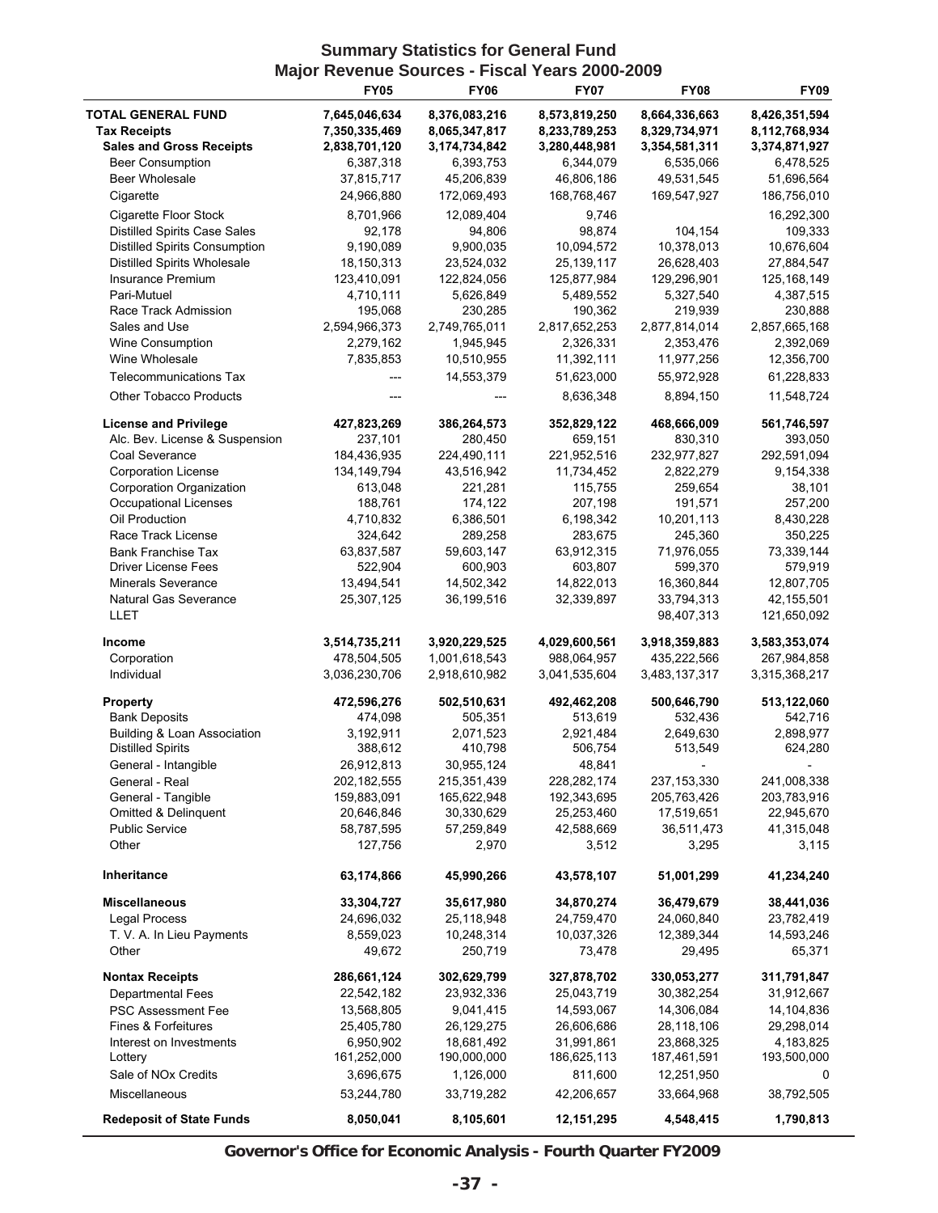## Summary Statistics for General Fund
## Major Revenue Sources - Fiscal Years 2000-2009

| | FY05 | FY06 | FY07 | FY08 | FY09 |
|---|---|---|---|---|---|
| **TOTAL GENERAL FUND** | **7,645,046,634** | **8,376,083,216** | **8,573,819,250** | **8,664,336,663** | **8,426,351,594** |
| **Tax Receipts** | **7,350,335,469** | **8,065,347,817** | **8,233,789,253** | **8,329,734,971** | **8,112,768,934** |
| **Sales and Gross Receipts** | **2,838,701,120** | **3,174,734,842** | **3,280,448,981** | **3,354,581,311** | **3,374,871,927** |
| Beer Consumption | 6,387,318 | 6,393,753 | 6,344,079 | 6,535,066 | 6,478,525 |
| Beer Wholesale | 37,815,717 | 45,206,839 | 46,806,186 | 49,531,545 | 51,696,564 |
| Cigarette | 24,966,880 | 172,069,493 | 168,768,467 | 169,547,927 | 186,756,010 |
| Cigarette Floor Stock | 8,701,966 | 12,089,404 | 9,746 | | 16,292,300 |
| Distilled Spirits Case Sales | 92,178 | 94,806 | 98,874 | 104,154 | 109,333 |
| Distilled Spirits Consumption | 9,190,089 | 9,900,035 | 10,094,572 | 10,378,013 | 10,676,604 |
| Distilled Spirits Wholesale | 18,150,313 | 23,524,032 | 25,139,117 | 26,628,403 | 27,884,547 |
| Insurance Premium | 123,410,091 | 122,824,056 | 125,877,984 | 129,296,901 | 125,168,149 |
| Pari-Mutuel | 4,710,111 | 5,626,849 | 5,489,552 | 5,327,540 | 4,387,515 |
| Race Track Admission | 195,068 | 230,285 | 190,362 | 219,939 | 230,888 |
| Sales and Use | 2,594,966,373 | 2,749,765,011 | 2,817,652,253 | 2,877,814,014 | 2,857,665,168 |
| Wine Consumption | 2,279,162 | 1,945,945 | 2,326,331 | 2,353,476 | 2,392,069 |
| Wine Wholesale | 7,835,853 | 10,510,955 | 11,392,111 | 11,977,256 | 12,356,700 |
| Telecommunications Tax | --- | 14,553,379 | 51,623,000 | 55,972,928 | 61,228,833 |
| Other Tobacco Products | --- | --- | 8,636,348 | 8,894,150 | 11,548,724 |
| **License and Privilege** | **427,823,269** | **386,264,573** | **352,829,122** | **468,666,009** | **561,746,597** |
| Alc. Bev. License & Suspension | 237,101 | 280,450 | 659,151 | 830,310 | 393,050 |
| Coal Severance | 184,436,935 | 224,490,111 | 221,952,516 | 232,977,827 | 292,591,094 |
| Corporation License | 134,149,794 | 43,516,942 | 11,734,452 | 2,822,279 | 9,154,338 |
| Corporation Organization | 613,048 | 221,281 | 115,755 | 259,654 | 38,101 |
| Occupational Licenses | 188,761 | 174,122 | 207,198 | 191,571 | 257,200 |
| Oil Production | 4,710,832 | 6,386,501 | 6,198,342 | 10,201,113 | 8,430,228 |
| Race Track License | 324,642 | 289,258 | 283,675 | 245,360 | 350,225 |
| Bank Franchise Tax | 63,837,587 | 59,603,147 | 63,912,315 | 71,976,055 | 73,339,144 |
| Driver License Fees | 522,904 | 600,903 | 603,807 | 599,370 | 579,919 |
| Minerals Severance | 13,494,541 | 14,502,342 | 14,822,013 | 16,360,844 | 12,807,705 |
| Natural Gas Severance | 25,307,125 | 36,199,516 | 32,339,897 | 33,794,313 | 42,155,501 |
| LLET | | | | 98,407,313 | 121,650,092 |
| **Income** | **3,514,735,211** | **3,920,229,525** | **4,029,600,561** | **3,918,359,883** | **3,583,353,074** |
| Corporation | 478,504,505 | 1,001,618,543 | 988,064,957 | 435,222,566 | 267,984,858 |
| Individual | 3,036,230,706 | 2,918,610,982 | 3,041,535,604 | 3,483,137,317 | 3,315,368,217 |
| **Property** | **472,596,276** | **502,510,631** | **492,462,208** | **500,646,790** | **513,122,060** |
| Bank Deposits | 474,098 | 505,351 | 513,619 | 532,436 | 542,716 |
| Building & Loan Association | 3,192,911 | 2,071,523 | 2,921,484 | 2,649,630 | 2,898,977 |
| Distilled Spirits | 388,612 | 410,798 | 506,754 | 513,549 | 624,280 |
| General - Intangible | 26,912,813 | 30,955,124 | 48,841 | - | - |
| General - Real | 202,182,555 | 215,351,439 | 228,282,174 | 237,153,330 | 241,008,338 |
| General - Tangible | 159,883,091 | 165,622,948 | 192,343,695 | 205,763,426 | 203,783,916 |
| Omitted & Delinquent | 20,646,846 | 30,330,629 | 25,253,460 | 17,519,651 | 22,945,670 |
| Public Service | 58,787,595 | 57,259,849 | 42,588,669 | 36,511,473 | 41,315,048 |
| Other | 127,756 | 2,970 | 3,512 | 3,295 | 3,115 |
| **Inheritance** | **63,174,866** | **45,990,266** | **43,578,107** | **51,001,299** | **41,234,240** |
| **Miscellaneous** | **33,304,727** | **35,617,980** | **34,870,274** | **36,479,679** | **38,441,036** |
| Legal Process | 24,696,032 | 25,118,948 | 24,759,470 | 24,060,840 | 23,782,419 |
| T. V. A. In Lieu Payments | 8,559,023 | 10,248,314 | 10,037,326 | 12,389,344 | 14,593,246 |
| Other | 49,672 | 250,719 | 73,478 | 29,495 | 65,371 |
| **Nontax Receipts** | **286,661,124** | **302,629,799** | **327,878,702** | **330,053,277** | **311,791,847** |
| Departmental Fees | 22,542,182 | 23,932,336 | 25,043,719 | 30,382,254 | 31,912,667 |
| PSC Assessment Fee | 13,568,805 | 9,041,415 | 14,593,067 | 14,306,084 | 14,104,836 |
| Fines & Forfeitures | 25,405,780 | 26,129,275 | 26,606,686 | 28,118,106 | 29,298,014 |
| Interest on Investments | 6,950,902 | 18,681,492 | 31,991,861 | 23,868,325 | 4,183,825 |
| Lottery | 161,252,000 | 190,000,000 | 186,625,113 | 187,461,591 | 193,500,000 |
| Sale of NOx Credits | 3,696,675 | 1,126,000 | 811,600 | 12,251,950 | 0 |
| Miscellaneous | 53,244,780 | 33,719,282 | 42,206,657 | 33,664,968 | 38,792,505 |
| **Redeposit of State Funds** | **8,050,041** | **8,105,601** | **12,151,295** | **4,548,415** | **1,790,813** |

**Governor's Office for Economic Analysis - Fourth Quarter FY2009**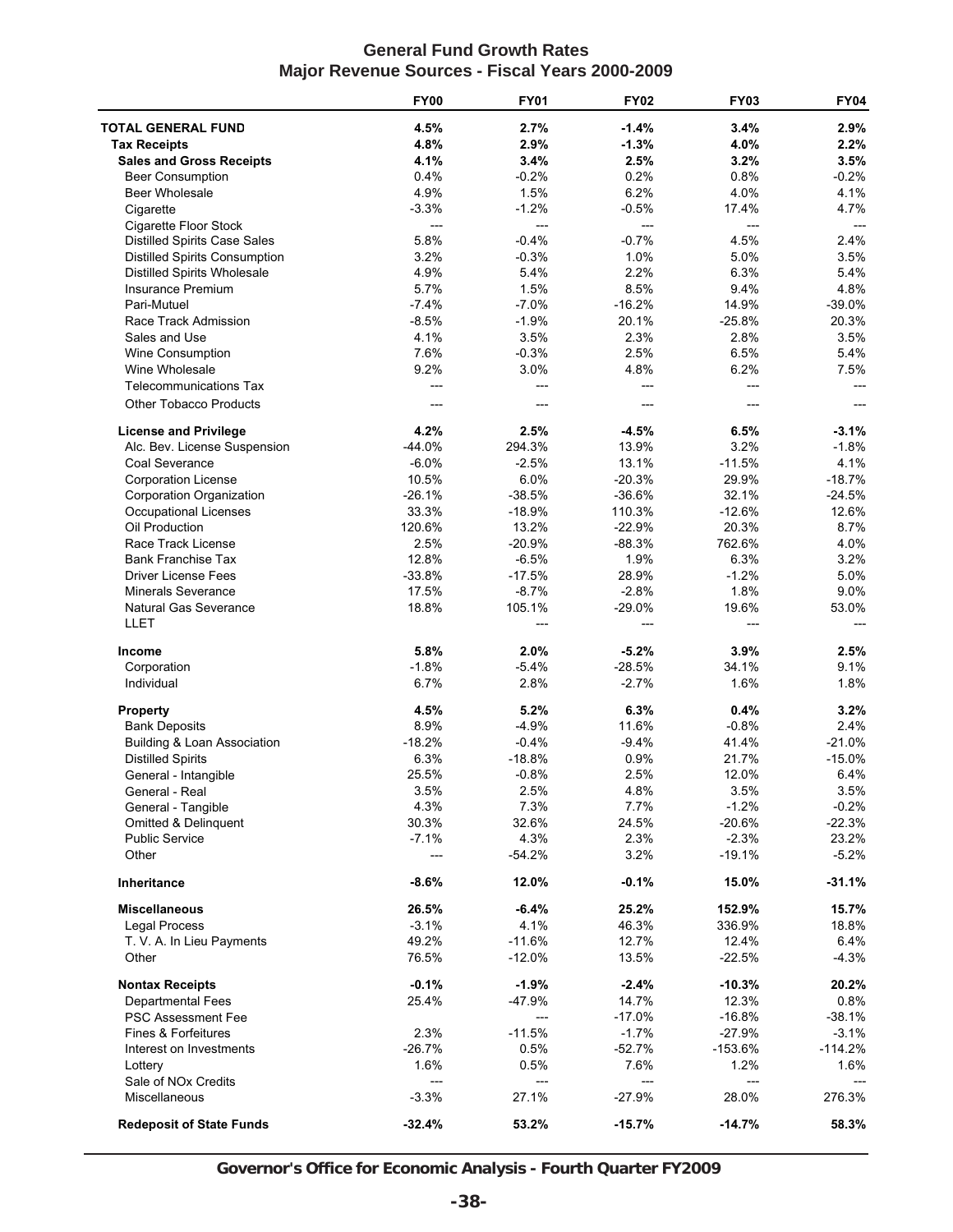## General Fund Growth Rates
## Major Revenue Sources - Fiscal Years 2000-2009

| | FY00 | FY01 | FY02 | FY03 | FY04 |
|---|---|---|---|---|---|
| **TOTAL GENERAL FUND** | **4.5%** | **2.7%** | **-1.4%** | **3.4%** | **2.9%** |
| **Tax Receipts** | **4.8%** | **2.9%** | **-1.3%** | **4.0%** | **2.2%** |
| **Sales and Gross Receipts** | **4.1%** | **3.4%** | **2.5%** | **3.2%** | **3.5%** |
| Beer Consumption | 0.4% | -0.2% | 0.2% | 0.8% | -0.2% |
| Beer Wholesale | 4.9% | 1.5% | 6.2% | 4.0% | 4.1% |
| Cigarette | -3.3% | -1.2% | -0.5% | 17.4% | 4.7% |
| Cigarette Floor Stock | --- | --- | --- | --- | --- |
| Distilled Spirits Case Sales | 5.8% | -0.4% | -0.7% | 4.5% | 2.4% |
| Distilled Spirits Consumption | 3.2% | -0.3% | 1.0% | 5.0% | 3.5% |
| Distilled Spirits Wholesale | 4.9% | 5.4% | 2.2% | 6.3% | 5.4% |
| Insurance Premium | 5.7% | 1.5% | 8.5% | 9.4% | 4.8% |
| Pari-Mutuel | -7.4% | -7.0% | -16.2% | 14.9% | -39.0% |
| Race Track Admission | -8.5% | -1.9% | 20.1% | -25.8% | 20.3% |
| Sales and Use | 4.1% | 3.5% | 2.3% | 2.8% | 3.5% |
| Wine Consumption | 7.6% | -0.3% | 2.5% | 6.5% | 5.4% |
| Wine Wholesale | 9.2% | 3.0% | 4.8% | 6.2% | 7.5% |
| Telecommunications Tax | --- | --- | --- | --- | --- |
| Other Tobacco Products | --- | --- | --- | --- | --- |
| | | | | | |
| **License and Privilege** | **4.2%** | **2.5%** | **-4.5%** | **6.5%** | **-3.1%** |
| Alc. Bev. License Suspension | -44.0% | 294.3% | 13.9% | 3.2% | -1.8% |
| Coal Severance | -6.0% | -2.5% | 13.1% | -11.5% | 4.1% |
| Corporation License | 10.5% | 6.0% | -20.3% | 29.9% | -18.7% |
| Corporation Organization | -26.1% | -38.5% | -36.6% | 32.1% | -24.5% |
| Occupational Licenses | 33.3% | -18.9% | 110.3% | -12.6% | 12.6% |
| Oil Production | 120.6% | 13.2% | -22.9% | 20.3% | 8.7% |
| Race Track License | 2.5% | -20.9% | -88.3% | 762.6% | 4.0% |
| Bank Franchise Tax | 12.8% | -6.5% | 1.9% | 6.3% | 3.2% |
| Driver License Fees | -33.8% | -17.5% | 28.9% | -1.2% | 5.0% |
| Minerals Severance | 17.5% | -8.7% | -2.8% | 1.8% | 9.0% |
| Natural Gas Severance | 18.8% | 105.1% | -29.0% | 19.6% | 53.0% |
| LLET | | --- | --- | --- | --- |
| | | | | | |
| **Income** | **5.8%** | **2.0%** | **-5.2%** | **3.9%** | **2.5%** |
| Corporation | -1.8% | -5.4% | -28.5% | 34.1% | 9.1% |
| Individual | 6.7% | 2.8% | -2.7% | 1.6% | 1.8% |
| | | | | | |
| **Property** | **4.5%** | **5.2%** | **6.3%** | **0.4%** | **3.2%** |
| Bank Deposits | 8.9% | -4.9% | 11.6% | -0.8% | 2.4% |
| Building & Loan Association | -18.2% | -0.4% | -9.4% | 41.4% | -21.0% |
| Distilled Spirits | 6.3% | -18.8% | 0.9% | 21.7% | -15.0% |
| General - Intangible | 25.5% | -0.8% | 2.5% | 12.0% | 6.4% |
| General - Real | 3.5% | 2.5% | 4.8% | 3.5% | 3.5% |
| General - Tangible | 4.3% | 7.3% | 7.7% | -1.2% | -0.2% |
| Omitted & Delinquent | 30.3% | 32.6% | 24.5% | -20.6% | -22.3% |
| Public Service | -7.1% | 4.3% | 2.3% | -2.3% | 23.2% |
| Other | --- | -54.2% | 3.2% | -19.1% | -5.2% |
| | | | | | |
| **Inheritance** | **-8.6%** | **12.0%** | **-0.1%** | **15.0%** | **-31.1%** |
| | | | | | |
| **Miscellaneous** | **26.5%** | **-6.4%** | **25.2%** | **152.9%** | **15.7%** |
| Legal Process | -3.1% | 4.1% | 46.3% | 336.9% | 18.8% |
| T. V. A. In Lieu Payments | 49.2% | -11.6% | 12.7% | 12.4% | 6.4% |
| Other | 76.5% | -12.0% | 13.5% | -22.5% | -4.3% |
| | | | | | |
| **Nontax Receipts** | **-0.1%** | **-1.9%** | **-2.4%** | **-10.3%** | **20.2%** |
| Departmental Fees | 25.4% | -47.9% | 14.7% | 12.3% | 0.8% |
| PSC Assessment Fee | | --- | -17.0% | -16.8% | -38.1% |
| Fines & Forfeitures | 2.3% | -11.5% | -1.7% | -27.9% | -3.1% |
| Interest on Investments | -26.7% | 0.5% | -52.7% | -153.6% | -114.2% |
| Lottery | 1.6% | 0.5% | 7.6% | 1.2% | 1.6% |
| Sale of NOx Credits | --- | --- | --- | --- | --- |
| Miscellaneous | -3.3% | 27.1% | -27.9% | 28.0% | 276.3% |
| | | | | | |
| **Redeposit of State Funds** | **-32.4%** | **53.2%** | **-15.7%** | **-14.7%** | **58.3%** |

**Governor's Office for Economic Analysis - Fourth Quarter FY2009**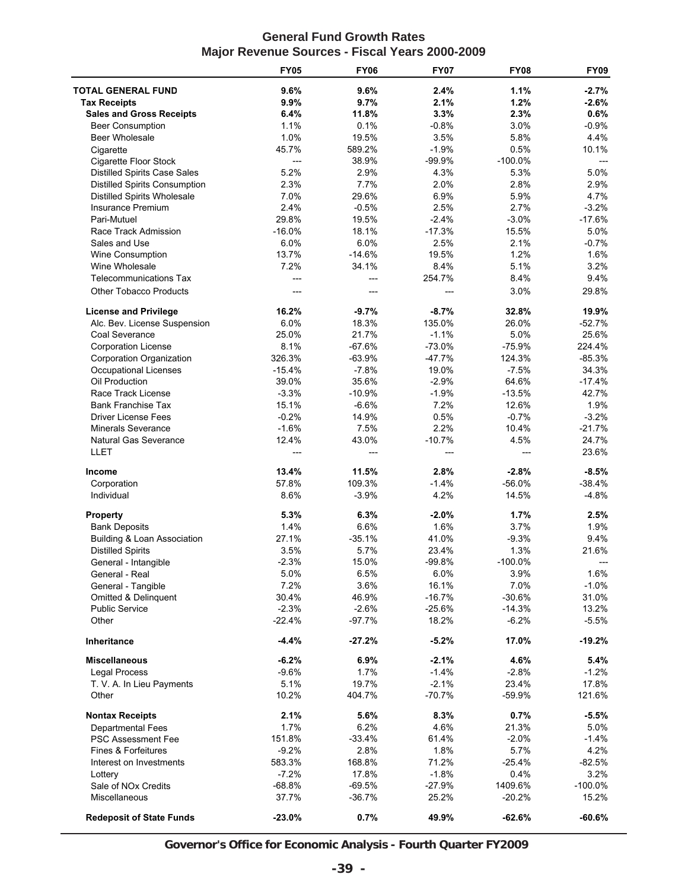## General Fund Growth Rates
## Major Revenue Sources - Fiscal Years 2000-2009

| | FY05 | FY06 | FY07 | FY08 | FY09 |
|---|---|---|---|---|---|
| **TOTAL GENERAL FUND** | **9.6%** | **9.6%** | **2.4%** | **1.1%** | **-2.7%** |
| **Tax Receipts** | **9.9%** | **9.7%** | **2.1%** | **1.2%** | **-2.6%** |
| **Sales and Gross Receipts** | **6.4%** | **11.8%** | **3.3%** | **2.3%** | **0.6%** |
| Beer Consumption | 1.1% | 0.1% | -0.8% | 3.0% | -0.9% |
| Beer Wholesale | 1.0% | 19.5% | 3.5% | 5.8% | 4.4% |
| Cigarette | 45.7% | 589.2% | -1.9% | 0.5% | 10.1% |
| Cigarette Floor Stock | --- | 38.9% | -99.9% | -100.0% | --- |
| Distilled Spirits Case Sales | 5.2% | 2.9% | 4.3% | 5.3% | 5.0% |
| Distilled Spirits Consumption | 2.3% | 7.7% | 2.0% | 2.8% | 2.9% |
| Distilled Spirits Wholesale | 7.0% | 29.6% | 6.9% | 5.9% | 4.7% |
| Insurance Premium | 2.4% | -0.5% | 2.5% | 2.7% | -3.2% |
| Pari-Mutuel | 29.8% | 19.5% | -2.4% | -3.0% | -17.6% |
| Race Track Admission | -16.0% | 18.1% | -17.3% | 15.5% | 5.0% |
| Sales and Use | 6.0% | 6.0% | 2.5% | 2.1% | -0.7% |
| Wine Consumption | 13.7% | -14.6% | 19.5% | 1.2% | 1.6% |
| Wine Wholesale | 7.2% | 34.1% | 8.4% | 5.1% | 3.2% |
| Telecommunications Tax | --- | --- | 254.7% | 8.4% | 9.4% |
| Other Tobacco Products | --- | --- | --- | 3.0% | 29.8% |
| | | | | | |
| **License and Privilege** | **16.2%** | **-9.7%** | **-8.7%** | **32.8%** | **19.9%** |
| Alc. Bev. License Suspension | 6.0% | 18.3% | 135.0% | 26.0% | -52.7% |
| Coal Severance | 25.0% | 21.7% | -1.1% | 5.0% | 25.6% |
| Corporation License | 8.1% | -67.6% | -73.0% | -75.9% | 224.4% |
| Corporation Organization | 326.3% | -63.9% | -47.7% | 124.3% | -85.3% |
| Occupational Licenses | -15.4% | -7.8% | 19.0% | -7.5% | 34.3% |
| Oil Production | 39.0% | 35.6% | -2.9% | 64.6% | -17.4% |
| Race Track License | -3.3% | -10.9% | -1.9% | -13.5% | 42.7% |
| Bank Franchise Tax | 15.1% | -6.6% | 7.2% | 12.6% | 1.9% |
| Driver License Fees | -0.2% | 14.9% | 0.5% | -0.7% | -3.2% |
| Minerals Severance | -1.6% | 7.5% | 2.2% | 10.4% | -21.7% |
| Natural Gas Severance | 12.4% | 43.0% | -10.7% | 4.5% | 24.7% |
| LLET | --- | --- | --- | --- | 23.6% |
| | | | | | |
| **Income** | **13.4%** | **11.5%** | **2.8%** | **-2.8%** | **-8.5%** |
| Corporation | 57.8% | 109.3% | -1.4% | -56.0% | -38.4% |
| Individual | 8.6% | -3.9% | 4.2% | 14.5% | -4.8% |
| | | | | | |
| **Property** | **5.3%** | **6.3%** | **-2.0%** | **1.7%** | **2.5%** |
| Bank Deposits | 1.4% | 6.6% | 1.6% | 3.7% | 1.9% |
| Building & Loan Association | 27.1% | -35.1% | 41.0% | -9.3% | 9.4% |
| Distilled Spirits | 3.5% | 5.7% | 23.4% | 1.3% | 21.6% |
| General - Intangible | -2.3% | 15.0% | -99.8% | -100.0% | --- |
| General - Real | 5.0% | 6.5% | 6.0% | 3.9% | 1.6% |
| General - Tangible | 7.2% | 3.6% | 16.1% | 7.0% | -1.0% |
| Omitted & Delinquent | 30.4% | 46.9% | -16.7% | -30.6% | 31.0% |
| Public Service | -2.3% | -2.6% | -25.6% | -14.3% | 13.2% |
| Other | -22.4% | -97.7% | 18.2% | -6.2% | -5.5% |
| | | | | | |
| **Inheritance** | **-4.4%** | **-27.2%** | **-5.2%** | **17.0%** | **-19.2%** |
| | | | | | |
| **Miscellaneous** | **-6.2%** | **6.9%** | **-2.1%** | **4.6%** | **5.4%** |
| Legal Process | -9.6% | 1.7% | -1.4% | -2.8% | -1.2% |
| T. V. A. In Lieu Payments | 5.1% | 19.7% | -2.1% | 23.4% | 17.8% |
| Other | 10.2% | 404.7% | -70.7% | -59.9% | 121.6% |
| | | | | | |
| **Nontax Receipts** | **2.1%** | **5.6%** | **8.3%** | **0.7%** | **-5.5%** |
| Departmental Fees | 1.7% | 6.2% | 4.6% | 21.3% | 5.0% |
| PSC Assessment Fee | 151.8% | -33.4% | 61.4% | -2.0% | -1.4% |
| Fines & Forfeitures | -9.2% | 2.8% | 1.8% | 5.7% | 4.2% |
| Interest on Investments | 583.3% | 168.8% | 71.2% | -25.4% | -82.5% |
| Lottery | -7.2% | 17.8% | -1.8% | 0.4% | 3.2% |
| Sale of NOx Credits | -68.8% | -69.5% | -27.9% | 1409.6% | -100.0% |
| Miscellaneous | 37.7% | -36.7% | 25.2% | -20.2% | 15.2% |
| | | | | | |
| **Redeposit of State Funds** | **-23.0%** | **0.7%** | **49.9%** | **-62.6%** | **-60.6%** |

**Governor's Office for Economic Analysis - Fourth Quarter FY2009**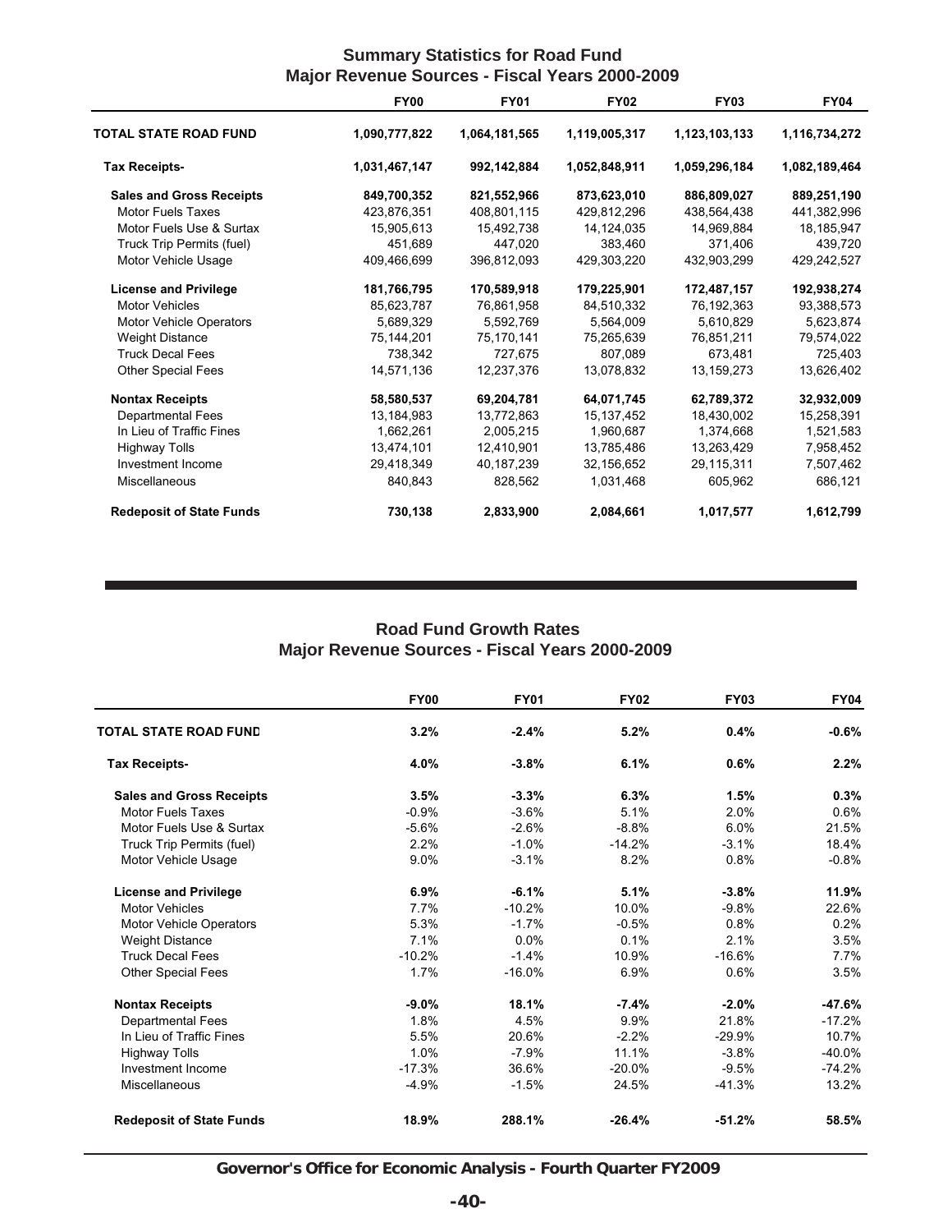## Summary Statistics for Road Fund
## Major Revenue Sources - Fiscal Years 2000-2009

| | FY00 | FY01 | FY02 | FY03 | FY04 |
|---|---|---|---|---|---|
| **TOTAL STATE ROAD FUND** | **1,090,777,822** | **1,064,181,565** | **1,119,005,317** | **1,123,103,133** | **1,116,734,272** |
| **Tax Receipts-** | **1,031,467,147** | **992,142,884** | **1,052,848,911** | **1,059,296,184** | **1,082,189,464** |
| **Sales and Gross Receipts** | **849,700,352** | **821,552,966** | **873,623,010** | **886,809,027** | **889,251,190** |
| Motor Fuels Taxes | 423,876,351 | 408,801,115 | 429,812,296 | 438,564,438 | 441,382,996 |
| Motor Fuels Use & Surtax | 15,905,613 | 15,492,738 | 14,124,035 | 14,969,884 | 18,185,947 |
| Truck Trip Permits (fuel) | 451,689 | 447,020 | 383,460 | 371,406 | 439,720 |
| Motor Vehicle Usage | 409,466,699 | 396,812,093 | 429,303,220 | 432,903,299 | 429,242,527 |
| **License and Privilege** | **181,766,795** | **170,589,918** | **179,225,901** | **172,487,157** | **192,938,274** |
| Motor Vehicles | 85,623,787 | 76,861,958 | 84,510,332 | 76,192,363 | 93,388,573 |
| Motor Vehicle Operators | 5,689,329 | 5,592,769 | 5,564,009 | 5,610,829 | 5,623,874 |
| Weight Distance | 75,144,201 | 75,170,141 | 75,265,639 | 76,851,211 | 79,574,022 |
| Truck Decal Fees | 738,342 | 727,675 | 807,089 | 673,481 | 725,403 |
| Other Special Fees | 14,571,136 | 12,237,376 | 13,078,832 | 13,159,273 | 13,626,402 |
| **Nontax Receipts** | **58,580,537** | **69,204,781** | **64,071,745** | **62,789,372** | **32,932,009** |
| Departmental Fees | 13,184,983 | 13,772,863 | 15,137,452 | 18,430,002 | 15,258,391 |
| In Lieu of Traffic Fines | 1,662,261 | 2,005,215 | 1,960,687 | 1,374,668 | 1,521,583 |
| Highway Tolls | 13,474,101 | 12,410,901 | 13,785,486 | 13,263,429 | 7,958,452 |
| Investment Income | 29,418,349 | 40,187,239 | 32,156,652 | 29,115,311 | 7,507,462 |
| Miscellaneous | 840,843 | 828,562 | 1,031,468 | 605,962 | 686,121 |
| **Redeposit of State Funds** | **730,138** | **2,833,900** | **2,084,661** | **1,017,577** | **1,612,799** |

## Road Fund Growth Rates
## Major Revenue Sources - Fiscal Years 2000-2009

| | FY00 | FY01 | FY02 | FY03 | FY04 |
|---|---|---|---|---|---|
| **TOTAL STATE ROAD FUND** | **3.2%** | **-2.4%** | **5.2%** | **0.4%** | **-0.6%** |
| **Tax Receipts-** | **4.0%** | **-3.8%** | **6.1%** | **0.6%** | **2.2%** |
| **Sales and Gross Receipts** | **3.5%** | **-3.3%** | **6.3%** | **1.5%** | **0.3%** |
| Motor Fuels Taxes | -0.9% | -3.6% | 5.1% | 2.0% | 0.6% |
| Motor Fuels Use & Surtax | -5.6% | -2.6% | -8.8% | 6.0% | 21.5% |
| Truck Trip Permits (fuel) | 2.2% | -1.0% | -14.2% | -3.1% | 18.4% |
| Motor Vehicle Usage | 9.0% | -3.1% | 8.2% | 0.8% | -0.8% |
| **License and Privilege** | **6.9%** | **-6.1%** | **5.1%** | **-3.8%** | **11.9%** |
| Motor Vehicles | 7.7% | -10.2% | 10.0% | -9.8% | 22.6% |
| Motor Vehicle Operators | 5.3% | -1.7% | -0.5% | 0.8% | 0.2% |
| Weight Distance | 7.1% | 0.0% | 0.1% | 2.1% | 3.5% |
| Truck Decal Fees | -10.2% | -1.4% | 10.9% | -16.6% | 7.7% |
| Other Special Fees | 1.7% | -16.0% | 6.9% | 0.6% | 3.5% |
| **Nontax Receipts** | **-9.0%** | **18.1%** | **-7.4%** | **-2.0%** | **-47.6%** |
| Departmental Fees | 1.8% | 4.5% | 9.9% | 21.8% | -17.2% |
| In Lieu of Traffic Fines | 5.5% | 20.6% | -2.2% | -29.9% | 10.7% |
| Highway Tolls | 1.0% | -7.9% | 11.1% | -3.8% | -40.0% |
| Investment Income | -17.3% | 36.6% | -20.0% | -9.5% | -74.2% |
| Miscellaneous | -4.9% | -1.5% | 24.5% | -41.3% | 13.2% |
| **Redeposit of State Funds** | **18.9%** | **288.1%** | **-26.4%** | **-51.2%** | **58.5%** |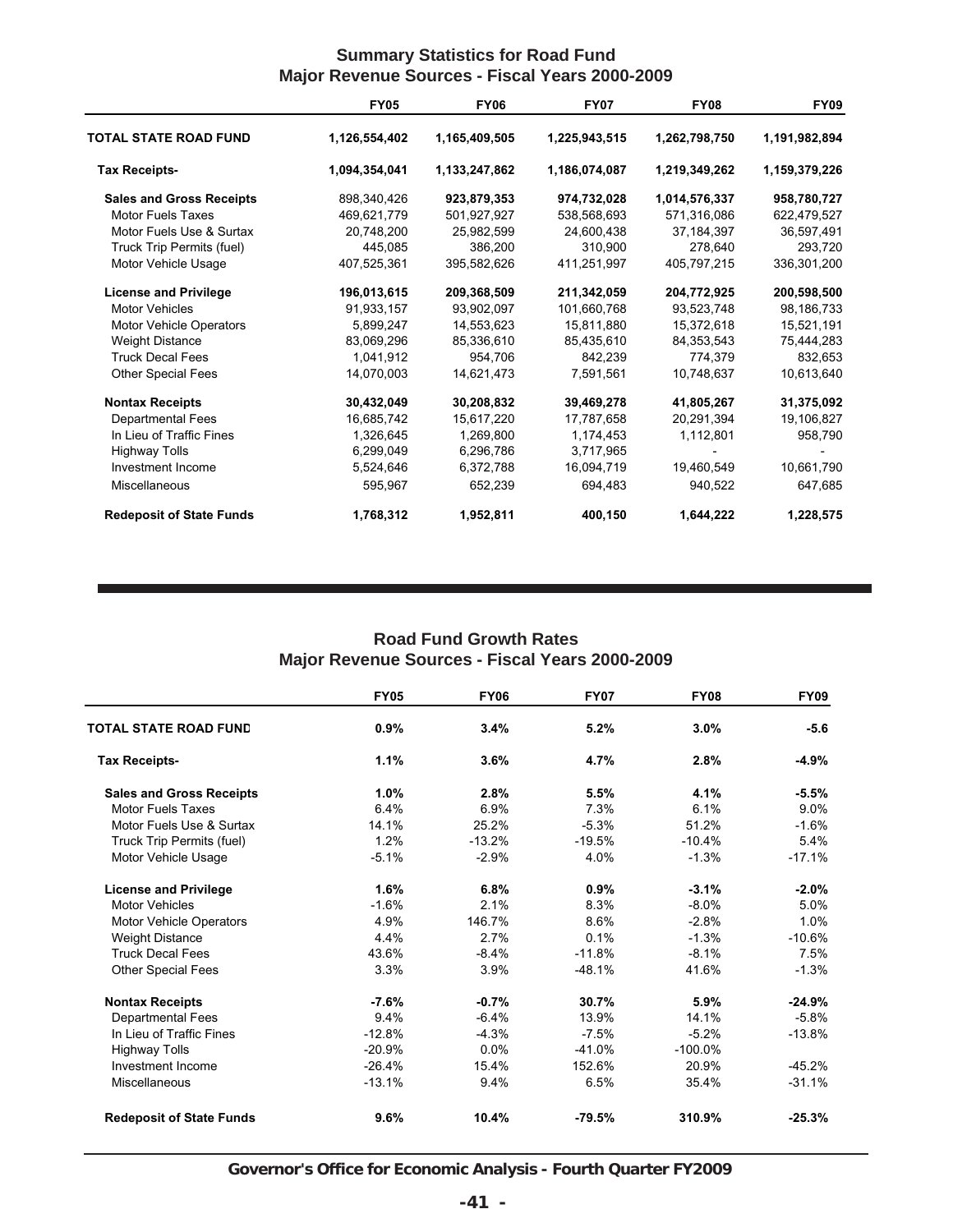## Summary Statistics for Road Fund
## Major Revenue Sources - Fiscal Years 2000-2009

| | FY05 | FY06 | FY07 | FY08 | FY09 |
|---|---|---|---|---|---|
| **TOTAL STATE ROAD FUND** | **1,126,554,402** | **1,165,409,505** | **1,225,943,515** | **1,262,798,750** | **1,191,982,894** |
| **Tax Receipts-** | **1,094,354,041** | **1,133,247,862** | **1,186,074,087** | **1,219,349,262** | **1,159,379,226** |
| **Sales and Gross Receipts** | 898,340,426 | 923,879,353 | 974,732,028 | 1,014,576,337 | 958,780,727 |
| Motor Fuels Taxes | 469,621,779 | 501,927,927 | 538,568,693 | 571,316,086 | 622,479,527 |
| Motor Fuels Use & Surtax | 20,748,200 | 25,982,599 | 24,600,438 | 37,184,397 | 36,597,491 |
| Truck Trip Permits (fuel) | 445,085 | 386,200 | 310,900 | 278,640 | 293,720 |
| Motor Vehicle Usage | 407,525,361 | 395,582,626 | 411,251,997 | 405,797,215 | 336,301,200 |
| **License and Privilege** | **196,013,615** | **209,368,509** | **211,342,059** | **204,772,925** | **200,598,500** |
| Motor Vehicles | 91,933,157 | 93,902,097 | 101,660,768 | 93,523,748 | 98,186,733 |
| Motor Vehicle Operators | 5,899,247 | 14,553,623 | 15,811,880 | 15,372,618 | 15,521,191 |
| Weight Distance | 83,069,296 | 85,336,610 | 85,435,610 | 84,353,543 | 75,444,283 |
| Truck Decal Fees | 1,041,912 | 954,706 | 842,239 | 774,379 | 832,653 |
| Other Special Fees | 14,070,003 | 14,621,473 | 7,591,561 | 10,748,637 | 10,613,640 |
| **Nontax Receipts** | **30,432,049** | **30,208,832** | **39,469,278** | **41,805,267** | **31,375,092** |
| Departmental Fees | 16,685,742 | 15,617,220 | 17,787,658 | 20,291,394 | 19,106,827 |
| In Lieu of Traffic Fines | 1,326,645 | 1,269,800 | 1,174,453 | 1,112,801 | 958,790 |
| Highway Tolls | 6,299,049 | 6,296,786 | 3,717,965 | - | - |
| Investment Income | 5,524,646 | 6,372,788 | 16,094,719 | 19,460,549 | 10,661,790 |
| Miscellaneous | 595,967 | 652,239 | 694,483 | 940,522 | 647,685 |
| **Redeposit of State Funds** | **1,768,312** | **1,952,811** | **400,150** | **1,644,222** | **1,228,575** |

## Road Fund Growth Rates
## Major Revenue Sources - Fiscal Years 2000-2009

| | FY05 | FY06 | FY07 | FY08 | FY09 |
|---|---|---|---|---|---|
| **TOTAL STATE ROAD FUND** | **0.9%** | **3.4%** | **5.2%** | **3.0%** | **-5.6** |
| **Tax Receipts-** | **1.1%** | **3.6%** | **4.7%** | **2.8%** | **-4.9%** |
| **Sales and Gross Receipts** | **1.0%** | **2.8%** | **5.5%** | **4.1%** | **-5.5%** |
| Motor Fuels Taxes | 6.4% | 6.9% | 7.3% | 6.1% | 9.0% |
| Motor Fuels Use & Surtax | 14.1% | 25.2% | -5.3% | 51.2% | -1.6% |
| Truck Trip Permits (fuel) | 1.2% | -13.2% | -19.5% | -10.4% | 5.4% |
| Motor Vehicle Usage | -5.1% | -2.9% | 4.0% | -1.3% | -17.1% |
| **License and Privilege** | **1.6%** | **6.8%** | **0.9%** | **-3.1%** | **-2.0%** |
| Motor Vehicles | -1.6% | 2.1% | 8.3% | -8.0% | 5.0% |
| Motor Vehicle Operators | 4.9% | 146.7% | 8.6% | -2.8% | 1.0% |
| Weight Distance | 4.4% | 2.7% | 0.1% | -1.3% | -10.6% |
| Truck Decal Fees | 43.6% | -8.4% | -11.8% | -8.1% | 7.5% |
| Other Special Fees | 3.3% | 3.9% | -48.1% | 41.6% | -1.3% |
| **Nontax Receipts** | **-7.6%** | **-0.7%** | **30.7%** | **5.9%** | **-24.9%** |
| Departmental Fees | 9.4% | -6.4% | 13.9% | 14.1% | -5.8% |
| In Lieu of Traffic Fines | -12.8% | -4.3% | -7.5% | -5.2% | -13.8% |
| Highway Tolls | -20.9% | 0.0% | -41.0% | -100.0% | |
| Investment Income | -26.4% | 15.4% | 152.6% | 20.9% | -45.2% |
| Miscellaneous | -13.1% | 9.4% | 6.5% | 35.4% | -31.1% |
| **Redeposit of State Funds** | **9.6%** | **10.4%** | **-79.5%** | **310.9%** | **-25.3%** |